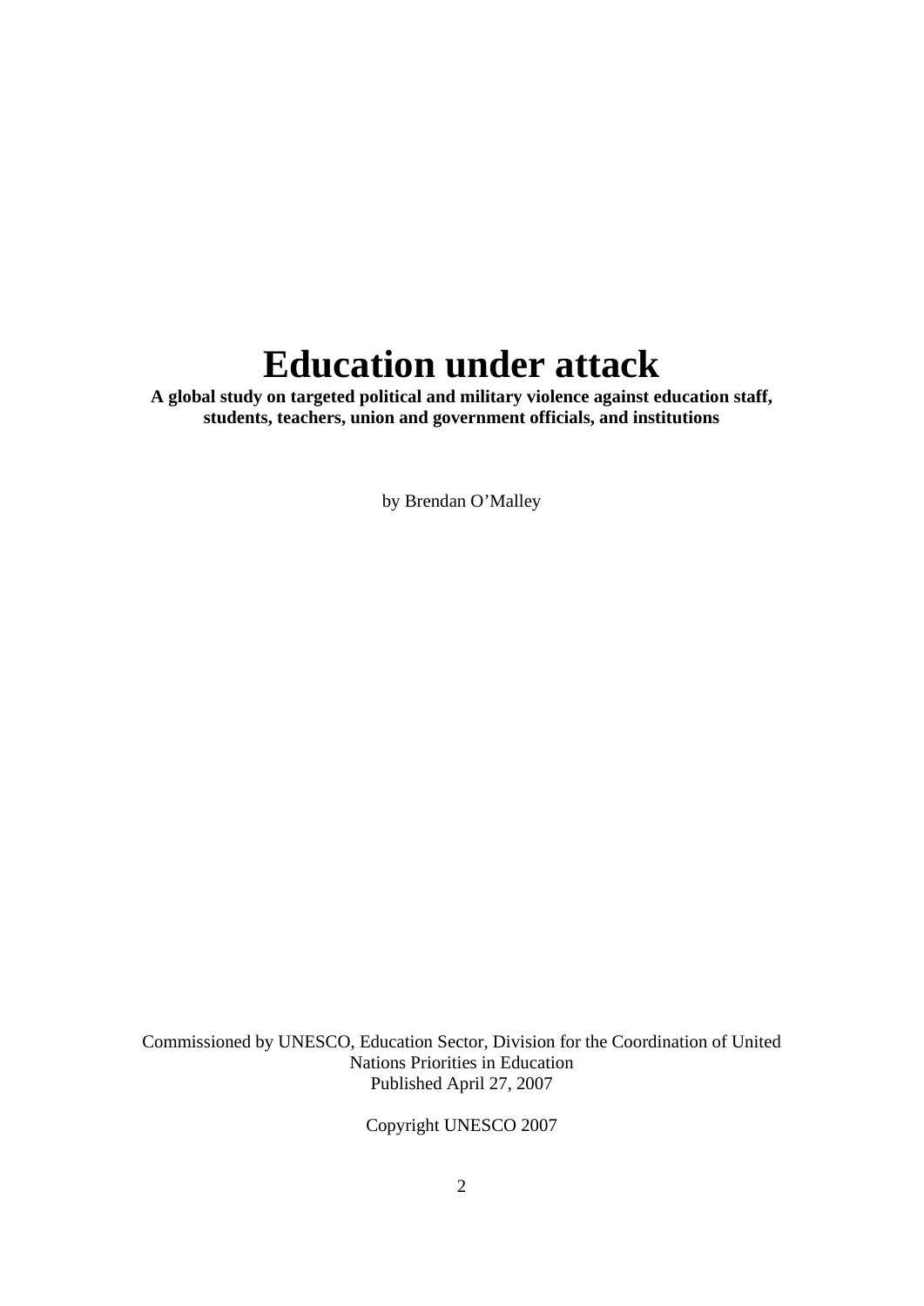# Education under attack

**A global study on targeted political and military violence against education staff, students, teachers, union and government officials, and institutions**

by Brendan O'Malley

Commissioned by UNESCO, Education Sector, Division for the Coordination of United Nations Priorities in Education
Published April 27, 2007

Copyright UNESCO 2007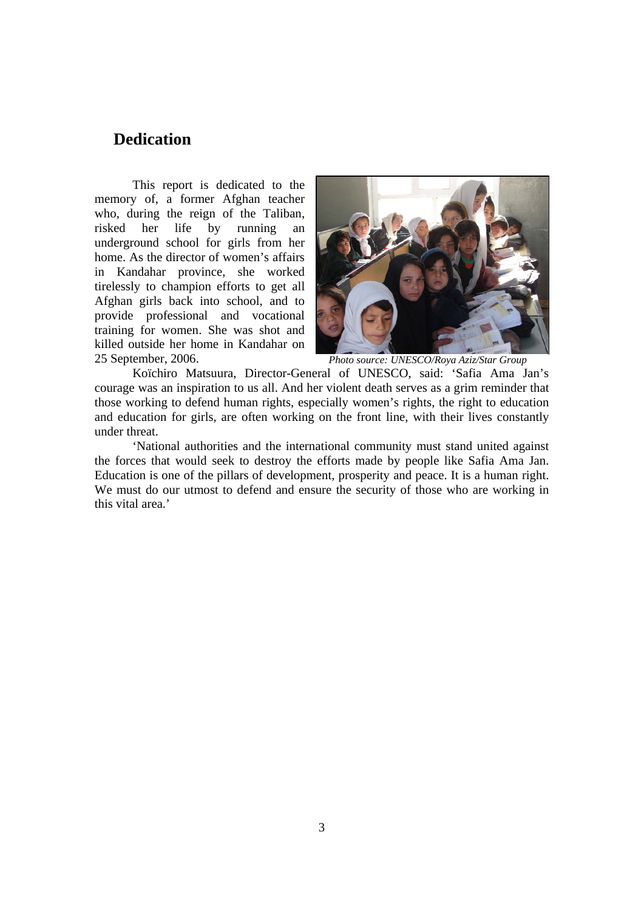## Dedication

This report is dedicated to the memory of, a former Afghan teacher who, during the reign of the Taliban, risked her life by running an underground school for girls from her home. As the director of women's affairs in Kandahar province, she worked tirelessly to champion efforts to get all Afghan girls back into school, and to provide professional and vocational training for women. She was shot and killed outside her home in Kandahar on 25 September, 2006.

*Photo source: UNESCO/Roya Aziz/Star Group*

Koïchiro Matsuura, Director-General of UNESCO, said: 'Safia Ama Jan's courage was an inspiration to us all. And her violent death serves as a grim reminder that those working to defend human rights, especially women's rights, the right to education and education for girls, are often working on the front line, with their lives constantly under threat.

'National authorities and the international community must stand united against the forces that would seek to destroy the efforts made by people like Safia Ama Jan. Education is one of the pillars of development, prosperity and peace. It is a human right. We must do our utmost to defend and ensure the security of those who are working in this vital area.'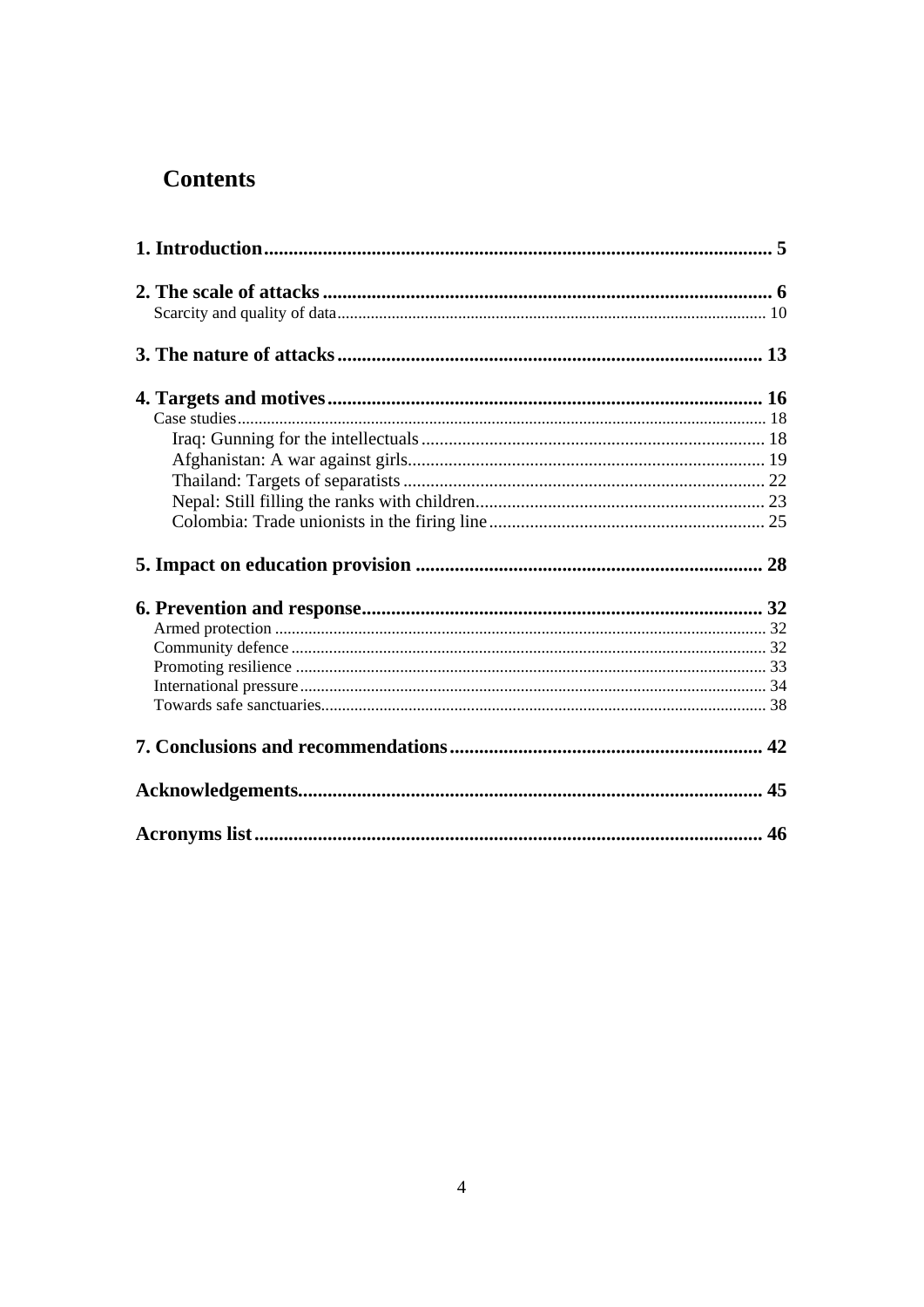# Contents

**1. Introduction** ..... **5**

**2. The scale of attacks** ..... **6**

- Scarcity and quality of data ..... 10

**3. The nature of attacks** ..... **13**

**4. Targets and motives** ..... **16**

- Case studies ..... 18
  - Iraq: Gunning for the intellectuals ..... 18
  - Afghanistan: A war against girls ..... 19
  - Thailand: Targets of separatists ..... 22
  - Nepal: Still filling the ranks with children ..... 23
  - Colombia: Trade unionists in the firing line ..... 25

**5. Impact on education provision** ..... **28**

**6. Prevention and response** ..... **32**

- Armed protection ..... 32
- Community defence ..... 32
- Promoting resilience ..... 33
- International pressure ..... 34
- Towards safe sanctuaries ..... 38

**7. Conclusions and recommendations** ..... **42**

**Acknowledgements** ..... **45**

**Acronyms list** ..... **46**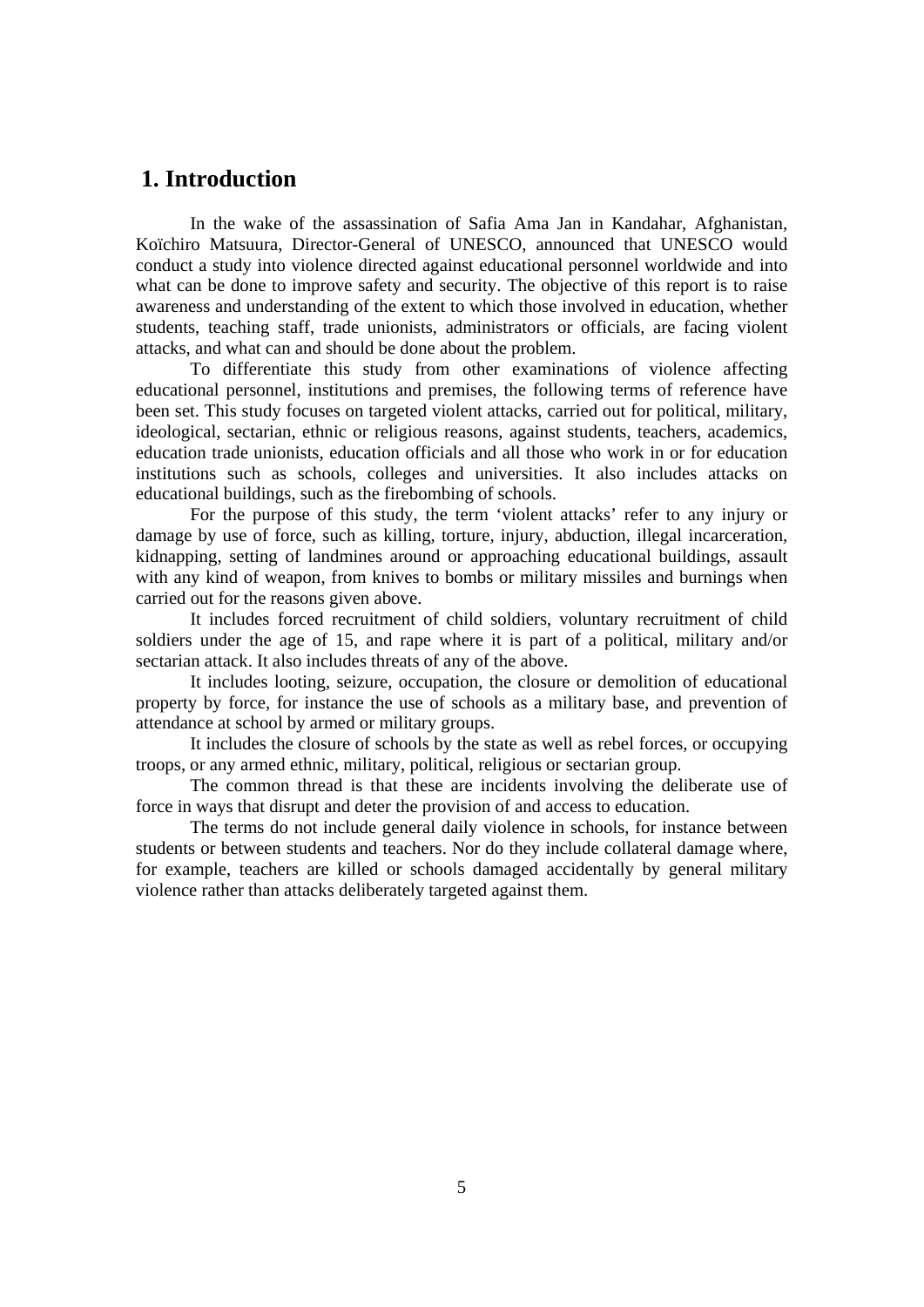## 1. Introduction

In the wake of the assassination of Safia Ama Jan in Kandahar, Afghanistan, Koïchiro Matsuura, Director-General of UNESCO, announced that UNESCO would conduct a study into violence directed against educational personnel worldwide and into what can be done to improve safety and security. The objective of this report is to raise awareness and understanding of the extent to which those involved in education, whether students, teaching staff, trade unionists, administrators or officials, are facing violent attacks, and what can and should be done about the problem.

To differentiate this study from other examinations of violence affecting educational personnel, institutions and premises, the following terms of reference have been set. This study focuses on targeted violent attacks, carried out for political, military, ideological, sectarian, ethnic or religious reasons, against students, teachers, academics, education trade unionists, education officials and all those who work in or for education institutions such as schools, colleges and universities. It also includes attacks on educational buildings, such as the firebombing of schools.

For the purpose of this study, the term 'violent attacks' refer to any injury or damage by use of force, such as killing, torture, injury, abduction, illegal incarceration, kidnapping, setting of landmines around or approaching educational buildings, assault with any kind of weapon, from knives to bombs or military missiles and burnings when carried out for the reasons given above.

It includes forced recruitment of child soldiers, voluntary recruitment of child soldiers under the age of 15, and rape where it is part of a political, military and/or sectarian attack. It also includes threats of any of the above.

It includes looting, seizure, occupation, the closure or demolition of educational property by force, for instance the use of schools as a military base, and prevention of attendance at school by armed or military groups.

It includes the closure of schools by the state as well as rebel forces, or occupying troops, or any armed ethnic, military, political, religious or sectarian group.

The common thread is that these are incidents involving the deliberate use of force in ways that disrupt and deter the provision of and access to education.

The terms do not include general daily violence in schools, for instance between students or between students and teachers. Nor do they include collateral damage where, for example, teachers are killed or schools damaged accidentally by general military violence rather than attacks deliberately targeted against them.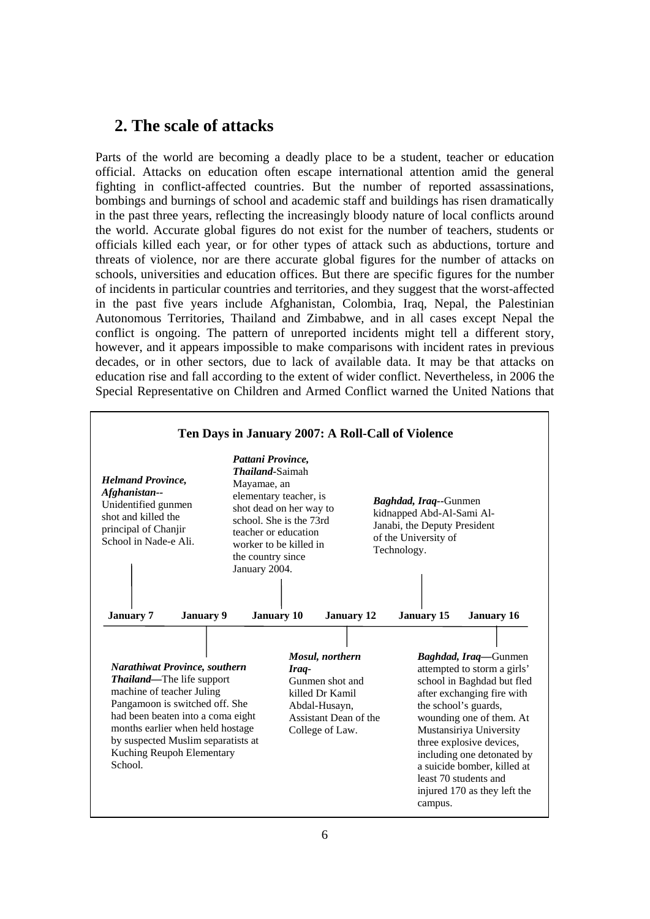## 2. The scale of attacks

Parts of the world are becoming a deadly place to be a student, teacher or education official. Attacks on education often escape international attention amid the general fighting in conflict-affected countries. But the number of reported assassinations, bombings and burnings of school and academic staff and buildings has risen dramatically in the past three years, reflecting the increasingly bloody nature of local conflicts around the world. Accurate global figures do not exist for the number of teachers, students or officials killed each year, or for other types of attack such as abductions, torture and threats of violence, nor are there accurate global figures for the number of attacks on schools, universities and education offices. But there are specific figures for the number of incidents in particular countries and territories, and they suggest that the worst-affected in the past five years include Afghanistan, Colombia, Iraq, Nepal, the Palestinian Autonomous Territories, Thailand and Zimbabwe, and in all cases except Nepal the conflict is ongoing. The pattern of unreported incidents might tell a different story, however, and it appears impossible to make comparisons with incident rates in previous decades, or in other sectors, due to lack of available data. It may be that attacks on education rise and fall according to the extent of wider conflict. Nevertheless, in 2006 the Special Representative on Children and Armed Conflict warned the United Nations that

**Ten Days in January 2007: A Roll-Call of Violence**

**January 7** — ***Helmand Province, Afghanistan--*** Unidentified gunmen shot and killed the principal of Chanjir School in Nade-e Ali.

**January 9** — ***Narathiwat Province, southern Thailand—*** The life support machine of teacher Juling Pangamoon is switched off. She had been beaten into a coma eight months earlier when held hostage by suspected Muslim separatists at Kuching Reupoh Elementary School.

**January 10** — ***Pattani Province, Thailand-*** Saimah Mayamae, an elementary teacher, is shot dead on her way to school. She is the 73rd teacher or education worker to be killed in the country since January 2004.

**January 12** — ***Mosul, northern Iraq-*** Gunmen shot and killed Dr Kamil Abdal-Husayn, Assistant Dean of the College of Law.

**January 15** — ***Baghdad, Iraq--*** Gunmen kidnapped Abd-Al-Sami Al-Janabi, the Deputy President of the University of Technology.

**January 16** — ***Baghdad, Iraq—*** Gunmen attempted to storm a girls' school in Baghdad but fled after exchanging fire with the school's guards, wounding one of them. At Mustansiriya University three explosive devices, including one detonated by a suicide bomber, killed at least 70 students and injured 170 as they left the campus.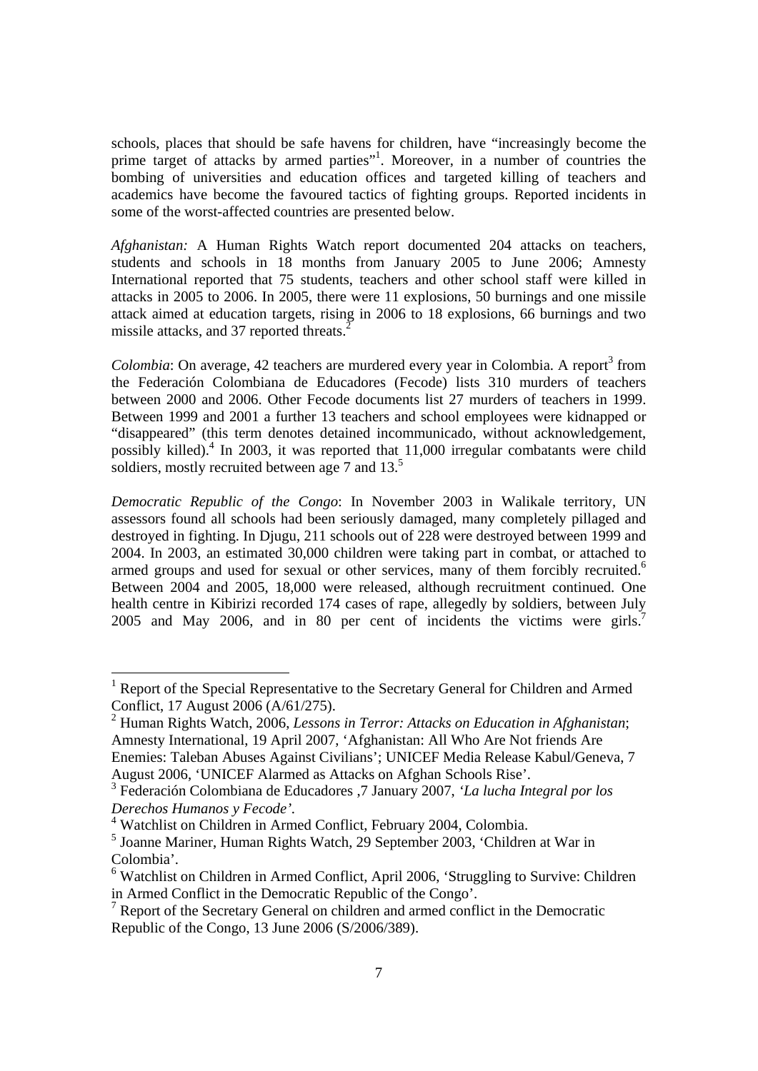schools, places that should be safe havens for children, have "increasingly become the prime target of attacks by armed parties"[1]. Moreover, in a number of countries the bombing of universities and education offices and targeted killing of teachers and academics have become the favoured tactics of fighting groups. Reported incidents in some of the worst-affected countries are presented below.

*Afghanistan:* A Human Rights Watch report documented 204 attacks on teachers, students and schools in 18 months from January 2005 to June 2006; Amnesty International reported that 75 students, teachers and other school staff were killed in attacks in 2005 to 2006. In 2005, there were 11 explosions, 50 burnings and one missile attack aimed at education targets, rising in 2006 to 18 explosions, 66 burnings and two missile attacks, and 37 reported threats.[2]

*Colombia*: On average, 42 teachers are murdered every year in Colombia. A report[3] from the Federación Colombiana de Educadores (Fecode) lists 310 murders of teachers between 2000 and 2006. Other Fecode documents list 27 murders of teachers in 1999. Between 1999 and 2001 a further 13 teachers and school employees were kidnapped or "disappeared" (this term denotes detained incommunicado, without acknowledgement, possibly killed).[4] In 2003, it was reported that 11,000 irregular combatants were child soldiers, mostly recruited between age 7 and 13.[5]

*Democratic Republic of the Congo*: In November 2003 in Walikale territory, UN assessors found all schools had been seriously damaged, many completely pillaged and destroyed in fighting. In Djugu, 211 schools out of 228 were destroyed between 1999 and 2004. In 2003, an estimated 30,000 children were taking part in combat, or attached to armed groups and used for sexual or other services, many of them forcibly recruited.[6] Between 2004 and 2005, 18,000 were released, although recruitment continued. One health centre in Kibirizi recorded 174 cases of rape, allegedly by soldiers, between July 2005 and May 2006, and in 80 per cent of incidents the victims were girls.[7]

---

[1] Report of the Special Representative to the Secretary General for Children and Armed Conflict, 17 August 2006 (A/61/275).

[2] Human Rights Watch, 2006, *Lessons in Terror: Attacks on Education in Afghanistan*; Amnesty International, 19 April 2007, 'Afghanistan: All Who Are Not friends Are Enemies: Taleban Abuses Against Civilians'; UNICEF Media Release Kabul/Geneva, 7 August 2006, 'UNICEF Alarmed as Attacks on Afghan Schools Rise'.

[3] Federación Colombiana de Educadores ,7 January 2007, *'La lucha Integral por los Derechos Humanos y Fecode'*.

[4] Watchlist on Children in Armed Conflict, February 2004, Colombia.

[5] Joanne Mariner, Human Rights Watch, 29 September 2003, 'Children at War in Colombia'.

[6] Watchlist on Children in Armed Conflict, April 2006, 'Struggling to Survive: Children in Armed Conflict in the Democratic Republic of the Congo'.

[7] Report of the Secretary General on children and armed conflict in the Democratic Republic of the Congo, 13 June 2006 (S/2006/389).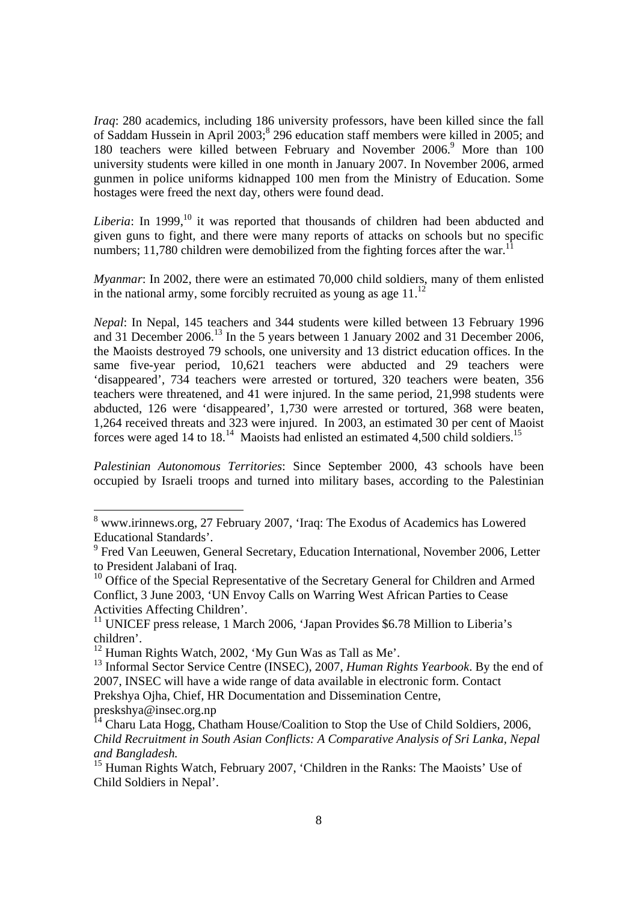*Iraq*: 280 academics, including 186 university professors, have been killed since the fall of Saddam Hussein in April 2003;[8] 296 education staff members were killed in 2005; and 180 teachers were killed between February and November 2006.[9] More than 100 university students were killed in one month in January 2007. In November 2006, armed gunmen in police uniforms kidnapped 100 men from the Ministry of Education. Some hostages were freed the next day, others were found dead.

*Liberia*: In 1999,[10] it was reported that thousands of children had been abducted and given guns to fight, and there were many reports of attacks on schools but no specific numbers; 11,780 children were demobilized from the fighting forces after the war.[11]

*Myanmar*: In 2002, there were an estimated 70,000 child soldiers, many of them enlisted in the national army, some forcibly recruited as young as age 11.[12]

*Nepal*: In Nepal, 145 teachers and 344 students were killed between 13 February 1996 and 31 December 2006.[13] In the 5 years between 1 January 2002 and 31 December 2006, the Maoists destroyed 79 schools, one university and 13 district education offices. In the same five-year period, 10,621 teachers were abducted and 29 teachers were 'disappeared', 734 teachers were arrested or tortured, 320 teachers were beaten, 356 teachers were threatened, and 41 were injured. In the same period, 21,998 students were abducted, 126 were 'disappeared', 1,730 were arrested or tortured, 368 were beaten, 1,264 received threats and 323 were injured. In 2003, an estimated 30 per cent of Maoist forces were aged 14 to 18.[14] Maoists had enlisted an estimated 4,500 child soldiers.[15]

*Palestinian Autonomous Territories*: Since September 2000, 43 schools have been occupied by Israeli troops and turned into military bases, according to the Palestinian

---

[8] www.irinnews.org, 27 February 2007, 'Iraq: The Exodus of Academics has Lowered Educational Standards'.

[9] Fred Van Leeuwen, General Secretary, Education International, November 2006, Letter to President Jalabani of Iraq.

[10] Office of the Special Representative of the Secretary General for Children and Armed Conflict, 3 June 2003, 'UN Envoy Calls on Warring West African Parties to Cease Activities Affecting Children'.

[11] UNICEF press release, 1 March 2006, 'Japan Provides $6.78 Million to Liberia's children'.

[12] Human Rights Watch, 2002, 'My Gun Was as Tall as Me'.

[13] Informal Sector Service Centre (INSEC), 2007, *Human Rights Yearbook*. By the end of 2007, INSEC will have a wide range of data available in electronic form. Contact Prekshya Ojha, Chief, HR Documentation and Dissemination Centre, preskshya@insec.org.np

[14] Charu Lata Hogg, Chatham House/Coalition to Stop the Use of Child Soldiers, 2006, *Child Recruitment in South Asian Conflicts: A Comparative Analysis of Sri Lanka, Nepal and Bangladesh.*

[15] Human Rights Watch, February 2007, 'Children in the Ranks: The Maoists' Use of Child Soldiers in Nepal'.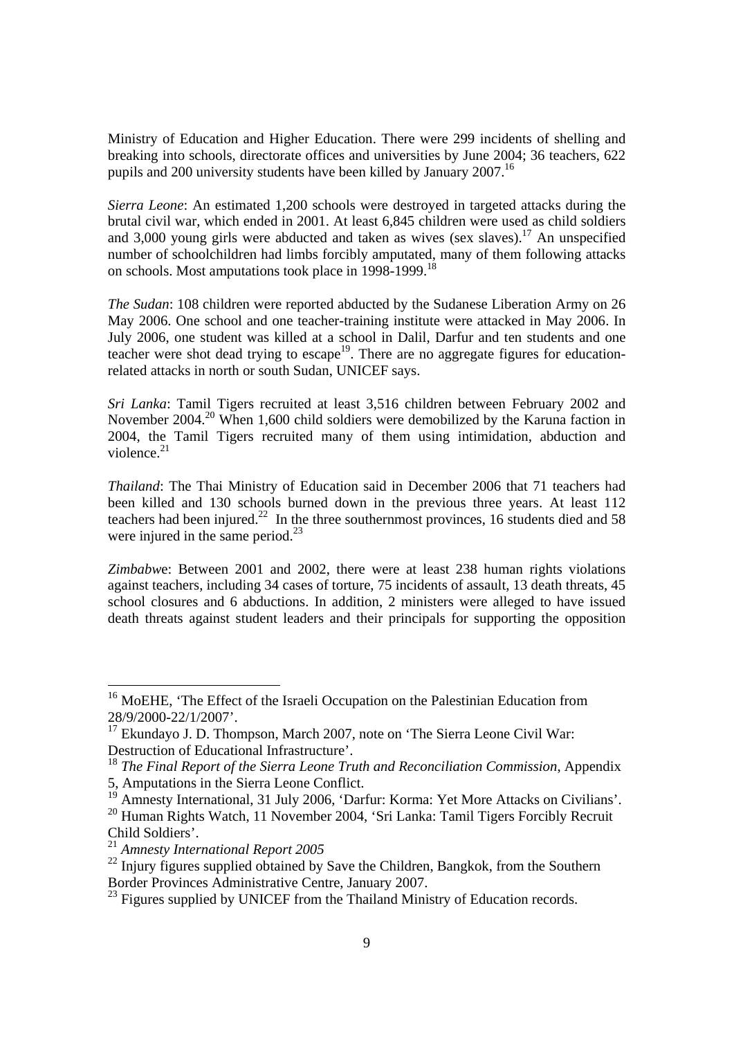Ministry of Education and Higher Education. There were 299 incidents of shelling and breaking into schools, directorate offices and universities by June 2004; 36 teachers, 622 pupils and 200 university students have been killed by January 2007.[16]

*Sierra Leone*: An estimated 1,200 schools were destroyed in targeted attacks during the brutal civil war, which ended in 2001. At least 6,845 children were used as child soldiers and 3,000 young girls were abducted and taken as wives (sex slaves).[17] An unspecified number of schoolchildren had limbs forcibly amputated, many of them following attacks on schools. Most amputations took place in 1998-1999.[18]

*The Sudan*: 108 children were reported abducted by the Sudanese Liberation Army on 26 May 2006. One school and one teacher-training institute were attacked in May 2006. In July 2006, one student was killed at a school in Dalil, Darfur and ten students and one teacher were shot dead trying to escape[19]. There are no aggregate figures for education-related attacks in north or south Sudan, UNICEF says.

*Sri Lanka*: Tamil Tigers recruited at least 3,516 children between February 2002 and November 2004.[20] When 1,600 child soldiers were demobilized by the Karuna faction in 2004, the Tamil Tigers recruited many of them using intimidation, abduction and violence.[21]

*Thailand*: The Thai Ministry of Education said in December 2006 that 71 teachers had been killed and 130 schools burned down in the previous three years. At least 112 teachers had been injured.[22] In the three southernmost provinces, 16 students died and 58 were injured in the same period.[23]

*Zimbabwe*: Between 2001 and 2002, there were at least 238 human rights violations against teachers, including 34 cases of torture, 75 incidents of assault, 13 death threats, 45 school closures and 6 abductions. In addition, 2 ministers were alleged to have issued death threats against student leaders and their principals for supporting the opposition

---

[16] MoEHE, 'The Effect of the Israeli Occupation on the Palestinian Education from 28/9/2000-22/1/2007'.

[17] Ekundayo J. D. Thompson, March 2007, note on 'The Sierra Leone Civil War: Destruction of Educational Infrastructure'.

[18] *The Final Report of the Sierra Leone Truth and Reconciliation Commission*, Appendix 5, Amputations in the Sierra Leone Conflict.

[19] Amnesty International, 31 July 2006, 'Darfur: Korma: Yet More Attacks on Civilians'.

[20] Human Rights Watch, 11 November 2004, 'Sri Lanka: Tamil Tigers Forcibly Recruit Child Soldiers'.

[21] *Amnesty International Report 2005*

[22] Injury figures supplied obtained by Save the Children, Bangkok, from the Southern Border Provinces Administrative Centre, January 2007.

[23] Figures supplied by UNICEF from the Thailand Ministry of Education records.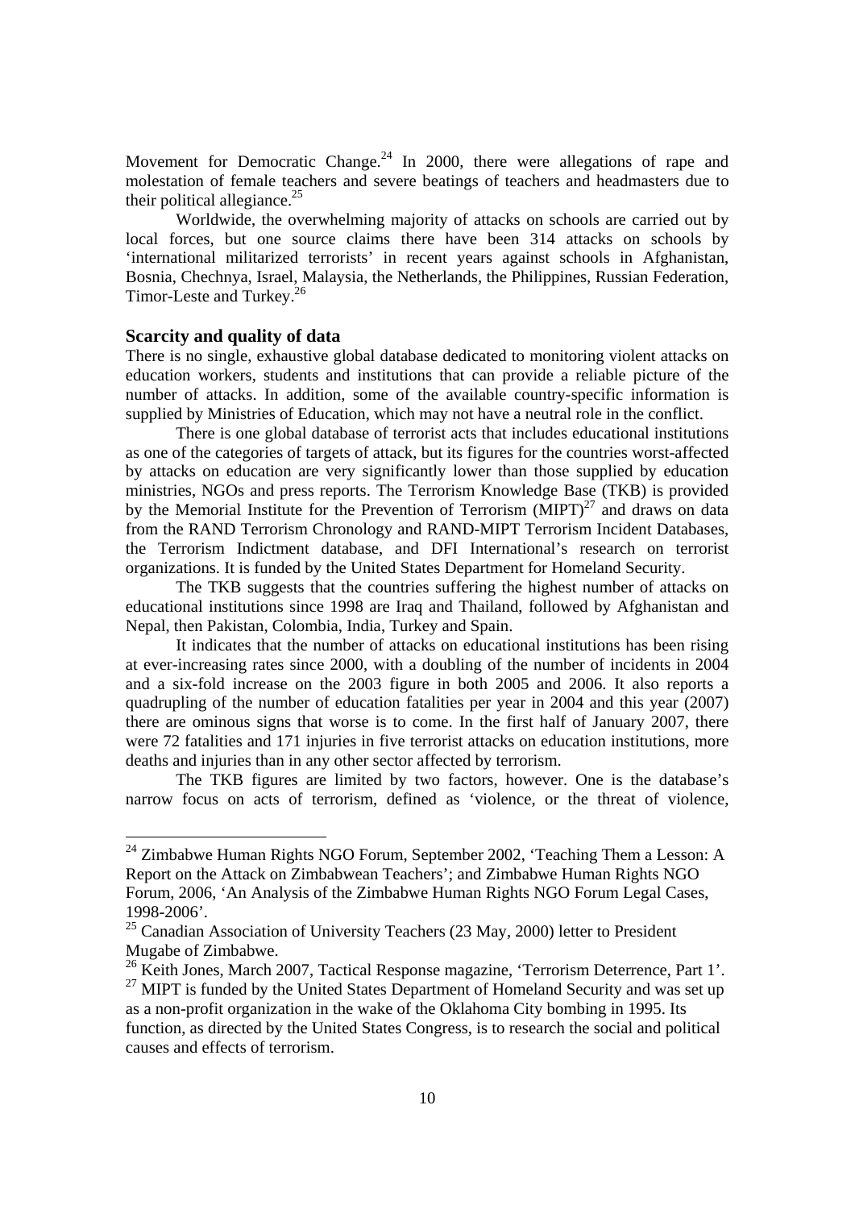Movement for Democratic Change.[24] In 2000, there were allegations of rape and molestation of female teachers and severe beatings of teachers and headmasters due to their political allegiance.[25]

Worldwide, the overwhelming majority of attacks on schools are carried out by local forces, but one source claims there have been 314 attacks on schools by 'international militarized terrorists' in recent years against schools in Afghanistan, Bosnia, Chechnya, Israel, Malaysia, the Netherlands, the Philippines, Russian Federation, Timor-Leste and Turkey.[26]

## Scarcity and quality of data

There is no single, exhaustive global database dedicated to monitoring violent attacks on education workers, students and institutions that can provide a reliable picture of the number of attacks. In addition, some of the available country-specific information is supplied by Ministries of Education, which may not have a neutral role in the conflict.

There is one global database of terrorist acts that includes educational institutions as one of the categories of targets of attack, but its figures for the countries worst-affected by attacks on education are very significantly lower than those supplied by education ministries, NGOs and press reports. The Terrorism Knowledge Base (TKB) is provided by the Memorial Institute for the Prevention of Terrorism (MIPT)[27] and draws on data from the RAND Terrorism Chronology and RAND-MIPT Terrorism Incident Databases, the Terrorism Indictment database, and DFI International's research on terrorist organizations. It is funded by the United States Department for Homeland Security.

The TKB suggests that the countries suffering the highest number of attacks on educational institutions since 1998 are Iraq and Thailand, followed by Afghanistan and Nepal, then Pakistan, Colombia, India, Turkey and Spain.

It indicates that the number of attacks on educational institutions has been rising at ever-increasing rates since 2000, with a doubling of the number of incidents in 2004 and a six-fold increase on the 2003 figure in both 2005 and 2006. It also reports a quadrupling of the number of education fatalities per year in 2004 and this year (2007) there are ominous signs that worse is to come. In the first half of January 2007, there were 72 fatalities and 171 injuries in five terrorist attacks on education institutions, more deaths and injuries than in any other sector affected by terrorism.

The TKB figures are limited by two factors, however. One is the database's narrow focus on acts of terrorism, defined as 'violence, or the threat of violence,

---

[24] Zimbabwe Human Rights NGO Forum, September 2002, 'Teaching Them a Lesson: A Report on the Attack on Zimbabwean Teachers'; and Zimbabwe Human Rights NGO Forum, 2006, 'An Analysis of the Zimbabwe Human Rights NGO Forum Legal Cases, 1998-2006'.

[25] Canadian Association of University Teachers (23 May, 2000) letter to President Mugabe of Zimbabwe.

[26] Keith Jones, March 2007, Tactical Response magazine, 'Terrorism Deterrence, Part 1'.

[27] MIPT is funded by the United States Department of Homeland Security and was set up as a non-profit organization in the wake of the Oklahoma City bombing in 1995. Its function, as directed by the United States Congress, is to research the social and political causes and effects of terrorism.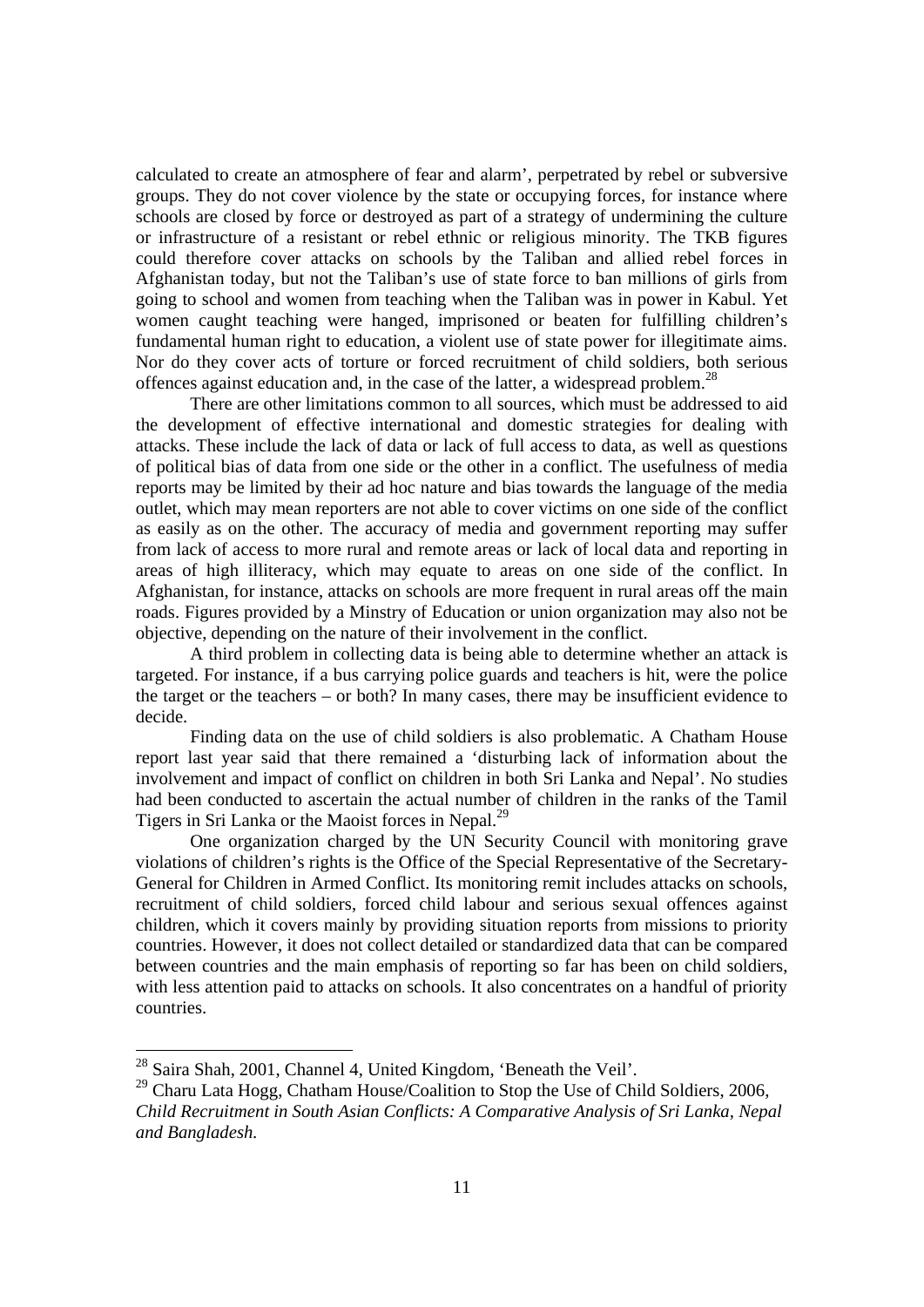calculated to create an atmosphere of fear and alarm', perpetrated by rebel or subversive groups. They do not cover violence by the state or occupying forces, for instance where schools are closed by force or destroyed as part of a strategy of undermining the culture or infrastructure of a resistant or rebel ethnic or religious minority. The TKB figures could therefore cover attacks on schools by the Taliban and allied rebel forces in Afghanistan today, but not the Taliban's use of state force to ban millions of girls from going to school and women from teaching when the Taliban was in power in Kabul. Yet women caught teaching were hanged, imprisoned or beaten for fulfilling children's fundamental human right to education, a violent use of state power for illegitimate aims. Nor do they cover acts of torture or forced recruitment of child soldiers, both serious offences against education and, in the case of the latter, a widespread problem.[28]

There are other limitations common to all sources, which must be addressed to aid the development of effective international and domestic strategies for dealing with attacks. These include the lack of data or lack of full access to data, as well as questions of political bias of data from one side or the other in a conflict. The usefulness of media reports may be limited by their ad hoc nature and bias towards the language of the media outlet, which may mean reporters are not able to cover victims on one side of the conflict as easily as on the other. The accuracy of media and government reporting may suffer from lack of access to more rural and remote areas or lack of local data and reporting in areas of high illiteracy, which may equate to areas on one side of the conflict. In Afghanistan, for instance, attacks on schools are more frequent in rural areas off the main roads. Figures provided by a Minstry of Education or union organization may also not be objective, depending on the nature of their involvement in the conflict.

A third problem in collecting data is being able to determine whether an attack is targeted. For instance, if a bus carrying police guards and teachers is hit, were the police the target or the teachers – or both? In many cases, there may be insufficient evidence to decide.

Finding data on the use of child soldiers is also problematic. A Chatham House report last year said that there remained a 'disturbing lack of information about the involvement and impact of conflict on children in both Sri Lanka and Nepal'. No studies had been conducted to ascertain the actual number of children in the ranks of the Tamil Tigers in Sri Lanka or the Maoist forces in Nepal.[29]

One organization charged by the UN Security Council with monitoring grave violations of children's rights is the Office of the Special Representative of the Secretary-General for Children in Armed Conflict. Its monitoring remit includes attacks on schools, recruitment of child soldiers, forced child labour and serious sexual offences against children, which it covers mainly by providing situation reports from missions to priority countries. However, it does not collect detailed or standardized data that can be compared between countries and the main emphasis of reporting so far has been on child soldiers, with less attention paid to attacks on schools. It also concentrates on a handful of priority countries.

---

[28] Saira Shah, 2001, Channel 4, United Kingdom, 'Beneath the Veil'.

[29] Charu Lata Hogg, Chatham House/Coalition to Stop the Use of Child Soldiers, 2006, *Child Recruitment in South Asian Conflicts: A Comparative Analysis of Sri Lanka, Nepal and Bangladesh.*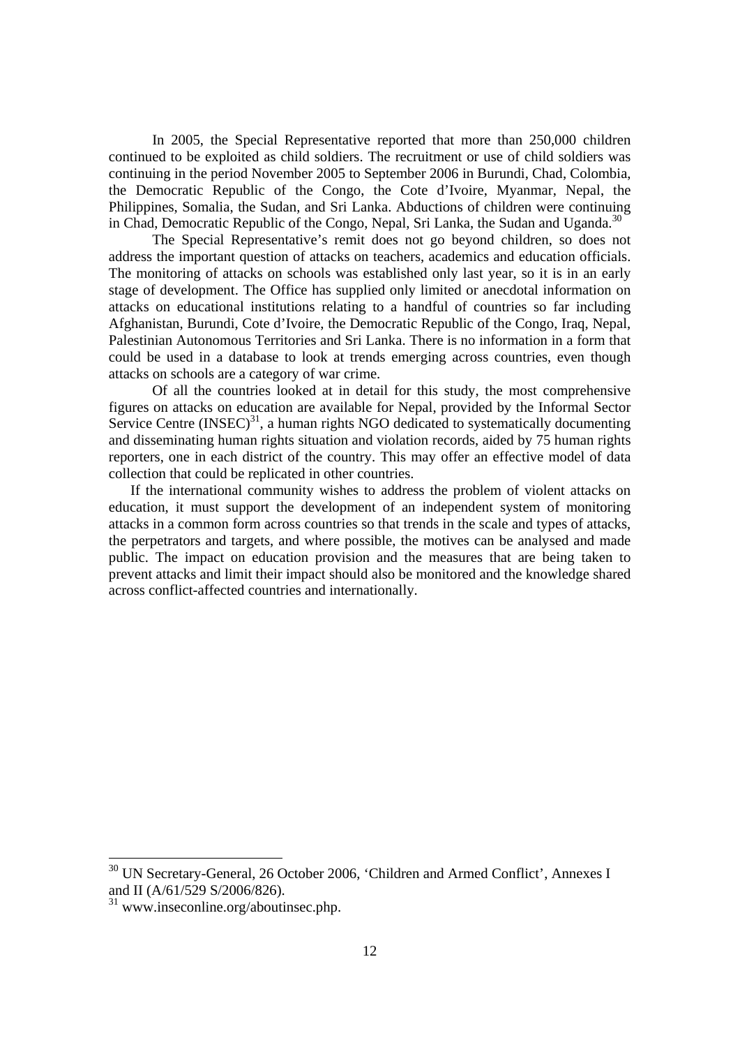In 2005, the Special Representative reported that more than 250,000 children continued to be exploited as child soldiers. The recruitment or use of child soldiers was continuing in the period November 2005 to September 2006 in Burundi, Chad, Colombia, the Democratic Republic of the Congo, the Cote d'Ivoire, Myanmar, Nepal, the Philippines, Somalia, the Sudan, and Sri Lanka. Abductions of children were continuing in Chad, Democratic Republic of the Congo, Nepal, Sri Lanka, the Sudan and Uganda.[30]

The Special Representative's remit does not go beyond children, so does not address the important question of attacks on teachers, academics and education officials. The monitoring of attacks on schools was established only last year, so it is in an early stage of development. The Office has supplied only limited or anecdotal information on attacks on educational institutions relating to a handful of countries so far including Afghanistan, Burundi, Cote d'Ivoire, the Democratic Republic of the Congo, Iraq, Nepal, Palestinian Autonomous Territories and Sri Lanka. There is no information in a form that could be used in a database to look at trends emerging across countries, even though attacks on schools are a category of war crime.

Of all the countries looked at in detail for this study, the most comprehensive figures on attacks on education are available for Nepal, provided by the Informal Sector Service Centre (INSEC)[31], a human rights NGO dedicated to systematically documenting and disseminating human rights situation and violation records, aided by 75 human rights reporters, one in each district of the country. This may offer an effective model of data collection that could be replicated in other countries.

If the international community wishes to address the problem of violent attacks on education, it must support the development of an independent system of monitoring attacks in a common form across countries so that trends in the scale and types of attacks, the perpetrators and targets, and where possible, the motives can be analysed and made public. The impact on education provision and the measures that are being taken to prevent attacks and limit their impact should also be monitored and the knowledge shared across conflict-affected countries and internationally.

---

[30] UN Secretary-General, 26 October 2006, 'Children and Armed Conflict', Annexes I and II (A/61/529 S/2006/826).

[31] www.inseconline.org/aboutinsec.php.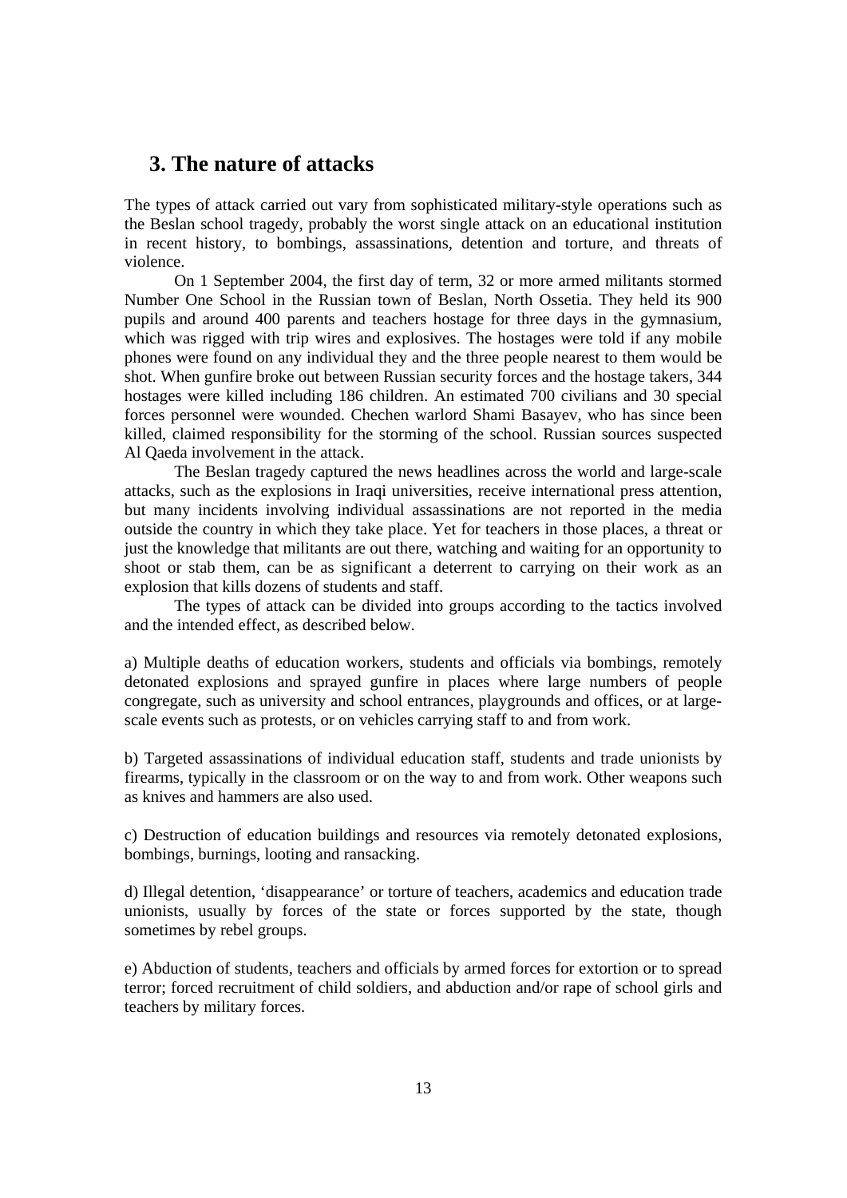## 3. The nature of attacks

The types of attack carried out vary from sophisticated military-style operations such as the Beslan school tragedy, probably the worst single attack on an educational institution in recent history, to bombings, assassinations, detention and torture, and threats of violence.

On 1 September 2004, the first day of term, 32 or more armed militants stormed Number One School in the Russian town of Beslan, North Ossetia. They held its 900 pupils and around 400 parents and teachers hostage for three days in the gymnasium, which was rigged with trip wires and explosives. The hostages were told if any mobile phones were found on any individual they and the three people nearest to them would be shot. When gunfire broke out between Russian security forces and the hostage takers, 344 hostages were killed including 186 children. An estimated 700 civilians and 30 special forces personnel were wounded. Chechen warlord Shami Basayev, who has since been killed, claimed responsibility for the storming of the school. Russian sources suspected Al Qaeda involvement in the attack.

The Beslan tragedy captured the news headlines across the world and large-scale attacks, such as the explosions in Iraqi universities, receive international press attention, but many incidents involving individual assassinations are not reported in the media outside the country in which they take place. Yet for teachers in those places, a threat or just the knowledge that militants are out there, watching and waiting for an opportunity to shoot or stab them, can be as significant a deterrent to carrying on their work as an explosion that kills dozens of students and staff.

The types of attack can be divided into groups according to the tactics involved and the intended effect, as described below.

a) Multiple deaths of education workers, students and officials via bombings, remotely detonated explosions and sprayed gunfire in places where large numbers of people congregate, such as university and school entrances, playgrounds and offices, or at large-scale events such as protests, or on vehicles carrying staff to and from work.

b) Targeted assassinations of individual education staff, students and trade unionists by firearms, typically in the classroom or on the way to and from work. Other weapons such as knives and hammers are also used.

c) Destruction of education buildings and resources via remotely detonated explosions, bombings, burnings, looting and ransacking.

d) Illegal detention, 'disappearance' or torture of teachers, academics and education trade unionists, usually by forces of the state or forces supported by the state, though sometimes by rebel groups.

e) Abduction of students, teachers and officials by armed forces for extortion or to spread terror; forced recruitment of child soldiers, and abduction and/or rape of school girls and teachers by military forces.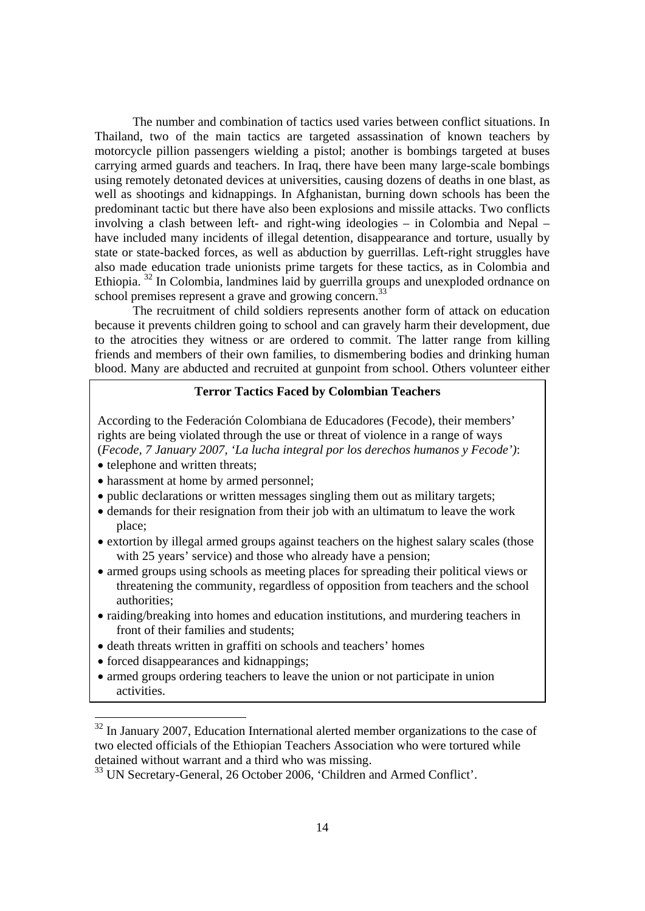The number and combination of tactics used varies between conflict situations. In Thailand, two of the main tactics are targeted assassination of known teachers by motorcycle pillion passengers wielding a pistol; another is bombings targeted at buses carrying armed guards and teachers. In Iraq, there have been many large-scale bombings using remotely detonated devices at universities, causing dozens of deaths in one blast, as well as shootings and kidnappings. In Afghanistan, burning down schools has been the predominant tactic but there have also been explosions and missile attacks. Two conflicts involving a clash between left- and right-wing ideologies – in Colombia and Nepal – have included many incidents of illegal detention, disappearance and torture, usually by state or state-backed forces, as well as abduction by guerrillas. Left-right struggles have also made education trade unionists prime targets for these tactics, as in Colombia and Ethiopia. [32] In Colombia, landmines laid by guerrilla groups and unexploded ordnance on school premises represent a grave and growing concern.[33]

The recruitment of child soldiers represents another form of attack on education because it prevents children going to school and can gravely harm their development, due to the atrocities they witness or are ordered to commit. The latter range from killing friends and members of their own families, to dismembering bodies and drinking human blood. Many are abducted and recruited at gunpoint from school. Others volunteer either

**Terror Tactics Faced by Colombian Teachers**

According to the Federación Colombiana de Educadores (Fecode), their members' rights are being violated through the use or threat of violence in a range of ways (*Fecode, 7 January 2007, 'La lucha integral por los derechos humanos y Fecode')*:

- telephone and written threats;
- harassment at home by armed personnel;
- public declarations or written messages singling them out as military targets;
- demands for their resignation from their job with an ultimatum to leave the work place;
- extortion by illegal armed groups against teachers on the highest salary scales (those with 25 years' service) and those who already have a pension;
- armed groups using schools as meeting places for spreading their political views or threatening the community, regardless of opposition from teachers and the school authorities;
- raiding/breaking into homes and education institutions, and murdering teachers in front of their families and students;
- death threats written in graffiti on schools and teachers' homes
- forced disappearances and kidnappings;
- armed groups ordering teachers to leave the union or not participate in union activities.

[32] In January 2007, Education International alerted member organizations to the case of two elected officials of the Ethiopian Teachers Association who were tortured while detained without warrant and a third who was missing.

[33] UN Secretary-General, 26 October 2006, 'Children and Armed Conflict'.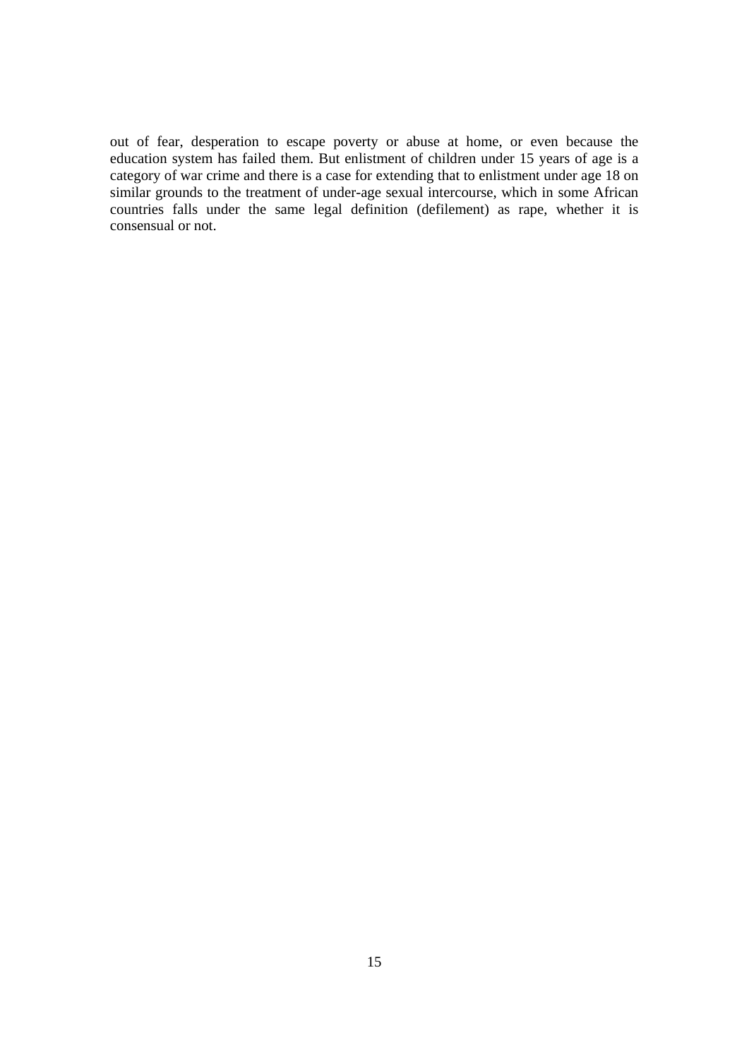out of fear, desperation to escape poverty or abuse at home, or even because the education system has failed them. But enlistment of children under 15 years of age is a category of war crime and there is a case for extending that to enlistment under age 18 on similar grounds to the treatment of under-age sexual intercourse, which in some African countries falls under the same legal definition (defilement) as rape, whether it is consensual or not.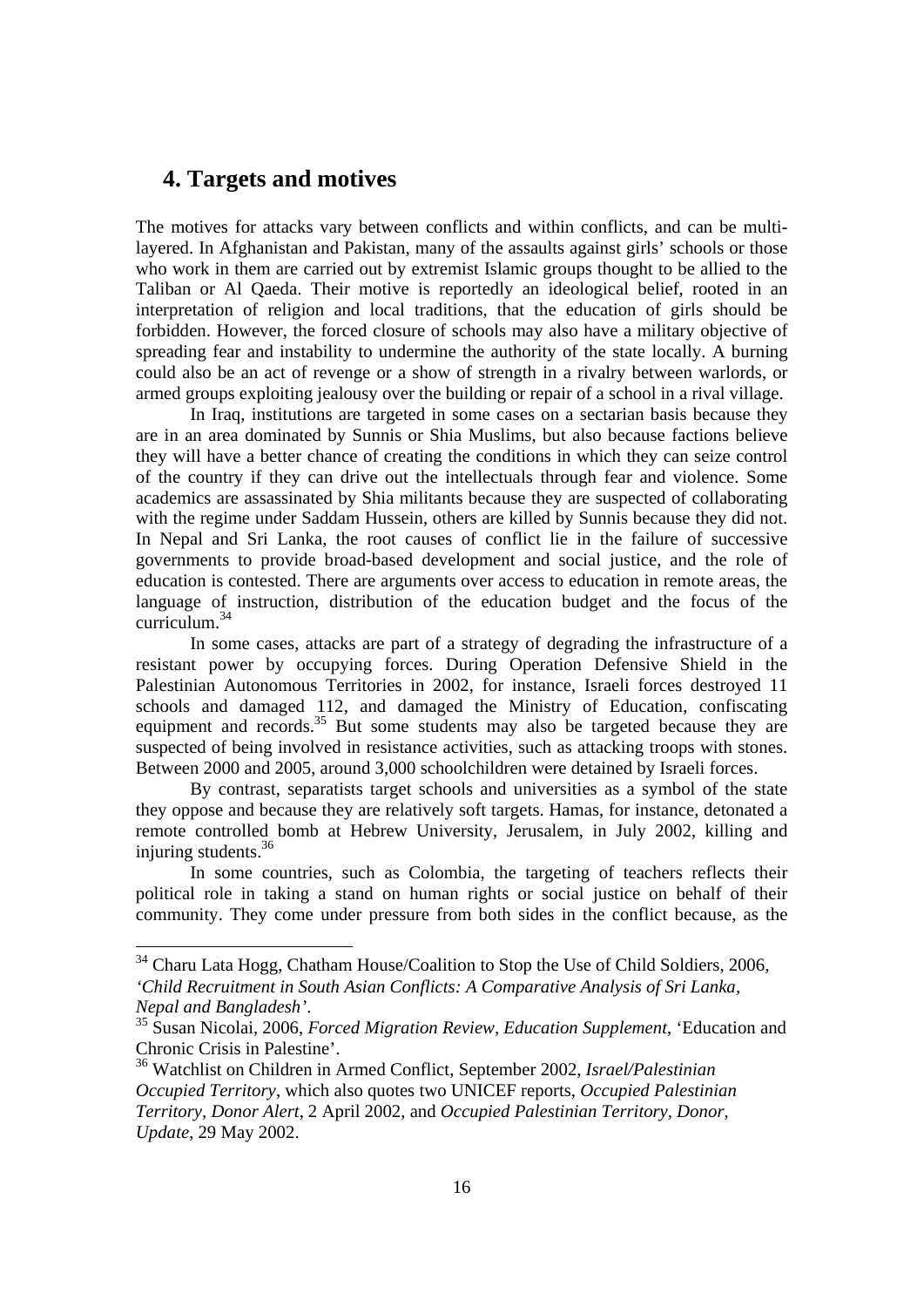## 4. Targets and motives

The motives for attacks vary between conflicts and within conflicts, and can be multi-layered. In Afghanistan and Pakistan, many of the assaults against girls' schools or those who work in them are carried out by extremist Islamic groups thought to be allied to the Taliban or Al Qaeda. Their motive is reportedly an ideological belief, rooted in an interpretation of religion and local traditions, that the education of girls should be forbidden. However, the forced closure of schools may also have a military objective of spreading fear and instability to undermine the authority of the state locally. A burning could also be an act of revenge or a show of strength in a rivalry between warlords, or armed groups exploiting jealousy over the building or repair of a school in a rival village.

In Iraq, institutions are targeted in some cases on a sectarian basis because they are in an area dominated by Sunnis or Shia Muslims, but also because factions believe they will have a better chance of creating the conditions in which they can seize control of the country if they can drive out the intellectuals through fear and violence. Some academics are assassinated by Shia militants because they are suspected of collaborating with the regime under Saddam Hussein, others are killed by Sunnis because they did not. In Nepal and Sri Lanka, the root causes of conflict lie in the failure of successive governments to provide broad-based development and social justice, and the role of education is contested. There are arguments over access to education in remote areas, the language of instruction, distribution of the education budget and the focus of the curriculum.[34]

In some cases, attacks are part of a strategy of degrading the infrastructure of a resistant power by occupying forces. During Operation Defensive Shield in the Palestinian Autonomous Territories in 2002, for instance, Israeli forces destroyed 11 schools and damaged 112, and damaged the Ministry of Education, confiscating equipment and records.[35] But some students may also be targeted because they are suspected of being involved in resistance activities, such as attacking troops with stones. Between 2000 and 2005, around 3,000 schoolchildren were detained by Israeli forces.

By contrast, separatists target schools and universities as a symbol of the state they oppose and because they are relatively soft targets. Hamas, for instance, detonated a remote controlled bomb at Hebrew University, Jerusalem, in July 2002, killing and injuring students.[36]

In some countries, such as Colombia, the targeting of teachers reflects their political role in taking a stand on human rights or social justice on behalf of their community. They come under pressure from both sides in the conflict because, as the

---

[34] Charu Lata Hogg, Chatham House/Coalition to Stop the Use of Child Soldiers, 2006, *'Child Recruitment in South Asian Conflicts: A Comparative Analysis of Sri Lanka, Nepal and Bangladesh'*.

[35] Susan Nicolai, 2006, *Forced Migration Review, Education Supplement*, 'Education and Chronic Crisis in Palestine'.

[36] Watchlist on Children in Armed Conflict, September 2002, *Israel/Palestinian Occupied Territory*, which also quotes two UNICEF reports, *Occupied Palestinian Territory, Donor Alert*, 2 April 2002, and *Occupied Palestinian Territory, Donor, Update*, 29 May 2002.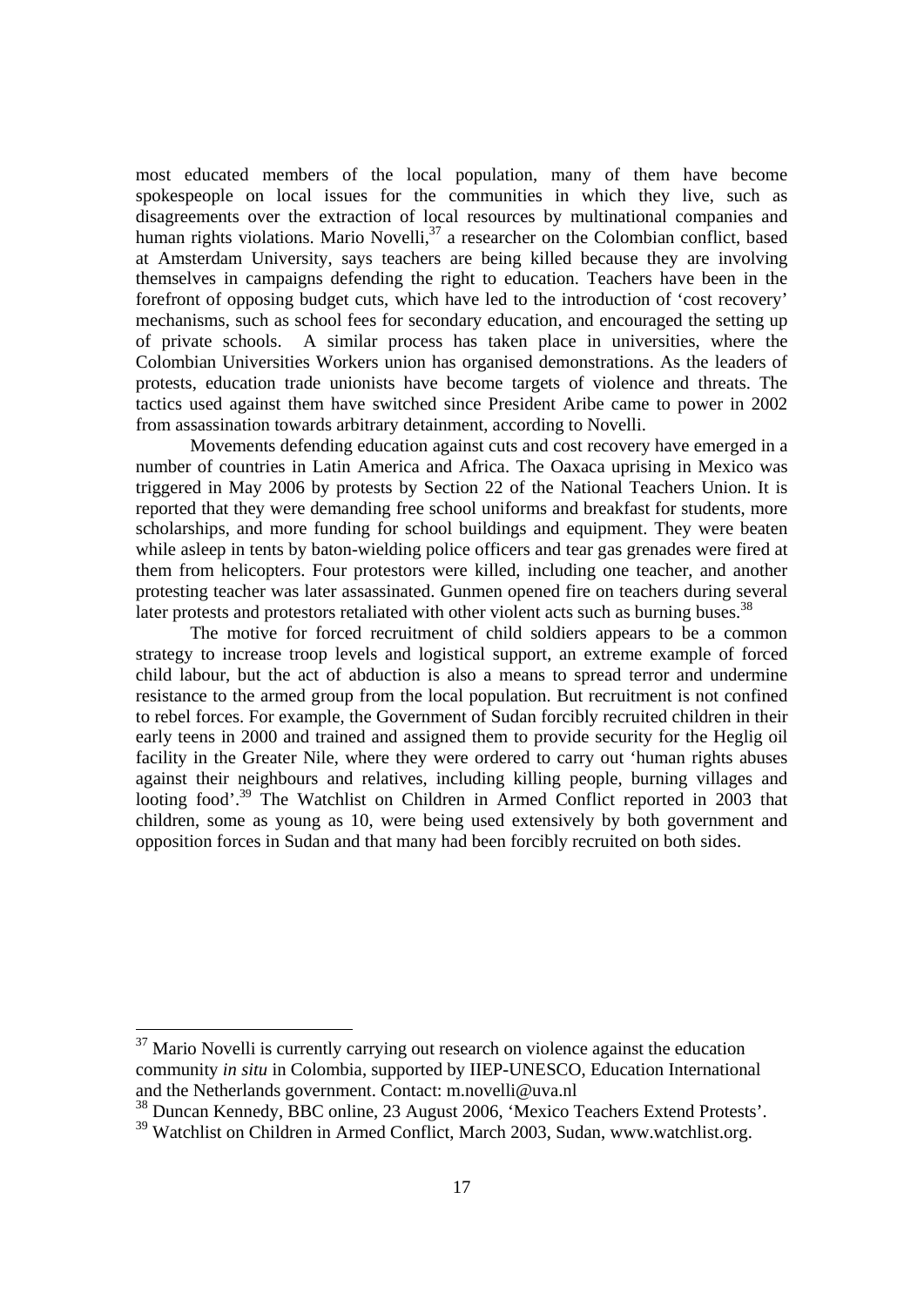most educated members of the local population, many of them have become spokespeople on local issues for the communities in which they live, such as disagreements over the extraction of local resources by multinational companies and human rights violations. Mario Novelli,[37] a researcher on the Colombian conflict, based at Amsterdam University, says teachers are being killed because they are involving themselves in campaigns defending the right to education. Teachers have been in the forefront of opposing budget cuts, which have led to the introduction of 'cost recovery' mechanisms, such as school fees for secondary education, and encouraged the setting up of private schools. A similar process has taken place in universities, where the Colombian Universities Workers union has organised demonstrations. As the leaders of protests, education trade unionists have become targets of violence and threats. The tactics used against them have switched since President Aribe came to power in 2002 from assassination towards arbitrary detainment, according to Novelli.

Movements defending education against cuts and cost recovery have emerged in a number of countries in Latin America and Africa. The Oaxaca uprising in Mexico was triggered in May 2006 by protests by Section 22 of the National Teachers Union. It is reported that they were demanding free school uniforms and breakfast for students, more scholarships, and more funding for school buildings and equipment. They were beaten while asleep in tents by baton-wielding police officers and tear gas grenades were fired at them from helicopters. Four protestors were killed, including one teacher, and another protesting teacher was later assassinated. Gunmen opened fire on teachers during several later protests and protestors retaliated with other violent acts such as burning buses.[38]

The motive for forced recruitment of child soldiers appears to be a common strategy to increase troop levels and logistical support, an extreme example of forced child labour, but the act of abduction is also a means to spread terror and undermine resistance to the armed group from the local population. But recruitment is not confined to rebel forces. For example, the Government of Sudan forcibly recruited children in their early teens in 2000 and trained and assigned them to provide security for the Heglig oil facility in the Greater Nile, where they were ordered to carry out 'human rights abuses against their neighbours and relatives, including killing people, burning villages and looting food'.[39] The Watchlist on Children in Armed Conflict reported in 2003 that children, some as young as 10, were being used extensively by both government and opposition forces in Sudan and that many had been forcibly recruited on both sides.

---

[37] Mario Novelli is currently carrying out research on violence against the education community *in situ* in Colombia, supported by IIEP-UNESCO, Education International and the Netherlands government. Contact: m.novelli@uva.nl

[38] Duncan Kennedy, BBC online, 23 August 2006, 'Mexico Teachers Extend Protests'.

[39] Watchlist on Children in Armed Conflict, March 2003, Sudan, www.watchlist.org.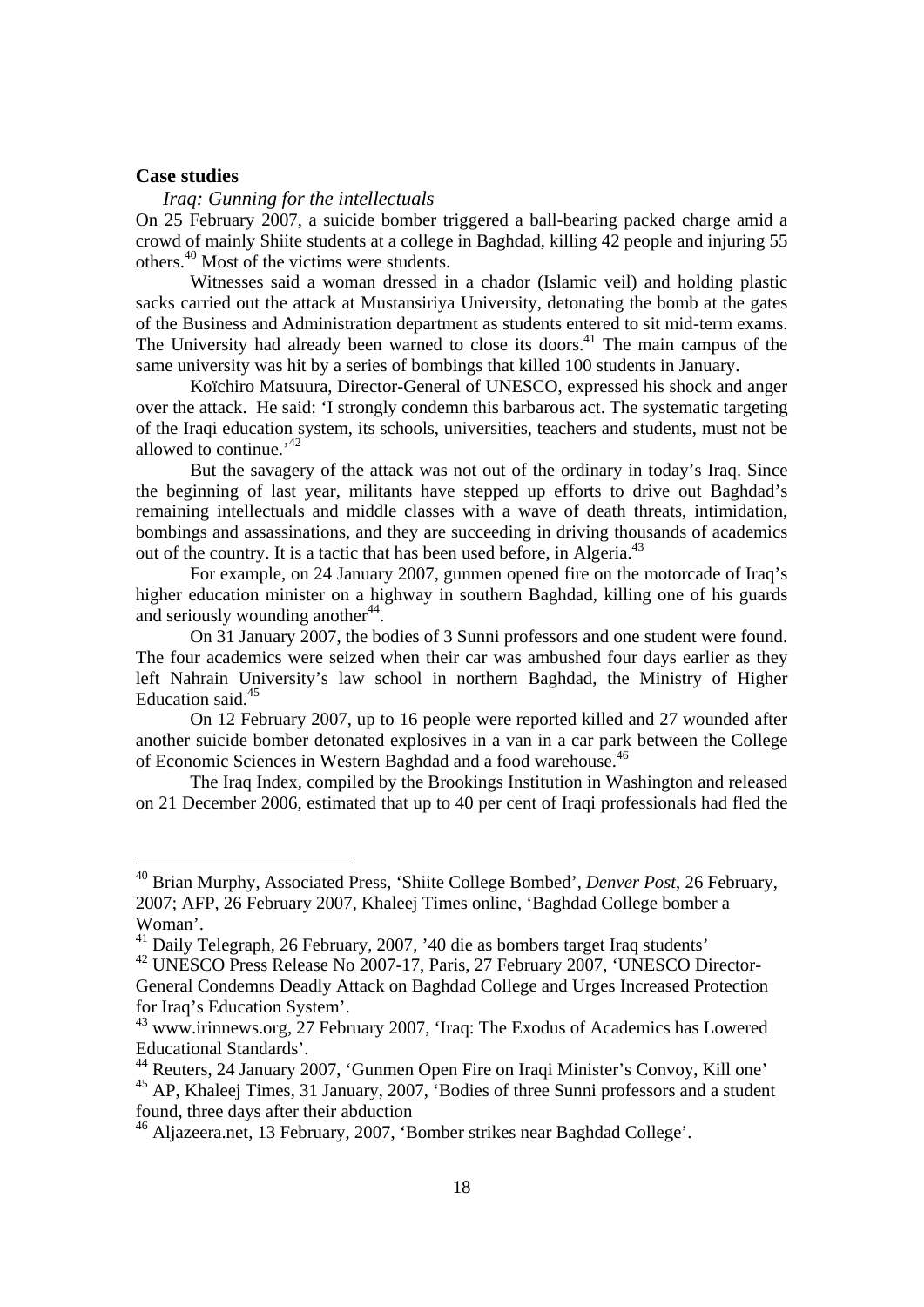## Case studies

*Iraq: Gunning for the intellectuals*

On 25 February 2007, a suicide bomber triggered a ball-bearing packed charge amid a crowd of mainly Shiite students at a college in Baghdad, killing 42 people and injuring 55 others.[40] Most of the victims were students.

Witnesses said a woman dressed in a chador (Islamic veil) and holding plastic sacks carried out the attack at Mustansiriya University, detonating the bomb at the gates of the Business and Administration department as students entered to sit mid-term exams. The University had already been warned to close its doors.[41] The main campus of the same university was hit by a series of bombings that killed 100 students in January.

Koïchiro Matsuura, Director-General of UNESCO, expressed his shock and anger over the attack. He said: 'I strongly condemn this barbarous act. The systematic targeting of the Iraqi education system, its schools, universities, teachers and students, must not be allowed to continue.'[42]

But the savagery of the attack was not out of the ordinary in today's Iraq. Since the beginning of last year, militants have stepped up efforts to drive out Baghdad's remaining intellectuals and middle classes with a wave of death threats, intimidation, bombings and assassinations, and they are succeeding in driving thousands of academics out of the country. It is a tactic that has been used before, in Algeria.[43]

For example, on 24 January 2007, gunmen opened fire on the motorcade of Iraq's higher education minister on a highway in southern Baghdad, killing one of his guards and seriously wounding another[44].

On 31 January 2007, the bodies of 3 Sunni professors and one student were found. The four academics were seized when their car was ambushed four days earlier as they left Nahrain University's law school in northern Baghdad, the Ministry of Higher Education said.[45]

On 12 February 2007, up to 16 people were reported killed and 27 wounded after another suicide bomber detonated explosives in a van in a car park between the College of Economic Sciences in Western Baghdad and a food warehouse.[46]

The Iraq Index, compiled by the Brookings Institution in Washington and released on 21 December 2006, estimated that up to 40 per cent of Iraqi professionals had fled the

---

[40] Brian Murphy, Associated Press, 'Shiite College Bombed', *Denver Post*, 26 February, 2007; AFP, 26 February 2007, Khaleej Times online, 'Baghdad College bomber a Woman'.

[41] Daily Telegraph, 26 February, 2007, '40 die as bombers target Iraq students'

[42] UNESCO Press Release No 2007-17, Paris, 27 February 2007, 'UNESCO Director-General Condemns Deadly Attack on Baghdad College and Urges Increased Protection for Iraq's Education System'.

[43] www.irinnews.org, 27 February 2007, 'Iraq: The Exodus of Academics has Lowered Educational Standards'.

[44] Reuters, 24 January 2007, 'Gunmen Open Fire on Iraqi Minister's Convoy, Kill one'

[45] AP, Khaleej Times, 31 January, 2007, 'Bodies of three Sunni professors and a student found, three days after their abduction

[46] Aljazeera.net, 13 February, 2007, 'Bomber strikes near Baghdad College'.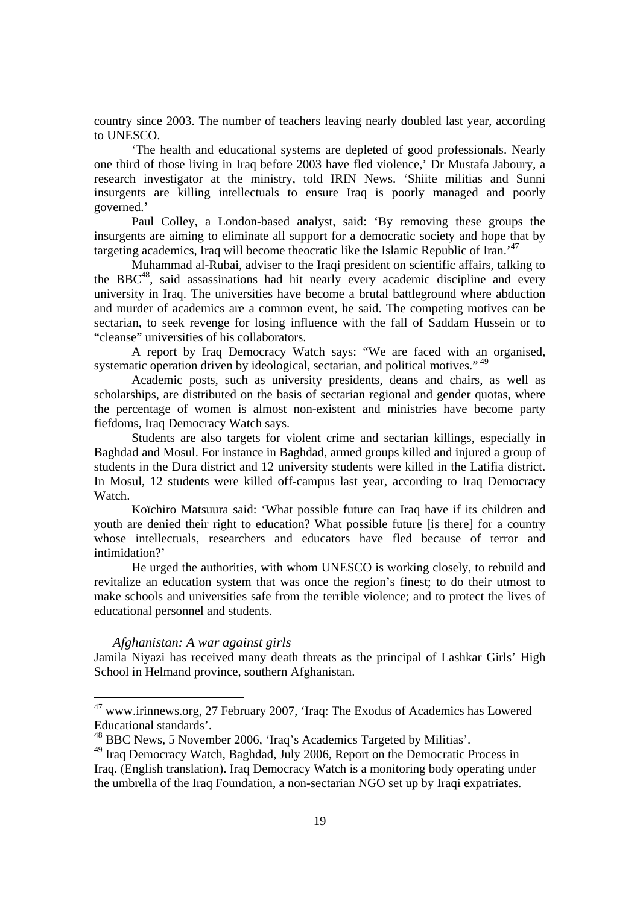country since 2003. The number of teachers leaving nearly doubled last year, according to UNESCO.

'The health and educational systems are depleted of good professionals. Nearly one third of those living in Iraq before 2003 have fled violence,' Dr Mustafa Jaboury, a research investigator at the ministry, told IRIN News. 'Shiite militias and Sunni insurgents are killing intellectuals to ensure Iraq is poorly managed and poorly governed.'

Paul Colley, a London-based analyst, said: 'By removing these groups the insurgents are aiming to eliminate all support for a democratic society and hope that by targeting academics, Iraq will become theocratic like the Islamic Republic of Iran.'[47]

Muhammad al-Rubai, adviser to the Iraqi president on scientific affairs, talking to the BBC[48], said assassinations had hit nearly every academic discipline and every university in Iraq. The universities have become a brutal battleground where abduction and murder of academics are a common event, he said. The competing motives can be sectarian, to seek revenge for losing influence with the fall of Saddam Hussein or to "cleanse" universities of his collaborators.

A report by Iraq Democracy Watch says: "We are faced with an organised, systematic operation driven by ideological, sectarian, and political motives."[49]

Academic posts, such as university presidents, deans and chairs, as well as scholarships, are distributed on the basis of sectarian regional and gender quotas, where the percentage of women is almost non-existent and ministries have become party fiefdoms, Iraq Democracy Watch says.

Students are also targets for violent crime and sectarian killings, especially in Baghdad and Mosul. For instance in Baghdad, armed groups killed and injured a group of students in the Dura district and 12 university students were killed in the Latifia district. In Mosul, 12 students were killed off-campus last year, according to Iraq Democracy Watch.

Koïchiro Matsuura said: 'What possible future can Iraq have if its children and youth are denied their right to education? What possible future [is there] for a country whose intellectuals, researchers and educators have fled because of terror and intimidation?'

He urged the authorities, with whom UNESCO is working closely, to rebuild and revitalize an education system that was once the region's finest; to do their utmost to make schools and universities safe from the terrible violence; and to protect the lives of educational personnel and students.

*Afghanistan: A war against girls*

Jamila Niyazi has received many death threats as the principal of Lashkar Girls' High School in Helmand province, southern Afghanistan.

---

[47] www.irinnews.org, 27 February 2007, 'Iraq: The Exodus of Academics has Lowered Educational standards'.

[48] BBC News, 5 November 2006, 'Iraq's Academics Targeted by Militias'.

[49] Iraq Democracy Watch, Baghdad, July 2006, Report on the Democratic Process in Iraq. (English translation). Iraq Democracy Watch is a monitoring body operating under the umbrella of the Iraq Foundation, a non-sectarian NGO set up by Iraqi expatriates.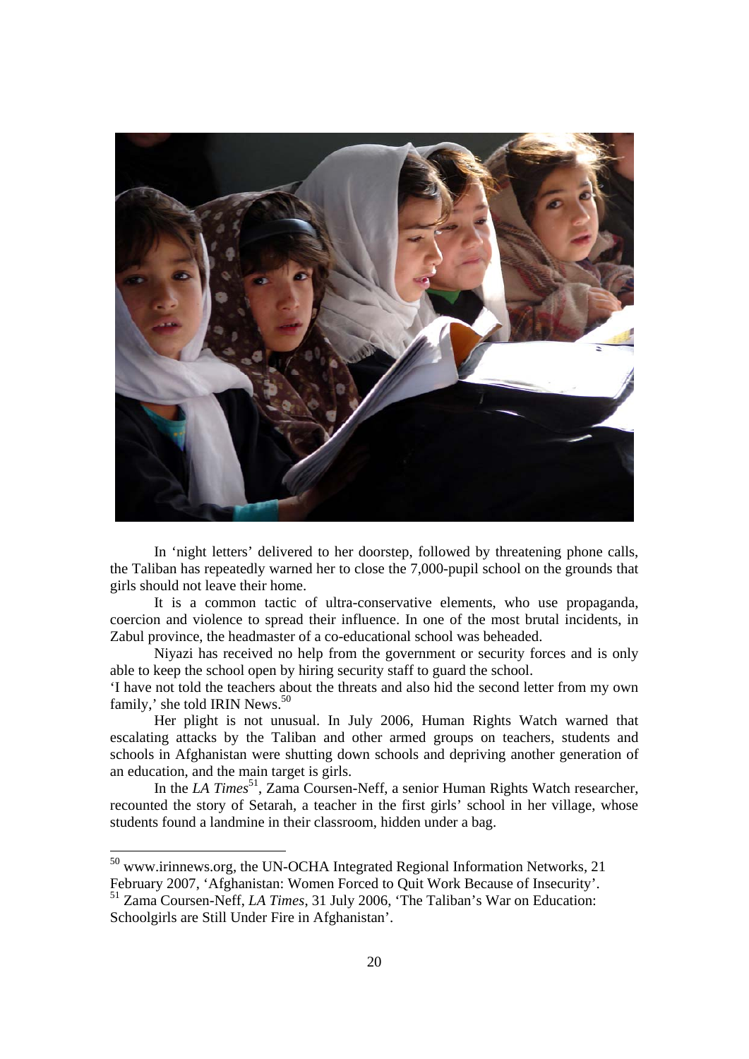In 'night letters' delivered to her doorstep, followed by threatening phone calls, the Taliban has repeatedly warned her to close the 7,000-pupil school on the grounds that girls should not leave their home.

It is a common tactic of ultra-conservative elements, who use propaganda, coercion and violence to spread their influence. In one of the most brutal incidents, in Zabul province, the headmaster of a co-educational school was beheaded.

Niyazi has received no help from the government or security forces and is only able to keep the school open by hiring security staff to guard the school.

'I have not told the teachers about the threats and also hid the second letter from my own family,' she told IRIN News.[50]

Her plight is not unusual. In July 2006, Human Rights Watch warned that escalating attacks by the Taliban and other armed groups on teachers, students and schools in Afghanistan were shutting down schools and depriving another generation of an education, and the main target is girls.

In the *LA Times*[51], Zama Coursen-Neff, a senior Human Rights Watch researcher, recounted the story of Setarah, a teacher in the first girls' school in her village, whose students found a landmine in their classroom, hidden under a bag.

---

[50] www.irinnews.org, the UN-OCHA Integrated Regional Information Networks, 21 February 2007, 'Afghanistan: Women Forced to Quit Work Because of Insecurity'.

[51] Zama Coursen-Neff, *LA Times*, 31 July 2006, 'The Taliban's War on Education: Schoolgirls are Still Under Fire in Afghanistan'.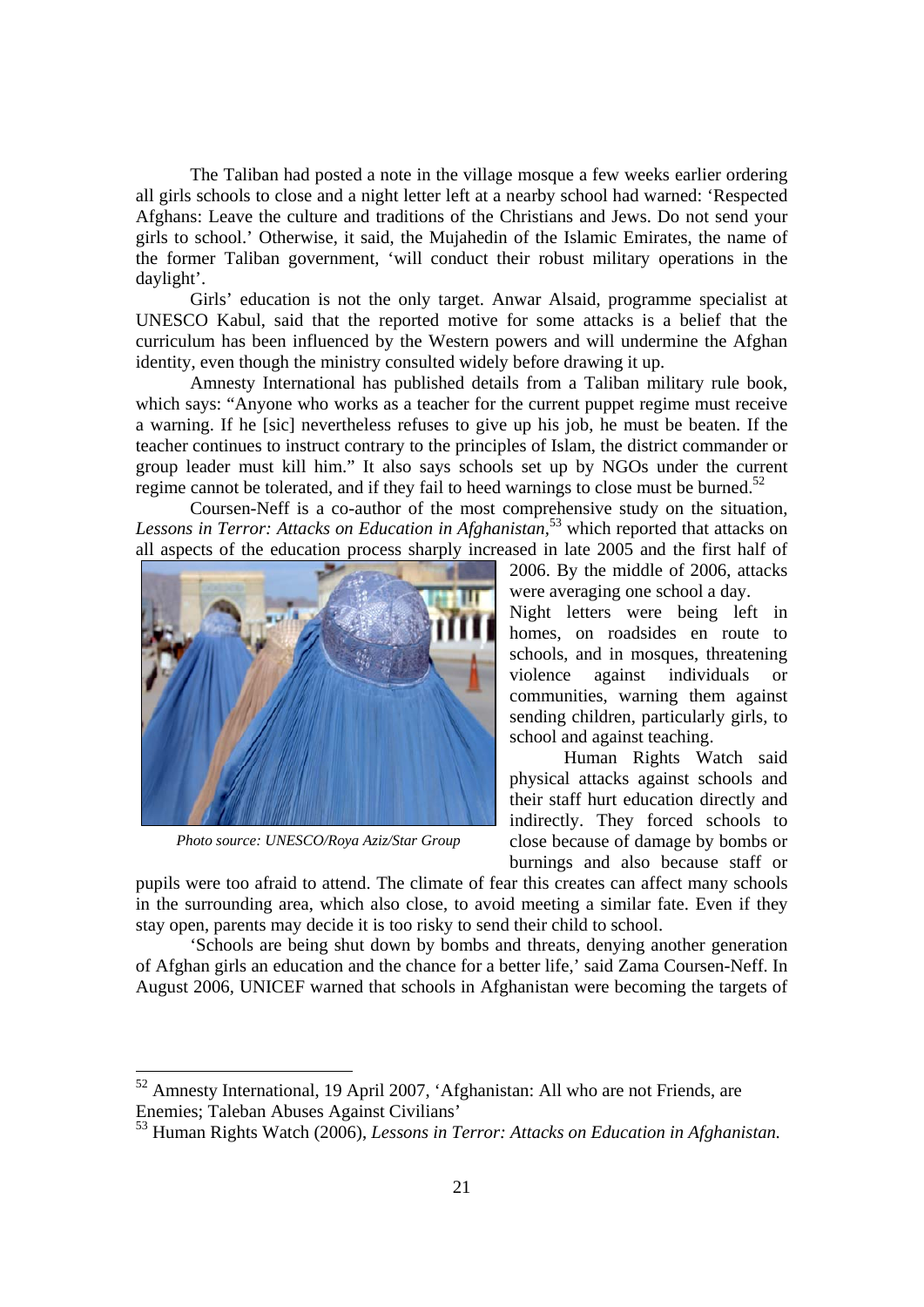The Taliban had posted a note in the village mosque a few weeks earlier ordering all girls schools to close and a night letter left at a nearby school had warned: 'Respected Afghans: Leave the culture and traditions of the Christians and Jews. Do not send your girls to school.' Otherwise, it said, the Mujahedin of the Islamic Emirates, the name of the former Taliban government, 'will conduct their robust military operations in the daylight'.

Girls' education is not the only target. Anwar Alsaid, programme specialist at UNESCO Kabul, said that the reported motive for some attacks is a belief that the curriculum has been influenced by the Western powers and will undermine the Afghan identity, even though the ministry consulted widely before drawing it up.

Amnesty International has published details from a Taliban military rule book, which says: "Anyone who works as a teacher for the current puppet regime must receive a warning. If he [sic] nevertheless refuses to give up his job, he must be beaten. If the teacher continues to instruct contrary to the principles of Islam, the district commander or group leader must kill him." It also says schools set up by NGOs under the current regime cannot be tolerated, and if they fail to heed warnings to close must be burned.[52]

Coursen-Neff is a co-author of the most comprehensive study on the situation, *Lessons in Terror: Attacks on Education in Afghanistan*,[53] which reported that attacks on all aspects of the education process sharply increased in late 2005 and the first half of 2006. By the middle of 2006, attacks were averaging one school a day.

*Photo source: UNESCO/Roya Aziz/Star Group*

Night letters were being left in homes, on roadsides en route to schools, and in mosques, threatening violence against individuals or communities, warning them against sending children, particularly girls, to school and against teaching.

Human Rights Watch said physical attacks against schools and their staff hurt education directly and indirectly. They forced schools to close because of damage by bombs or burnings and also because staff or pupils were too afraid to attend. The climate of fear this creates can affect many schools in the surrounding area, which also close, to avoid meeting a similar fate. Even if they stay open, parents may decide it is too risky to send their child to school.

'Schools are being shut down by bombs and threats, denying another generation of Afghan girls an education and the chance for a better life,' said Zama Coursen-Neff. In August 2006, UNICEF warned that schools in Afghanistan were becoming the targets of

---

[52] Amnesty International, 19 April 2007, 'Afghanistan: All who are not Friends, are Enemies; Taleban Abuses Against Civilians'

[53] Human Rights Watch (2006), *Lessons in Terror: Attacks on Education in Afghanistan.*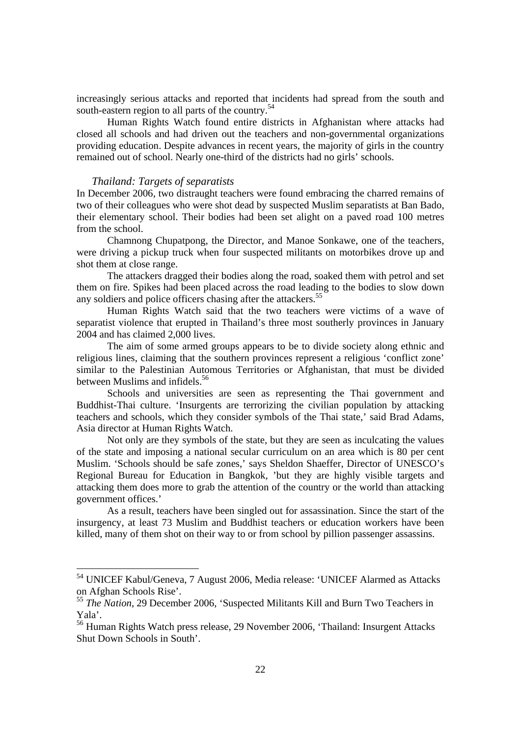increasingly serious attacks and reported that incidents had spread from the south and south-eastern region to all parts of the country.[54]

Human Rights Watch found entire districts in Afghanistan where attacks had closed all schools and had driven out the teachers and non-governmental organizations providing education. Despite advances in recent years, the majority of girls in the country remained out of school. Nearly one-third of the districts had no girls' schools.

### *Thailand: Targets of separatists*

In December 2006, two distraught teachers were found embracing the charred remains of two of their colleagues who were shot dead by suspected Muslim separatists at Ban Bado, their elementary school. Their bodies had been set alight on a paved road 100 metres from the school.

Chamnong Chupatpong, the Director, and Manoe Sonkawe, one of the teachers, were driving a pickup truck when four suspected militants on motorbikes drove up and shot them at close range.

The attackers dragged their bodies along the road, soaked them with petrol and set them on fire. Spikes had been placed across the road leading to the bodies to slow down any soldiers and police officers chasing after the attackers.[55]

Human Rights Watch said that the two teachers were victims of a wave of separatist violence that erupted in Thailand's three most southerly provinces in January 2004 and has claimed 2,000 lives.

The aim of some armed groups appears to be to divide society along ethnic and religious lines, claiming that the southern provinces represent a religious 'conflict zone' similar to the Palestinian Automous Territories or Afghanistan, that must be divided between Muslims and infidels.[56]

Schools and universities are seen as representing the Thai government and Buddhist-Thai culture. 'Insurgents are terrorizing the civilian population by attacking teachers and schools, which they consider symbols of the Thai state,' said Brad Adams, Asia director at Human Rights Watch.

Not only are they symbols of the state, but they are seen as inculcating the values of the state and imposing a national secular curriculum on an area which is 80 per cent Muslim. 'Schools should be safe zones,' says Sheldon Shaeffer, Director of UNESCO's Regional Bureau for Education in Bangkok, 'but they are highly visible targets and attacking them does more to grab the attention of the country or the world than attacking government offices.'

As a result, teachers have been singled out for assassination. Since the start of the insurgency, at least 73 Muslim and Buddhist teachers or education workers have been killed, many of them shot on their way to or from school by pillion passenger assassins.

---

[54] UNICEF Kabul/Geneva, 7 August 2006, Media release: 'UNICEF Alarmed as Attacks on Afghan Schools Rise'.

[55] *The Nation*, 29 December 2006, 'Suspected Militants Kill and Burn Two Teachers in Yala'.

[56] Human Rights Watch press release, 29 November 2006, 'Thailand: Insurgent Attacks Shut Down Schools in South'.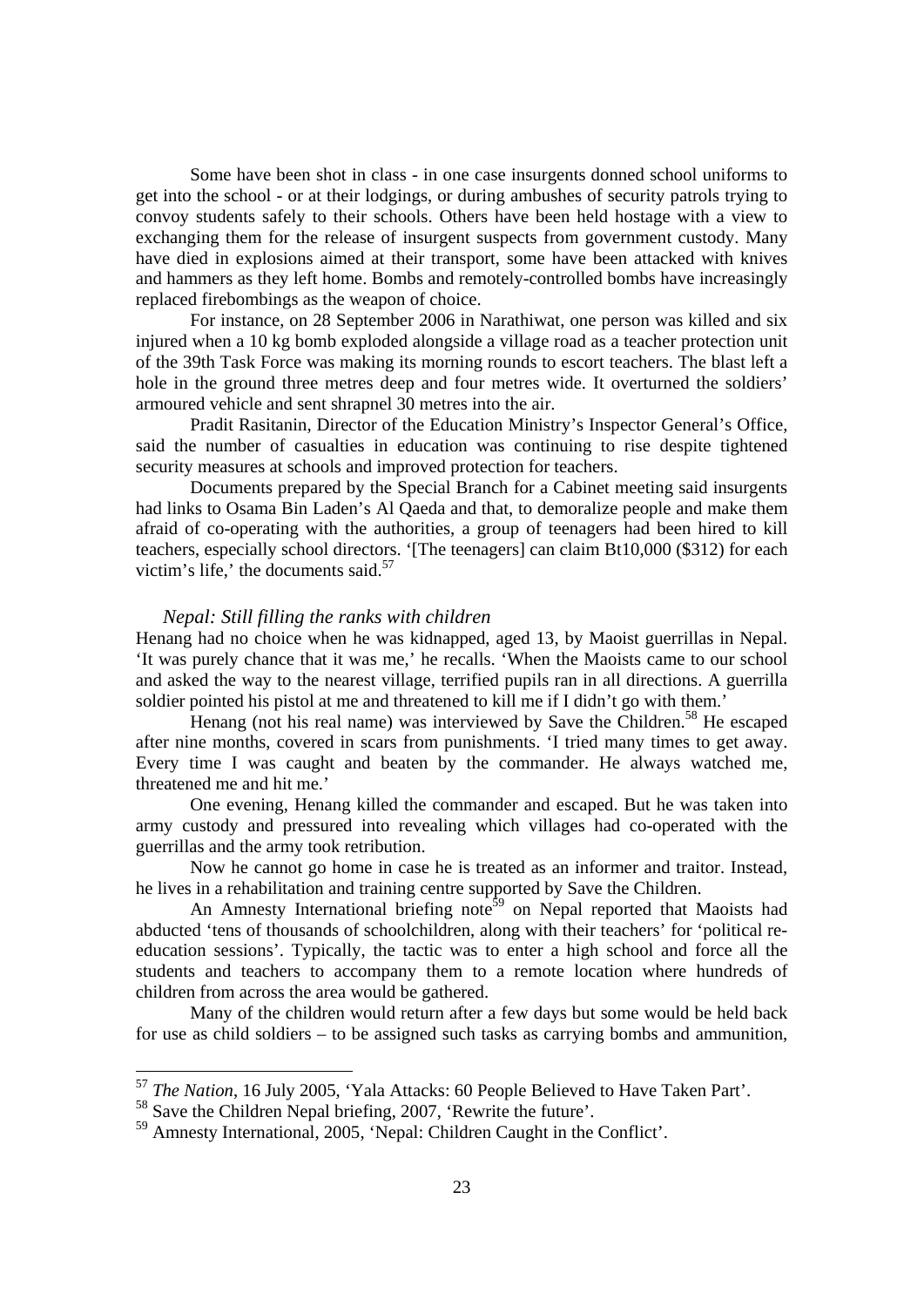Some have been shot in class - in one case insurgents donned school uniforms to get into the school - or at their lodgings, or during ambushes of security patrols trying to convoy students safely to their schools. Others have been held hostage with a view to exchanging them for the release of insurgent suspects from government custody. Many have died in explosions aimed at their transport, some have been attacked with knives and hammers as they left home. Bombs and remotely-controlled bombs have increasingly replaced firebombings as the weapon of choice.

For instance, on 28 September 2006 in Narathiwat, one person was killed and six injured when a 10 kg bomb exploded alongside a village road as a teacher protection unit of the 39th Task Force was making its morning rounds to escort teachers. The blast left a hole in the ground three metres deep and four metres wide. It overturned the soldiers' armoured vehicle and sent shrapnel 30 metres into the air.

Pradit Rasitanin, Director of the Education Ministry's Inspector General's Office, said the number of casualties in education was continuing to rise despite tightened security measures at schools and improved protection for teachers.

Documents prepared by the Special Branch for a Cabinet meeting said insurgents had links to Osama Bin Laden's Al Qaeda and that, to demoralize people and make them afraid of co-operating with the authorities, a group of teenagers had been hired to kill teachers, especially school directors. '[The teenagers] can claim Bt10,000 ($312) for each victim's life,' the documents said.[57]

### *Nepal: Still filling the ranks with children*

Henang had no choice when he was kidnapped, aged 13, by Maoist guerrillas in Nepal. 'It was purely chance that it was me,' he recalls. 'When the Maoists came to our school and asked the way to the nearest village, terrified pupils ran in all directions. A guerrilla soldier pointed his pistol at me and threatened to kill me if I didn't go with them.'

Henang (not his real name) was interviewed by Save the Children.[58] He escaped after nine months, covered in scars from punishments. 'I tried many times to get away. Every time I was caught and beaten by the commander. He always watched me, threatened me and hit me.'

One evening, Henang killed the commander and escaped. But he was taken into army custody and pressured into revealing which villages had co-operated with the guerrillas and the army took retribution.

Now he cannot go home in case he is treated as an informer and traitor. Instead, he lives in a rehabilitation and training centre supported by Save the Children.

An Amnesty International briefing note[59] on Nepal reported that Maoists had abducted 'tens of thousands of schoolchildren, along with their teachers' for 'political re-education sessions'. Typically, the tactic was to enter a high school and force all the students and teachers to accompany them to a remote location where hundreds of children from across the area would be gathered.

Many of the children would return after a few days but some would be held back for use as child soldiers – to be assigned such tasks as carrying bombs and ammunition,

---

[57] *The Nation*, 16 July 2005, 'Yala Attacks: 60 People Believed to Have Taken Part'.

[58] Save the Children Nepal briefing, 2007, 'Rewrite the future'.

[59] Amnesty International, 2005, 'Nepal: Children Caught in the Conflict'.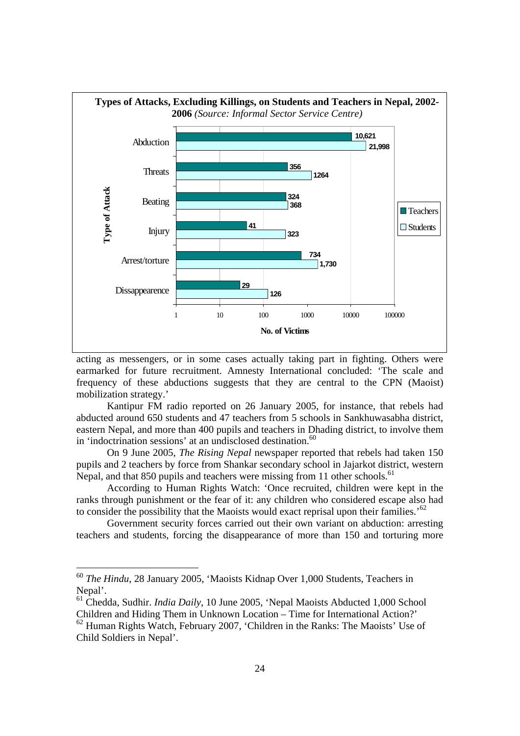**Types of Attacks, Excluding Killings, on Students and Teachers in Nepal, 2002-2006** *(Source: Informal Sector Service Centre)*

| Type of Attack | Teachers | Students |
|---|---|---|
| Abduction | 10,621 | 21,998 |
| Threats | 356 | 1264 |
| Beating | 324 | 368 |
| Injury | 41 | 323 |
| Arrest/torture | 734 | 1,730 |
| Dissappearence | 29 | 126 |

acting as messengers, or in some cases actually taking part in fighting. Others were earmarked for future recruitment. Amnesty International concluded: 'The scale and frequency of these abductions suggests that they are central to the CPN (Maoist) mobilization strategy.'

Kantipur FM radio reported on 26 January 2005, for instance, that rebels had abducted around 650 students and 47 teachers from 5 schools in Sankhuwasabha district, eastern Nepal, and more than 400 pupils and teachers in Dhading district, to involve them in 'indoctrination sessions' at an undisclosed destination.[60]

On 9 June 2005, *The Rising Nepal* newspaper reported that rebels had taken 150 pupils and 2 teachers by force from Shankar secondary school in Jajarkot district, western Nepal, and that 850 pupils and teachers were missing from 11 other schools.[61]

According to Human Rights Watch: 'Once recruited, children were kept in the ranks through punishment or the fear of it: any children who considered escape also had to consider the possibility that the Maoists would exact reprisal upon their families.'[62]

Government security forces carried out their own variant on abduction: arresting teachers and students, forcing the disappearance of more than 150 and torturing more

---

[60] *The Hindu*, 28 January 2005, 'Maoists Kidnap Over 1,000 Students, Teachers in Nepal'.

[61] Chedda, Sudhir. *India Daily*, 10 June 2005, 'Nepal Maoists Abducted 1,000 School Children and Hiding Them in Unknown Location – Time for International Action?'

[62] Human Rights Watch, February 2007, 'Children in the Ranks: The Maoists' Use of Child Soldiers in Nepal'.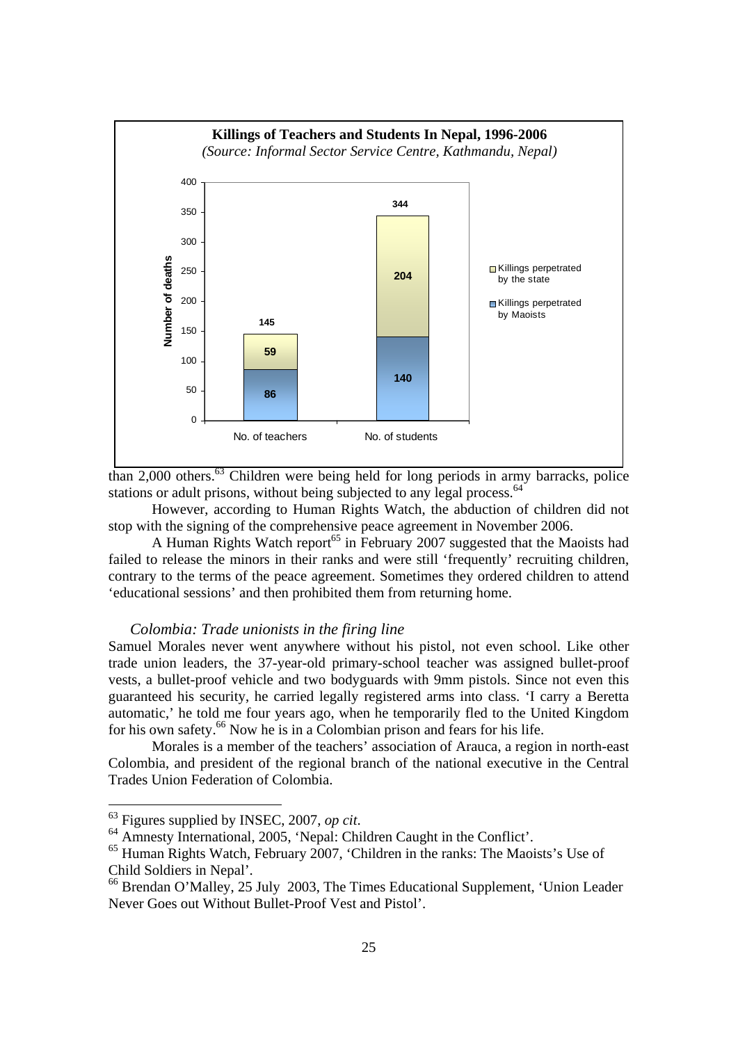**Killings of Teachers and Students In Nepal, 1996-2006**

*(Source: Informal Sector Service Centre, Kathmandu, Nepal)*

| | No. of teachers | No. of students |
|---|---|---|
| Killings perpetrated by Maoists | 86 | 140 |
| Killings perpetrated by the state | 59 | 204 |
| Total | 145 | 344 |

than 2,000 others.[63] Children were being held for long periods in army barracks, police stations or adult prisons, without being subjected to any legal process.[64]

However, according to Human Rights Watch, the abduction of children did not stop with the signing of the comprehensive peace agreement in November 2006.

A Human Rights Watch report[65] in February 2007 suggested that the Maoists had failed to release the minors in their ranks and were still 'frequently' recruiting children, contrary to the terms of the peace agreement. Sometimes they ordered children to attend 'educational sessions' and then prohibited them from returning home.

### *Colombia: Trade unionists in the firing line*

Samuel Morales never went anywhere without his pistol, not even school. Like other trade union leaders, the 37-year-old primary-school teacher was assigned bullet-proof vests, a bullet-proof vehicle and two bodyguards with 9mm pistols. Since not even this guaranteed his security, he carried legally registered arms into class. 'I carry a Beretta automatic,' he told me four years ago, when he temporarily fled to the United Kingdom for his own safety.[66] Now he is in a Colombian prison and fears for his life.

Morales is a member of the teachers' association of Arauca, a region in north-east Colombia, and president of the regional branch of the national executive in the Central Trades Union Federation of Colombia.

---

[63] Figures supplied by INSEC, 2007, *op cit*.

[64] Amnesty International, 2005, 'Nepal: Children Caught in the Conflict'.

[65] Human Rights Watch, February 2007, 'Children in the ranks: The Maoists's Use of Child Soldiers in Nepal'.

[66] Brendan O'Malley, 25 July 2003, The Times Educational Supplement, 'Union Leader Never Goes out Without Bullet-Proof Vest and Pistol'.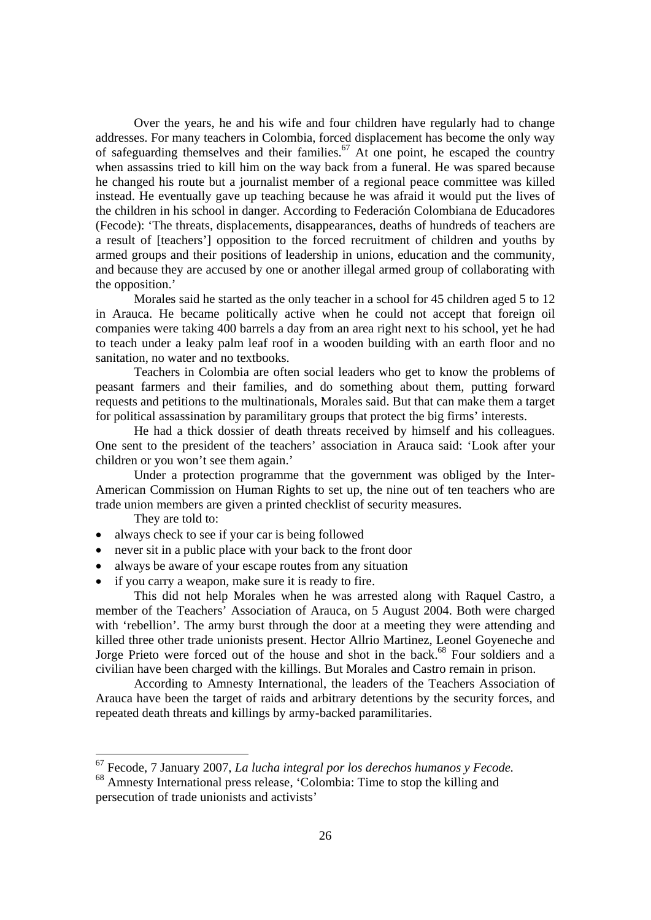Over the years, he and his wife and four children have regularly had to change addresses. For many teachers in Colombia, forced displacement has become the only way of safeguarding themselves and their families.[67] At one point, he escaped the country when assassins tried to kill him on the way back from a funeral. He was spared because he changed his route but a journalist member of a regional peace committee was killed instead. He eventually gave up teaching because he was afraid it would put the lives of the children in his school in danger. According to Federación Colombiana de Educadores (Fecode): 'The threats, displacements, disappearances, deaths of hundreds of teachers are a result of [teachers'] opposition to the forced recruitment of children and youths by armed groups and their positions of leadership in unions, education and the community, and because they are accused by one or another illegal armed group of collaborating with the opposition.'

Morales said he started as the only teacher in a school for 45 children aged 5 to 12 in Arauca. He became politically active when he could not accept that foreign oil companies were taking 400 barrels a day from an area right next to his school, yet he had to teach under a leaky palm leaf roof in a wooden building with an earth floor and no sanitation, no water and no textbooks.

Teachers in Colombia are often social leaders who get to know the problems of peasant farmers and their families, and do something about them, putting forward requests and petitions to the multinationals, Morales said. But that can make them a target for political assassination by paramilitary groups that protect the big firms' interests.

He had a thick dossier of death threats received by himself and his colleagues. One sent to the president of the teachers' association in Arauca said: 'Look after your children or you won't see them again.'

Under a protection programme that the government was obliged by the Inter-American Commission on Human Rights to set up, the nine out of ten teachers who are trade union members are given a printed checklist of security measures.

They are told to:

- always check to see if your car is being followed
- never sit in a public place with your back to the front door
- always be aware of your escape routes from any situation
- if you carry a weapon, make sure it is ready to fire.

This did not help Morales when he was arrested along with Raquel Castro, a member of the Teachers' Association of Arauca, on 5 August 2004. Both were charged with 'rebellion'. The army burst through the door at a meeting they were attending and killed three other trade unionists present. Hector Allrio Martinez, Leonel Goyeneche and Jorge Prieto were forced out of the house and shot in the back.[68] Four soldiers and a civilian have been charged with the killings. But Morales and Castro remain in prison.

According to Amnesty International, the leaders of the Teachers Association of Arauca have been the target of raids and arbitrary detentions by the security forces, and repeated death threats and killings by army-backed paramilitaries.

---

[67] Fecode, 7 January 2007, *La lucha integral por los derechos humanos y Fecode.*

[68] Amnesty International press release, 'Colombia: Time to stop the killing and persecution of trade unionists and activists'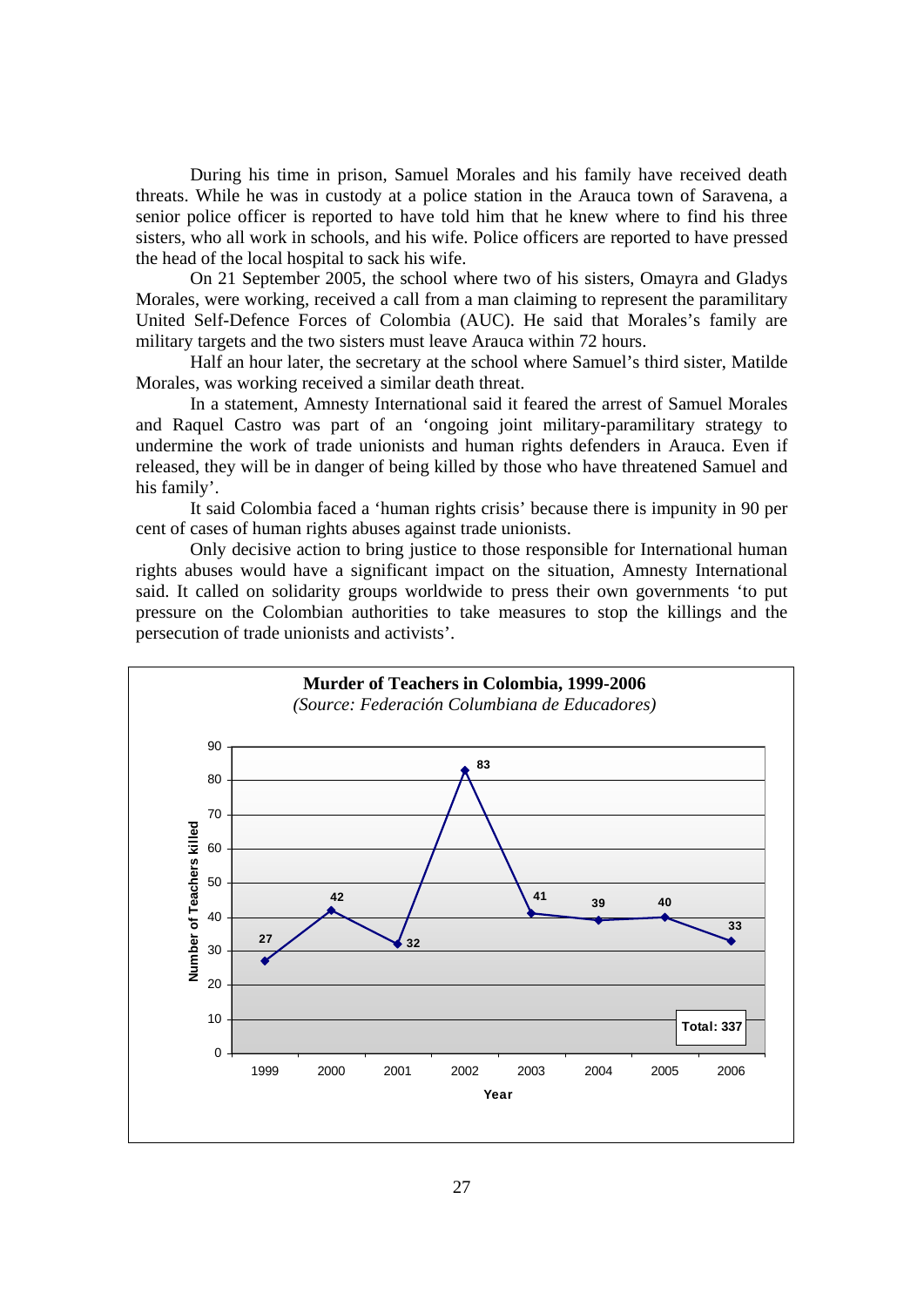During his time in prison, Samuel Morales and his family have received death threats. While he was in custody at a police station in the Arauca town of Saravena, a senior police officer is reported to have told him that he knew where to find his three sisters, who all work in schools, and his wife. Police officers are reported to have pressed the head of the local hospital to sack his wife.

On 21 September 2005, the school where two of his sisters, Omayra and Gladys Morales, were working, received a call from a man claiming to represent the paramilitary United Self-Defence Forces of Colombia (AUC). He said that Morales's family are military targets and the two sisters must leave Arauca within 72 hours.

Half an hour later, the secretary at the school where Samuel's third sister, Matilde Morales, was working received a similar death threat.

In a statement, Amnesty International said it feared the arrest of Samuel Morales and Raquel Castro was part of an 'ongoing joint military-paramilitary strategy to undermine the work of trade unionists and human rights defenders in Arauca. Even if released, they will be in danger of being killed by those who have threatened Samuel and his family'.

It said Colombia faced a 'human rights crisis' because there is impunity in 90 per cent of cases of human rights abuses against trade unionists.

Only decisive action to bring justice to those responsible for International human rights abuses would have a significant impact on the situation, Amnesty International said. It called on solidarity groups worldwide to press their own governments 'to put pressure on the Colombian authorities to take measures to stop the killings and the persecution of trade unionists and activists'.

**Murder of Teachers in Colombia, 1999-2006**
*(Source: Federación Columbiana de Educadores)*

| Year | Number of Teachers killed |
|---|---|
| 1999 | 27 |
| 2000 | 42 |
| 2001 | 32 |
| 2002 | 83 |
| 2003 | 41 |
| 2004 | 39 |
| 2005 | 40 |
| 2006 | 33 |

**Total: 337**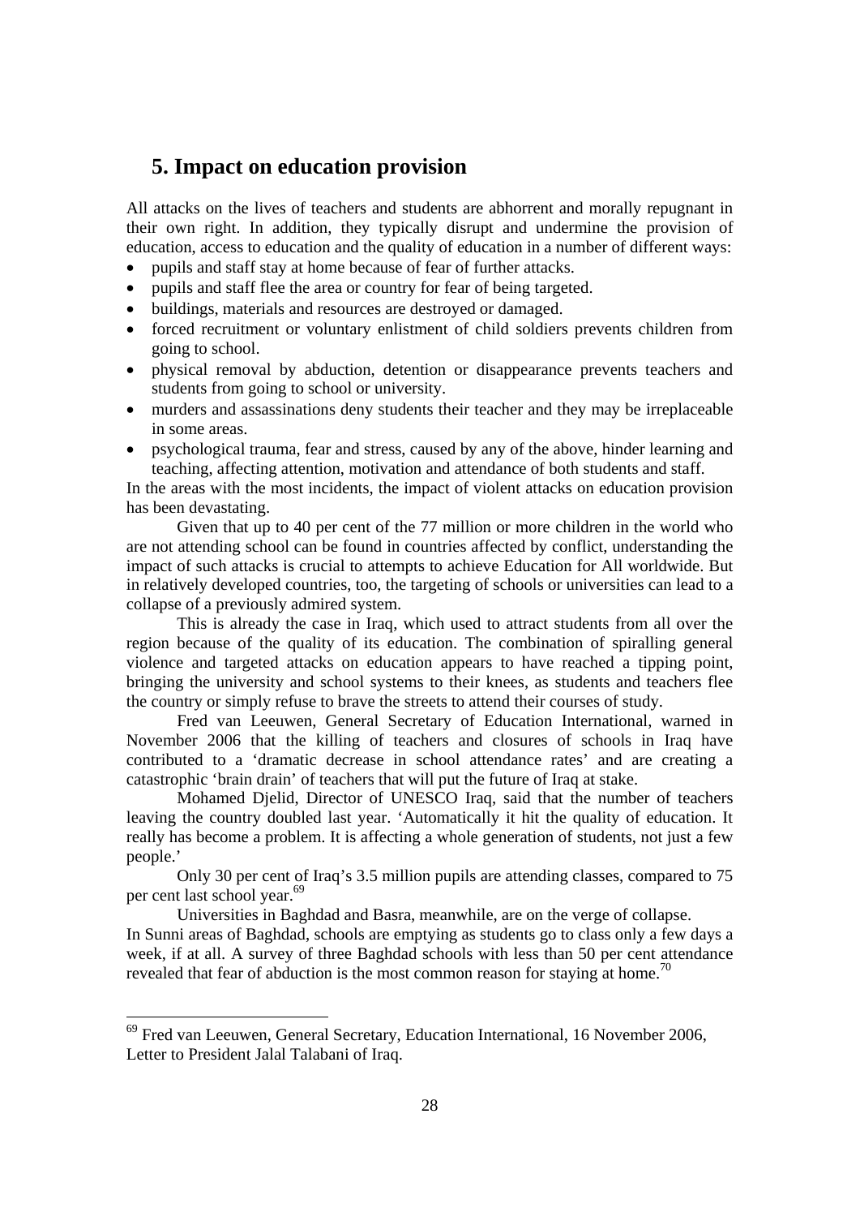## 5. Impact on education provision

All attacks on the lives of teachers and students are abhorrent and morally repugnant in their own right. In addition, they typically disrupt and undermine the provision of education, access to education and the quality of education in a number of different ways:

- pupils and staff stay at home because of fear of further attacks.
- pupils and staff flee the area or country for fear of being targeted.
- buildings, materials and resources are destroyed or damaged.
- forced recruitment or voluntary enlistment of child soldiers prevents children from going to school.
- physical removal by abduction, detention or disappearance prevents teachers and students from going to school or university.
- murders and assassinations deny students their teacher and they may be irreplaceable in some areas.
- psychological trauma, fear and stress, caused by any of the above, hinder learning and teaching, affecting attention, motivation and attendance of both students and staff.

In the areas with the most incidents, the impact of violent attacks on education provision has been devastating.

Given that up to 40 per cent of the 77 million or more children in the world who are not attending school can be found in countries affected by conflict, understanding the impact of such attacks is crucial to attempts to achieve Education for All worldwide. But in relatively developed countries, too, the targeting of schools or universities can lead to a collapse of a previously admired system.

This is already the case in Iraq, which used to attract students from all over the region because of the quality of its education. The combination of spiralling general violence and targeted attacks on education appears to have reached a tipping point, bringing the university and school systems to their knees, as students and teachers flee the country or simply refuse to brave the streets to attend their courses of study.

Fred van Leeuwen, General Secretary of Education International, warned in November 2006 that the killing of teachers and closures of schools in Iraq have contributed to a 'dramatic decrease in school attendance rates' and are creating a catastrophic 'brain drain' of teachers that will put the future of Iraq at stake.

Mohamed Djelid, Director of UNESCO Iraq, said that the number of teachers leaving the country doubled last year. 'Automatically it hit the quality of education. It really has become a problem. It is affecting a whole generation of students, not just a few people.'

Only 30 per cent of Iraq's 3.5 million pupils are attending classes, compared to 75 per cent last school year.[69]

Universities in Baghdad and Basra, meanwhile, are on the verge of collapse.

In Sunni areas of Baghdad, schools are emptying as students go to class only a few days a week, if at all. A survey of three Baghdad schools with less than 50 per cent attendance revealed that fear of abduction is the most common reason for staying at home.[70]

---

[69] Fred van Leeuwen, General Secretary, Education International, 16 November 2006, Letter to President Jalal Talabani of Iraq.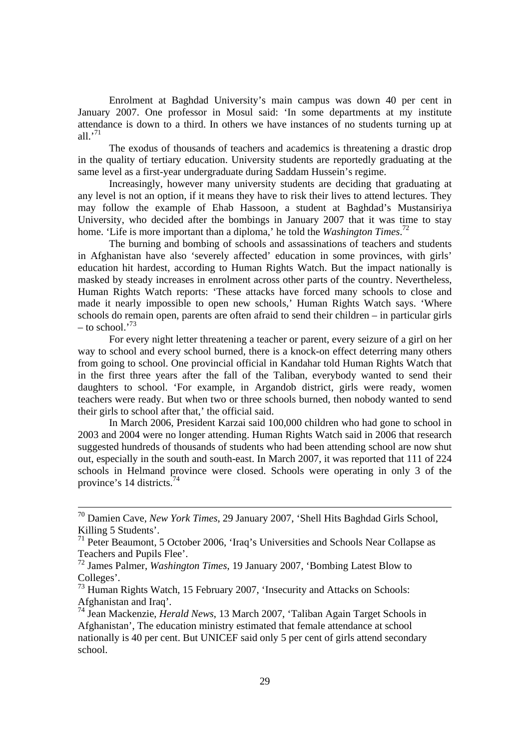Enrolment at Baghdad University's main campus was down 40 per cent in January 2007. One professor in Mosul said: 'In some departments at my institute attendance is down to a third. In others we have instances of no students turning up at all.'[71]

The exodus of thousands of teachers and academics is threatening a drastic drop in the quality of tertiary education. University students are reportedly graduating at the same level as a first-year undergraduate during Saddam Hussein's regime.

Increasingly, however many university students are deciding that graduating at any level is not an option, if it means they have to risk their lives to attend lectures. They may follow the example of Ehab Hassoon, a student at Baghdad's Mustansiriya University, who decided after the bombings in January 2007 that it was time to stay home. 'Life is more important than a diploma,' he told the *Washington Times*.[72]

The burning and bombing of schools and assassinations of teachers and students in Afghanistan have also 'severely affected' education in some provinces, with girls' education hit hardest, according to Human Rights Watch. But the impact nationally is masked by steady increases in enrolment across other parts of the country. Nevertheless, Human Rights Watch reports: 'These attacks have forced many schools to close and made it nearly impossible to open new schools,' Human Rights Watch says. 'Where schools do remain open, parents are often afraid to send their children – in particular girls – to school.'[73]

For every night letter threatening a teacher or parent, every seizure of a girl on her way to school and every school burned, there is a knock-on effect deterring many others from going to school. One provincial official in Kandahar told Human Rights Watch that in the first three years after the fall of the Taliban, everybody wanted to send their daughters to school. 'For example, in Argandob district, girls were ready, women teachers were ready. But when two or three schools burned, then nobody wanted to send their girls to school after that,' the official said.

In March 2006, President Karzai said 100,000 children who had gone to school in 2003 and 2004 were no longer attending. Human Rights Watch said in 2006 that research suggested hundreds of thousands of students who had been attending school are now shut out, especially in the south and south-east. In March 2007, it was reported that 111 of 224 schools in Helmand province were closed. Schools were operating in only 3 of the province's 14 districts.[74]

---

[70] Damien Cave, *New York Times*, 29 January 2007, 'Shell Hits Baghdad Girls School, Killing 5 Students'.

[71] Peter Beaumont, 5 October 2006, 'Iraq's Universities and Schools Near Collapse as Teachers and Pupils Flee'.

[72] James Palmer, *Washington Times*, 19 January 2007, 'Bombing Latest Blow to Colleges'.

[73] Human Rights Watch, 15 February 2007, 'Insecurity and Attacks on Schools: Afghanistan and Iraq'.

[74] Jean Mackenzie, *Herald News*, 13 March 2007, 'Taliban Again Target Schools in Afghanistan', The education ministry estimated that female attendance at school nationally is 40 per cent. But UNICEF said only 5 per cent of girls attend secondary school.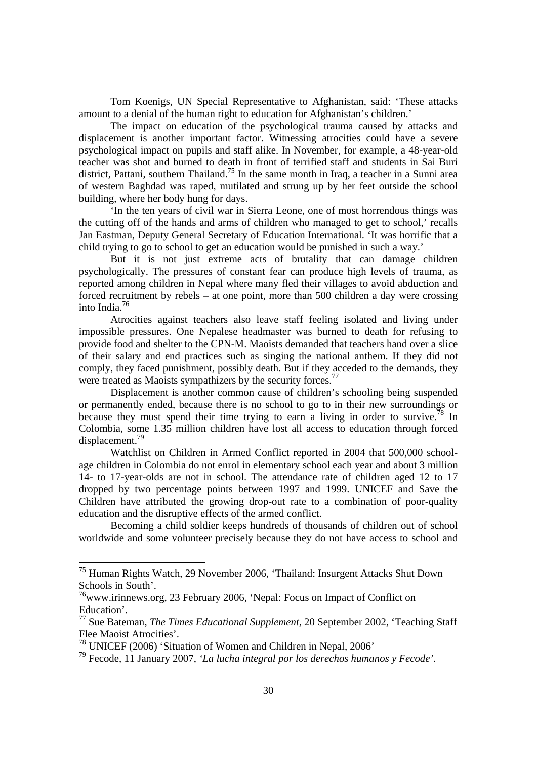Tom Koenigs, UN Special Representative to Afghanistan, said: 'These attacks amount to a denial of the human right to education for Afghanistan's children.'

The impact on education of the psychological trauma caused by attacks and displacement is another important factor. Witnessing atrocities could have a severe psychological impact on pupils and staff alike. In November, for example, a 48-year-old teacher was shot and burned to death in front of terrified staff and students in Sai Buri district, Pattani, southern Thailand.[75] In the same month in Iraq, a teacher in a Sunni area of western Baghdad was raped, mutilated and strung up by her feet outside the school building, where her body hung for days.

'In the ten years of civil war in Sierra Leone, one of most horrendous things was the cutting off of the hands and arms of children who managed to get to school,' recalls Jan Eastman, Deputy General Secretary of Education International. 'It was horrific that a child trying to go to school to get an education would be punished in such a way.'

But it is not just extreme acts of brutality that can damage children psychologically. The pressures of constant fear can produce high levels of trauma, as reported among children in Nepal where many fled their villages to avoid abduction and forced recruitment by rebels – at one point, more than 500 children a day were crossing into India.[76]

Atrocities against teachers also leave staff feeling isolated and living under impossible pressures. One Nepalese headmaster was burned to death for refusing to provide food and shelter to the CPN-M. Maoists demanded that teachers hand over a slice of their salary and end practices such as singing the national anthem. If they did not comply, they faced punishment, possibly death. But if they acceded to the demands, they were treated as Maoists sympathizers by the security forces.[77]

Displacement is another common cause of children's schooling being suspended or permanently ended, because there is no school to go to in their new surroundings or because they must spend their time trying to earn a living in order to survive.[78] In Colombia, some 1.35 million children have lost all access to education through forced displacement.[79]

Watchlist on Children in Armed Conflict reported in 2004 that 500,000 school-age children in Colombia do not enrol in elementary school each year and about 3 million 14- to 17-year-olds are not in school. The attendance rate of children aged 12 to 17 dropped by two percentage points between 1997 and 1999. UNICEF and Save the Children have attributed the growing drop-out rate to a combination of poor-quality education and the disruptive effects of the armed conflict.

Becoming a child soldier keeps hundreds of thousands of children out of school worldwide and some volunteer precisely because they do not have access to school and

---

[75] Human Rights Watch, 29 November 2006, 'Thailand: Insurgent Attacks Shut Down Schools in South'.

[76] www.irinnews.org, 23 February 2006, 'Nepal: Focus on Impact of Conflict on Education'.

[77] Sue Bateman, *The Times Educational Supplement*, 20 September 2002, 'Teaching Staff Flee Maoist Atrocities'.

[78] UNICEF (2006) 'Situation of Women and Children in Nepal, 2006'

[79] Fecode, 11 January 2007, *'La lucha integral por los derechos humanos y Fecode'.*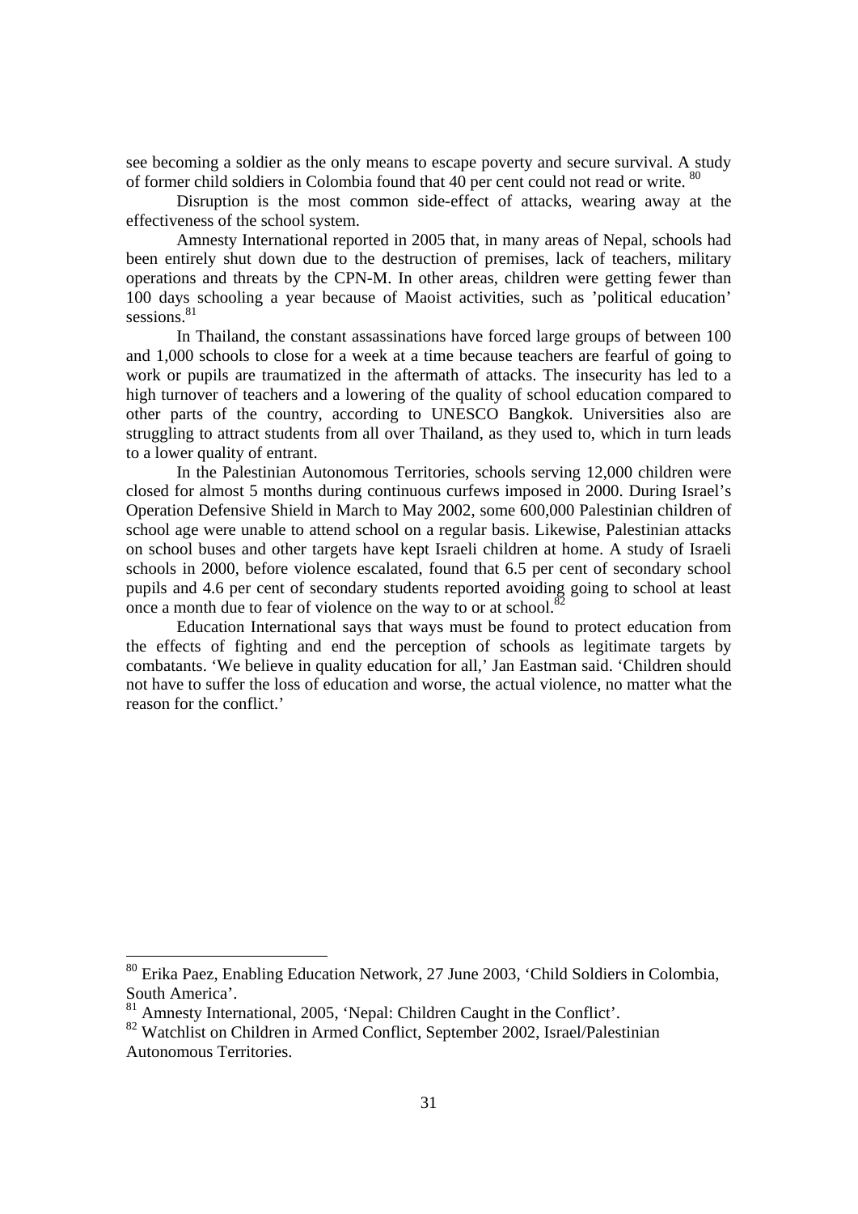see becoming a soldier as the only means to escape poverty and secure survival. A study of former child soldiers in Colombia found that 40 per cent could not read or write. [80]

Disruption is the most common side-effect of attacks, wearing away at the effectiveness of the school system.

Amnesty International reported in 2005 that, in many areas of Nepal, schools had been entirely shut down due to the destruction of premises, lack of teachers, military operations and threats by the CPN-M. In other areas, children were getting fewer than 100 days schooling a year because of Maoist activities, such as 'political education' sessions.[81]

In Thailand, the constant assassinations have forced large groups of between 100 and 1,000 schools to close for a week at a time because teachers are fearful of going to work or pupils are traumatized in the aftermath of attacks. The insecurity has led to a high turnover of teachers and a lowering of the quality of school education compared to other parts of the country, according to UNESCO Bangkok. Universities also are struggling to attract students from all over Thailand, as they used to, which in turn leads to a lower quality of entrant.

In the Palestinian Autonomous Territories, schools serving 12,000 children were closed for almost 5 months during continuous curfews imposed in 2000. During Israel's Operation Defensive Shield in March to May 2002, some 600,000 Palestinian children of school age were unable to attend school on a regular basis. Likewise, Palestinian attacks on school buses and other targets have kept Israeli children at home. A study of Israeli schools in 2000, before violence escalated, found that 6.5 per cent of secondary school pupils and 4.6 per cent of secondary students reported avoiding going to school at least once a month due to fear of violence on the way to or at school.[82]

Education International says that ways must be found to protect education from the effects of fighting and end the perception of schools as legitimate targets by combatants. 'We believe in quality education for all,' Jan Eastman said. 'Children should not have to suffer the loss of education and worse, the actual violence, no matter what the reason for the conflict.'

---

[80] Erika Paez, Enabling Education Network, 27 June 2003, 'Child Soldiers in Colombia, South America'.

[81] Amnesty International, 2005, 'Nepal: Children Caught in the Conflict'.

[82] Watchlist on Children in Armed Conflict, September 2002, Israel/Palestinian Autonomous Territories.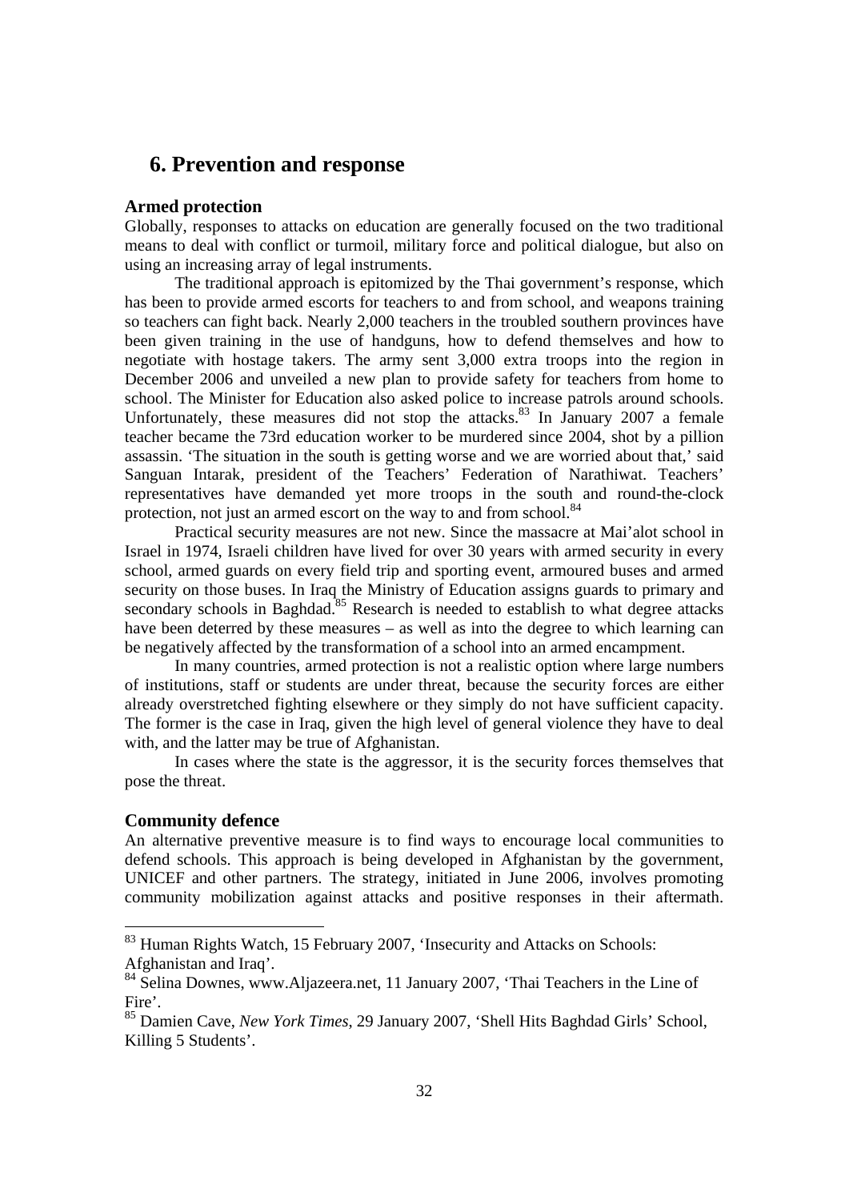# 6. Prevention and response

### Armed protection

Globally, responses to attacks on education are generally focused on the two traditional means to deal with conflict or turmoil, military force and political dialogue, but also on using an increasing array of legal instruments.

The traditional approach is epitomized by the Thai government's response, which has been to provide armed escorts for teachers to and from school, and weapons training so teachers can fight back. Nearly 2,000 teachers in the troubled southern provinces have been given training in the use of handguns, how to defend themselves and how to negotiate with hostage takers. The army sent 3,000 extra troops into the region in December 2006 and unveiled a new plan to provide safety for teachers from home to school. The Minister for Education also asked police to increase patrols around schools. Unfortunately, these measures did not stop the attacks.[83] In January 2007 a female teacher became the 73rd education worker to be murdered since 2004, shot by a pillion assassin. 'The situation in the south is getting worse and we are worried about that,' said Sanguan Intarak, president of the Teachers' Federation of Narathiwat. Teachers' representatives have demanded yet more troops in the south and round-the-clock protection, not just an armed escort on the way to and from school.[84]

Practical security measures are not new. Since the massacre at Mai'alot school in Israel in 1974, Israeli children have lived for over 30 years with armed security in every school, armed guards on every field trip and sporting event, armoured buses and armed security on those buses. In Iraq the Ministry of Education assigns guards to primary and secondary schools in Baghdad.[85] Research is needed to establish to what degree attacks have been deterred by these measures – as well as into the degree to which learning can be negatively affected by the transformation of a school into an armed encampment.

In many countries, armed protection is not a realistic option where large numbers of institutions, staff or students are under threat, because the security forces are either already overstretched fighting elsewhere or they simply do not have sufficient capacity. The former is the case in Iraq, given the high level of general violence they have to deal with, and the latter may be true of Afghanistan.

In cases where the state is the aggressor, it is the security forces themselves that pose the threat.

### Community defence

An alternative preventive measure is to find ways to encourage local communities to defend schools. This approach is being developed in Afghanistan by the government, UNICEF and other partners. The strategy, initiated in June 2006, involves promoting community mobilization against attacks and positive responses in their aftermath.

---

[83] Human Rights Watch, 15 February 2007, 'Insecurity and Attacks on Schools: Afghanistan and Iraq'.

[84] Selina Downes, www.Aljazeera.net, 11 January 2007, 'Thai Teachers in the Line of Fire'.

[85] Damien Cave, *New York Times*, 29 January 2007, 'Shell Hits Baghdad Girls' School, Killing 5 Students'.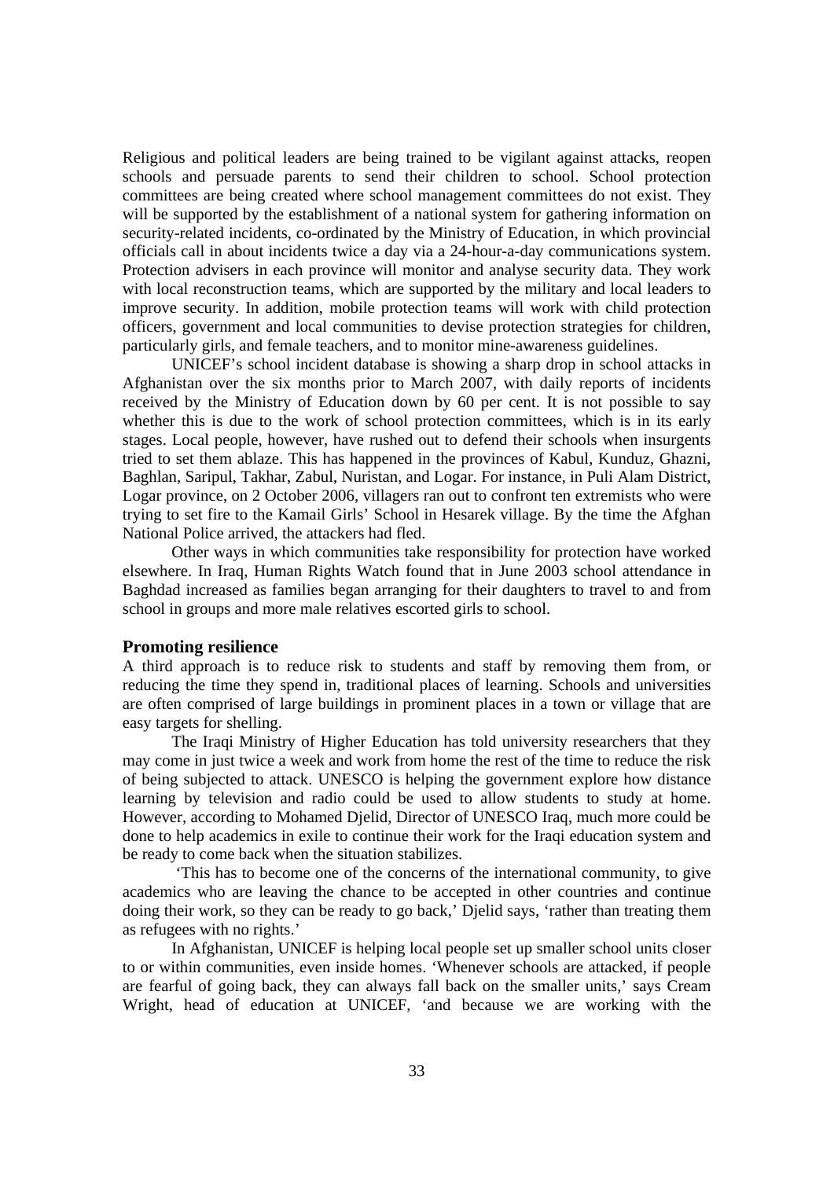Religious and political leaders are being trained to be vigilant against attacks, reopen schools and persuade parents to send their children to school. School protection committees are being created where school management committees do not exist. They will be supported by the establishment of a national system for gathering information on security-related incidents, co-ordinated by the Ministry of Education, in which provincial officials call in about incidents twice a day via a 24-hour-a-day communications system. Protection advisers in each province will monitor and analyse security data. They work with local reconstruction teams, which are supported by the military and local leaders to improve security. In addition, mobile protection teams will work with child protection officers, government and local communities to devise protection strategies for children, particularly girls, and female teachers, and to monitor mine-awareness guidelines.

UNICEF's school incident database is showing a sharp drop in school attacks in Afghanistan over the six months prior to March 2007, with daily reports of incidents received by the Ministry of Education down by 60 per cent. It is not possible to say whether this is due to the work of school protection committees, which is in its early stages. Local people, however, have rushed out to defend their schools when insurgents tried to set them ablaze. This has happened in the provinces of Kabul, Kunduz, Ghazni, Baghlan, Saripul, Takhar, Zabul, Nuristan, and Logar. For instance, in Puli Alam District, Logar province, on 2 October 2006, villagers ran out to confront ten extremists who were trying to set fire to the Kamail Girls' School in Hesarek village. By the time the Afghan National Police arrived, the attackers had fled.

Other ways in which communities take responsibility for protection have worked elsewhere. In Iraq, Human Rights Watch found that in June 2003 school attendance in Baghdad increased as families began arranging for their daughters to travel to and from school in groups and more male relatives escorted girls to school.

## Promoting resilience

A third approach is to reduce risk to students and staff by removing them from, or reducing the time they spend in, traditional places of learning. Schools and universities are often comprised of large buildings in prominent places in a town or village that are easy targets for shelling.

The Iraqi Ministry of Higher Education has told university researchers that they may come in just twice a week and work from home the rest of the time to reduce the risk of being subjected to attack. UNESCO is helping the government explore how distance learning by television and radio could be used to allow students to study at home. However, according to Mohamed Djelid, Director of UNESCO Iraq, much more could be done to help academics in exile to continue their work for the Iraqi education system and be ready to come back when the situation stabilizes.

'This has to become one of the concerns of the international community, to give academics who are leaving the chance to be accepted in other countries and continue doing their work, so they can be ready to go back,' Djelid says, 'rather than treating them as refugees with no rights.'

In Afghanistan, UNICEF is helping local people set up smaller school units closer to or within communities, even inside homes. 'Whenever schools are attacked, if people are fearful of going back, they can always fall back on the smaller units,' says Cream Wright, head of education at UNICEF, 'and because we are working with the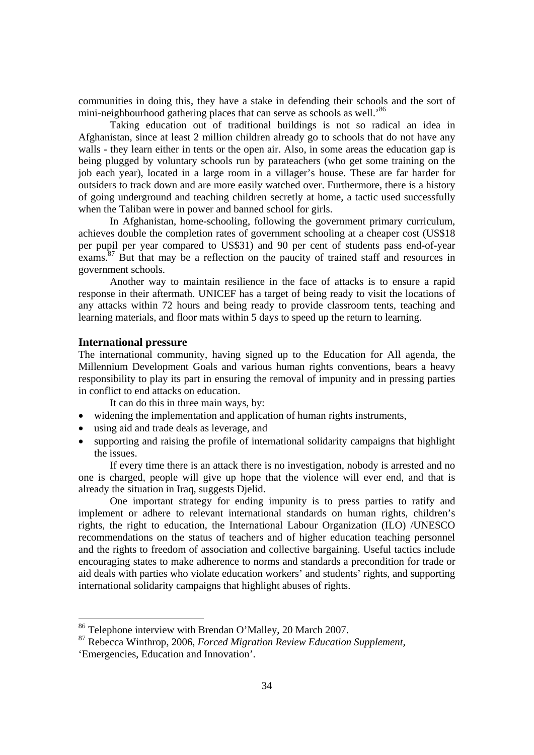communities in doing this, they have a stake in defending their schools and the sort of mini-neighbourhood gathering places that can serve as schools as well.'[86]

Taking education out of traditional buildings is not so radical an idea in Afghanistan, since at least 2 million children already go to schools that do not have any walls - they learn either in tents or the open air. Also, in some areas the education gap is being plugged by voluntary schools run by parateachers (who get some training on the job each year), located in a large room in a villager's house. These are far harder for outsiders to track down and are more easily watched over. Furthermore, there is a history of going underground and teaching children secretly at home, a tactic used successfully when the Taliban were in power and banned school for girls.

In Afghanistan, home-schooling, following the government primary curriculum, achieves double the completion rates of government schooling at a cheaper cost (US$18 per pupil per year compared to US$31) and 90 per cent of students pass end-of-year exams.[87] But that may be a reflection on the paucity of trained staff and resources in government schools.

Another way to maintain resilience in the face of attacks is to ensure a rapid response in their aftermath. UNICEF has a target of being ready to visit the locations of any attacks within 72 hours and being ready to provide classroom tents, teaching and learning materials, and floor mats within 5 days to speed up the return to learning.

### International pressure

The international community, having signed up to the Education for All agenda, the Millennium Development Goals and various human rights conventions, bears a heavy responsibility to play its part in ensuring the removal of impunity and in pressing parties in conflict to end attacks on education.

It can do this in three main ways, by:

- widening the implementation and application of human rights instruments,
- using aid and trade deals as leverage, and
- supporting and raising the profile of international solidarity campaigns that highlight the issues.

If every time there is an attack there is no investigation, nobody is arrested and no one is charged, people will give up hope that the violence will ever end, and that is already the situation in Iraq, suggests Djelid.

One important strategy for ending impunity is to press parties to ratify and implement or adhere to relevant international standards on human rights, children's rights, the right to education, the International Labour Organization (ILO) /UNESCO recommendations on the status of teachers and of higher education teaching personnel and the rights to freedom of association and collective bargaining. Useful tactics include encouraging states to make adherence to norms and standards a precondition for trade or aid deals with parties who violate education workers' and students' rights, and supporting international solidarity campaigns that highlight abuses of rights.

---

[86] Telephone interview with Brendan O'Malley, 20 March 2007.

[87] Rebecca Winthrop, 2006, *Forced Migration Review Education Supplement*, 'Emergencies, Education and Innovation'.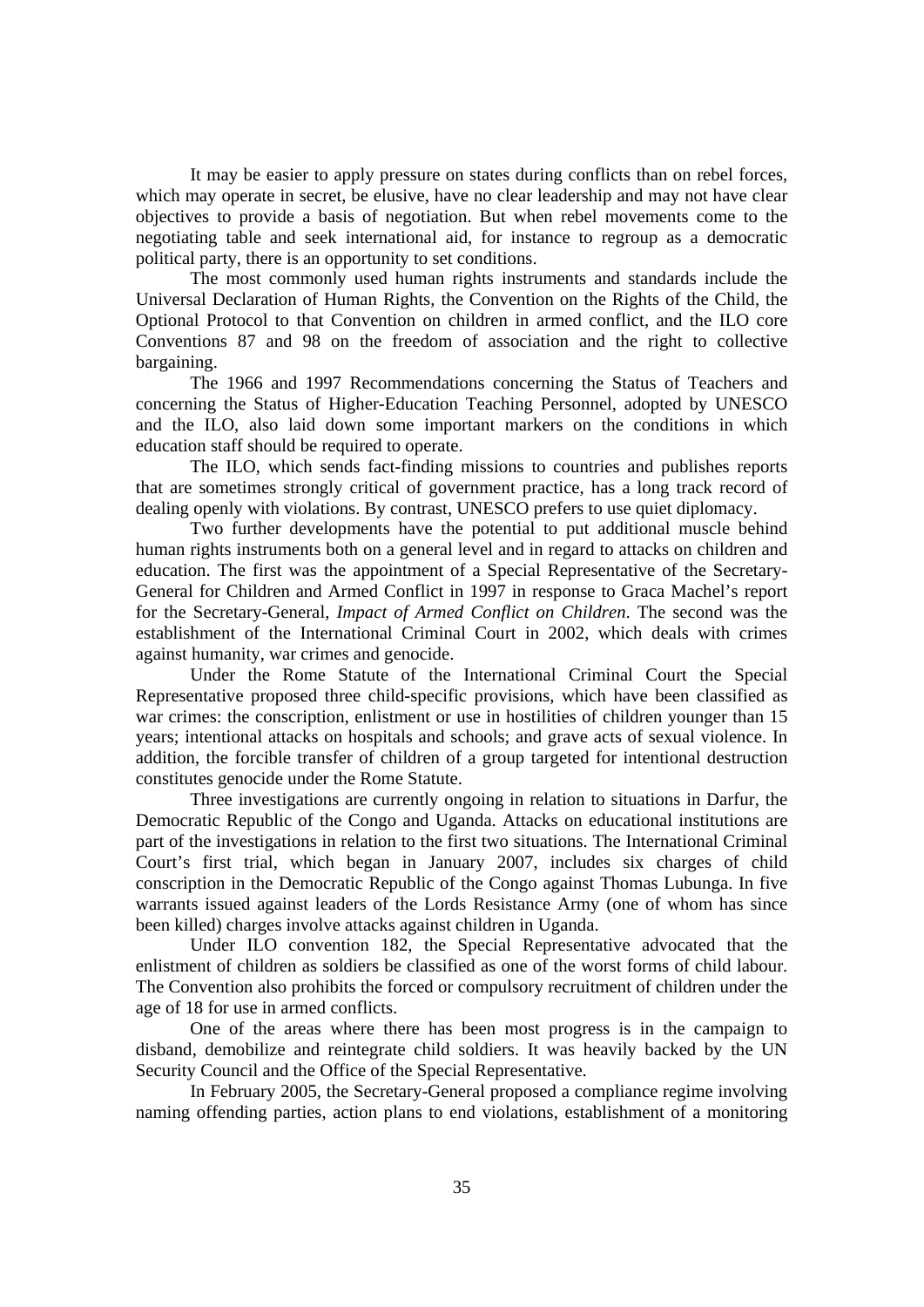It may be easier to apply pressure on states during conflicts than on rebel forces, which may operate in secret, be elusive, have no clear leadership and may not have clear objectives to provide a basis of negotiation. But when rebel movements come to the negotiating table and seek international aid, for instance to regroup as a democratic political party, there is an opportunity to set conditions.

The most commonly used human rights instruments and standards include the Universal Declaration of Human Rights, the Convention on the Rights of the Child, the Optional Protocol to that Convention on children in armed conflict, and the ILO core Conventions 87 and 98 on the freedom of association and the right to collective bargaining.

The 1966 and 1997 Recommendations concerning the Status of Teachers and concerning the Status of Higher-Education Teaching Personnel, adopted by UNESCO and the ILO, also laid down some important markers on the conditions in which education staff should be required to operate.

The ILO, which sends fact-finding missions to countries and publishes reports that are sometimes strongly critical of government practice, has a long track record of dealing openly with violations. By contrast, UNESCO prefers to use quiet diplomacy.

Two further developments have the potential to put additional muscle behind human rights instruments both on a general level and in regard to attacks on children and education. The first was the appointment of a Special Representative of the Secretary-General for Children and Armed Conflict in 1997 in response to Graca Machel's report for the Secretary-General, *Impact of Armed Conflict on Children*. The second was the establishment of the International Criminal Court in 2002, which deals with crimes against humanity, war crimes and genocide.

Under the Rome Statute of the International Criminal Court the Special Representative proposed three child-specific provisions, which have been classified as war crimes: the conscription, enlistment or use in hostilities of children younger than 15 years; intentional attacks on hospitals and schools; and grave acts of sexual violence. In addition, the forcible transfer of children of a group targeted for intentional destruction constitutes genocide under the Rome Statute.

Three investigations are currently ongoing in relation to situations in Darfur, the Democratic Republic of the Congo and Uganda. Attacks on educational institutions are part of the investigations in relation to the first two situations. The International Criminal Court's first trial, which began in January 2007, includes six charges of child conscription in the Democratic Republic of the Congo against Thomas Lubunga. In five warrants issued against leaders of the Lords Resistance Army (one of whom has since been killed) charges involve attacks against children in Uganda.

Under ILO convention 182, the Special Representative advocated that the enlistment of children as soldiers be classified as one of the worst forms of child labour. The Convention also prohibits the forced or compulsory recruitment of children under the age of 18 for use in armed conflicts.

One of the areas where there has been most progress is in the campaign to disband, demobilize and reintegrate child soldiers. It was heavily backed by the UN Security Council and the Office of the Special Representative.

In February 2005, the Secretary-General proposed a compliance regime involving naming offending parties, action plans to end violations, establishment of a monitoring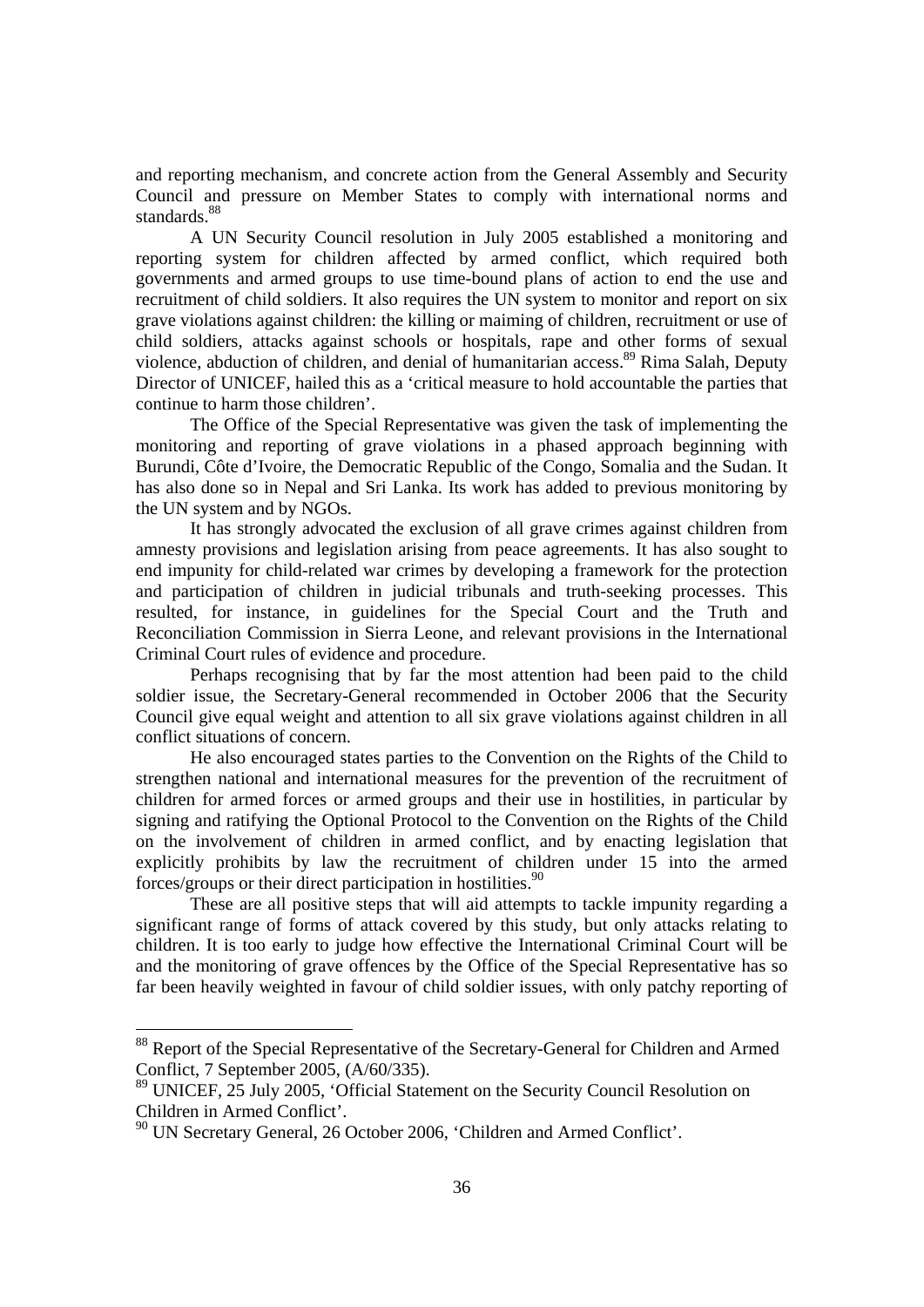and reporting mechanism, and concrete action from the General Assembly and Security Council and pressure on Member States to comply with international norms and standards.[88]

A UN Security Council resolution in July 2005 established a monitoring and reporting system for children affected by armed conflict, which required both governments and armed groups to use time-bound plans of action to end the use and recruitment of child soldiers. It also requires the UN system to monitor and report on six grave violations against children: the killing or maiming of children, recruitment or use of child soldiers, attacks against schools or hospitals, rape and other forms of sexual violence, abduction of children, and denial of humanitarian access.[89] Rima Salah, Deputy Director of UNICEF, hailed this as a 'critical measure to hold accountable the parties that continue to harm those children'.

The Office of the Special Representative was given the task of implementing the monitoring and reporting of grave violations in a phased approach beginning with Burundi, Côte d'Ivoire, the Democratic Republic of the Congo, Somalia and the Sudan. It has also done so in Nepal and Sri Lanka. Its work has added to previous monitoring by the UN system and by NGOs.

It has strongly advocated the exclusion of all grave crimes against children from amnesty provisions and legislation arising from peace agreements. It has also sought to end impunity for child-related war crimes by developing a framework for the protection and participation of children in judicial tribunals and truth-seeking processes. This resulted, for instance, in guidelines for the Special Court and the Truth and Reconciliation Commission in Sierra Leone, and relevant provisions in the International Criminal Court rules of evidence and procedure.

Perhaps recognising that by far the most attention had been paid to the child soldier issue, the Secretary-General recommended in October 2006 that the Security Council give equal weight and attention to all six grave violations against children in all conflict situations of concern.

He also encouraged states parties to the Convention on the Rights of the Child to strengthen national and international measures for the prevention of the recruitment of children for armed forces or armed groups and their use in hostilities, in particular by signing and ratifying the Optional Protocol to the Convention on the Rights of the Child on the involvement of children in armed conflict, and by enacting legislation that explicitly prohibits by law the recruitment of children under 15 into the armed forces/groups or their direct participation in hostilities.[90]

These are all positive steps that will aid attempts to tackle impunity regarding a significant range of forms of attack covered by this study, but only attacks relating to children. It is too early to judge how effective the International Criminal Court will be and the monitoring of grave offences by the Office of the Special Representative has so far been heavily weighted in favour of child soldier issues, with only patchy reporting of

---

[88] Report of the Special Representative of the Secretary-General for Children and Armed Conflict, 7 September 2005, (A/60/335).

[89] UNICEF, 25 July 2005, 'Official Statement on the Security Council Resolution on Children in Armed Conflict'.

[90] UN Secretary General, 26 October 2006, 'Children and Armed Conflict'.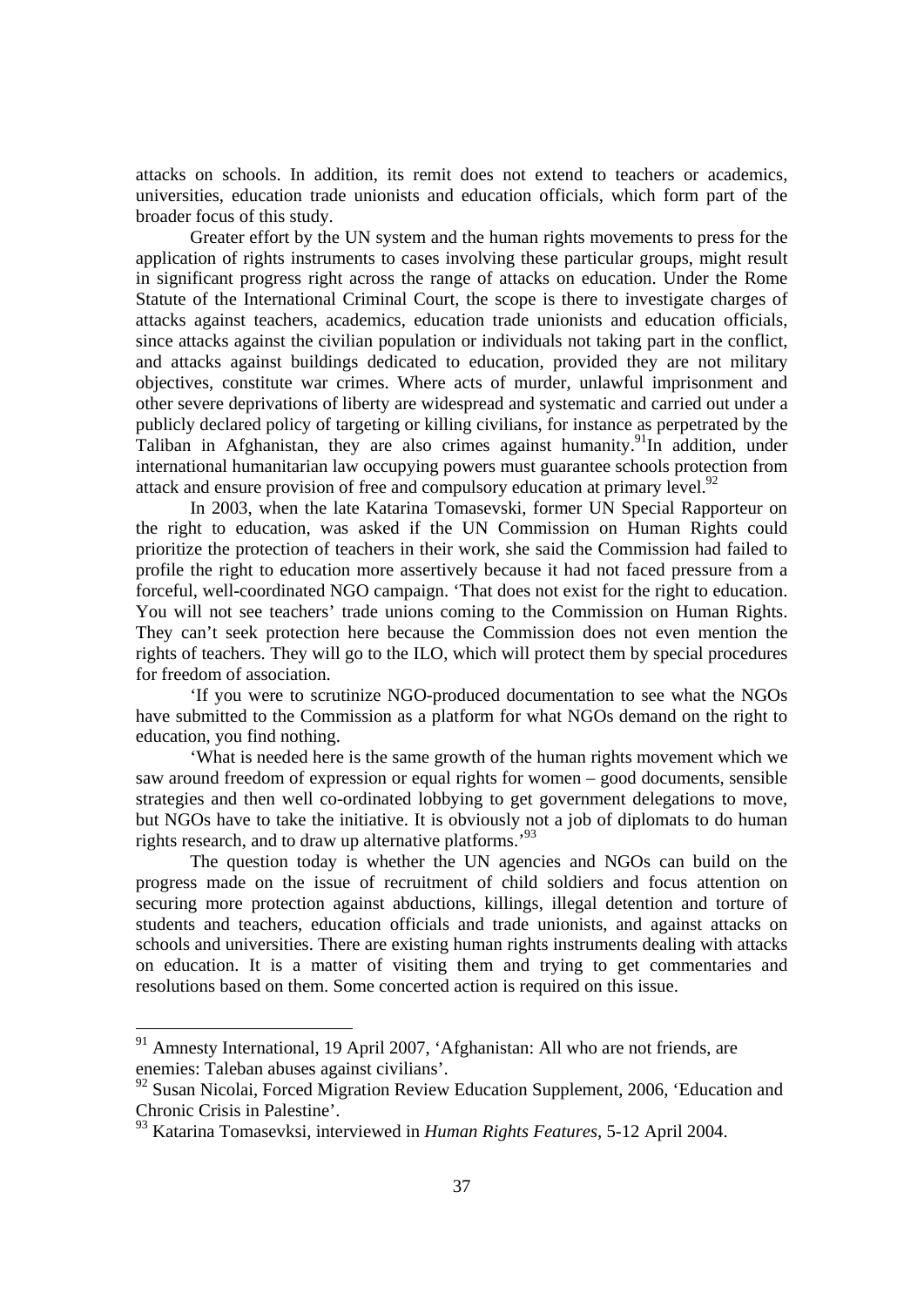attacks on schools. In addition, its remit does not extend to teachers or academics, universities, education trade unionists and education officials, which form part of the broader focus of this study.

Greater effort by the UN system and the human rights movements to press for the application of rights instruments to cases involving these particular groups, might result in significant progress right across the range of attacks on education. Under the Rome Statute of the International Criminal Court, the scope is there to investigate charges of attacks against teachers, academics, education trade unionists and education officials, since attacks against the civilian population or individuals not taking part in the conflict, and attacks against buildings dedicated to education, provided they are not military objectives, constitute war crimes. Where acts of murder, unlawful imprisonment and other severe deprivations of liberty are widespread and systematic and carried out under a publicly declared policy of targeting or killing civilians, for instance as perpetrated by the Taliban in Afghanistan, they are also crimes against humanity.[91] In addition, under international humanitarian law occupying powers must guarantee schools protection from attack and ensure provision of free and compulsory education at primary level.[92]

In 2003, when the late Katarina Tomasevski, former UN Special Rapporteur on the right to education, was asked if the UN Commission on Human Rights could prioritize the protection of teachers in their work, she said the Commission had failed to profile the right to education more assertively because it had not faced pressure from a forceful, well-coordinated NGO campaign. 'That does not exist for the right to education. You will not see teachers' trade unions coming to the Commission on Human Rights. They can't seek protection here because the Commission does not even mention the rights of teachers. They will go to the ILO, which will protect them by special procedures for freedom of association.

'If you were to scrutinize NGO-produced documentation to see what the NGOs have submitted to the Commission as a platform for what NGOs demand on the right to education, you find nothing.

'What is needed here is the same growth of the human rights movement which we saw around freedom of expression or equal rights for women – good documents, sensible strategies and then well co-ordinated lobbying to get government delegations to move, but NGOs have to take the initiative. It is obviously not a job of diplomats to do human rights research, and to draw up alternative platforms.'[93]

The question today is whether the UN agencies and NGOs can build on the progress made on the issue of recruitment of child soldiers and focus attention on securing more protection against abductions, killings, illegal detention and torture of students and teachers, education officials and trade unionists, and against attacks on schools and universities. There are existing human rights instruments dealing with attacks on education. It is a matter of visiting them and trying to get commentaries and resolutions based on them. Some concerted action is required on this issue.

---

[91] Amnesty International, 19 April 2007, 'Afghanistan: All who are not friends, are enemies: Taleban abuses against civilians'.

[92] Susan Nicolai, Forced Migration Review Education Supplement, 2006, 'Education and Chronic Crisis in Palestine'.

[93] Katarina Tomasevksi, interviewed in *Human Rights Features*, 5-12 April 2004.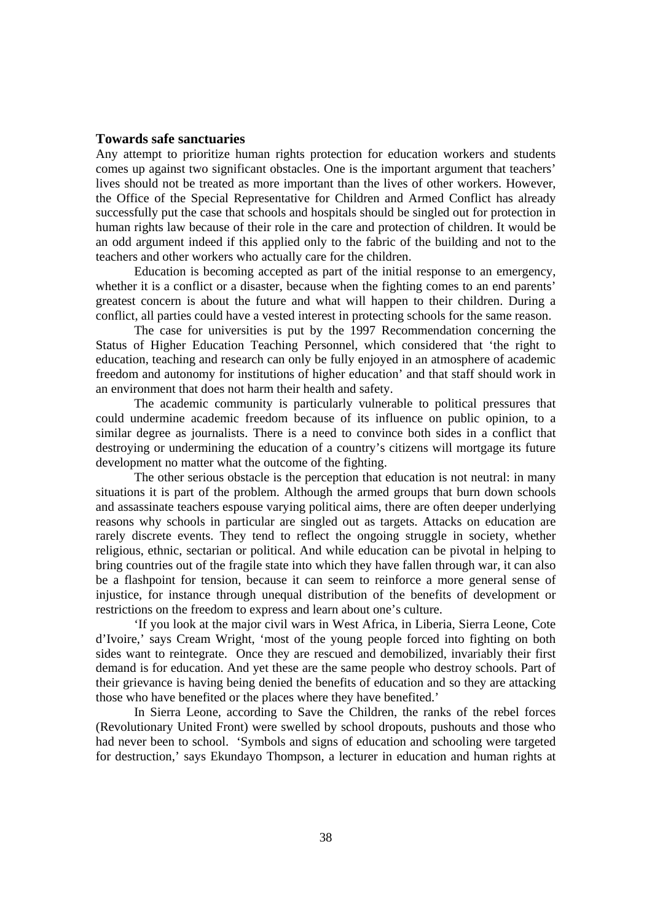## Towards safe sanctuaries

Any attempt to prioritize human rights protection for education workers and students comes up against two significant obstacles. One is the important argument that teachers' lives should not be treated as more important than the lives of other workers. However, the Office of the Special Representative for Children and Armed Conflict has already successfully put the case that schools and hospitals should be singled out for protection in human rights law because of their role in the care and protection of children. It would be an odd argument indeed if this applied only to the fabric of the building and not to the teachers and other workers who actually care for the children.

Education is becoming accepted as part of the initial response to an emergency, whether it is a conflict or a disaster, because when the fighting comes to an end parents' greatest concern is about the future and what will happen to their children. During a conflict, all parties could have a vested interest in protecting schools for the same reason.

The case for universities is put by the 1997 Recommendation concerning the Status of Higher Education Teaching Personnel, which considered that 'the right to education, teaching and research can only be fully enjoyed in an atmosphere of academic freedom and autonomy for institutions of higher education' and that staff should work in an environment that does not harm their health and safety.

The academic community is particularly vulnerable to political pressures that could undermine academic freedom because of its influence on public opinion, to a similar degree as journalists. There is a need to convince both sides in a conflict that destroying or undermining the education of a country's citizens will mortgage its future development no matter what the outcome of the fighting.

The other serious obstacle is the perception that education is not neutral: in many situations it is part of the problem. Although the armed groups that burn down schools and assassinate teachers espouse varying political aims, there are often deeper underlying reasons why schools in particular are singled out as targets. Attacks on education are rarely discrete events. They tend to reflect the ongoing struggle in society, whether religious, ethnic, sectarian or political. And while education can be pivotal in helping to bring countries out of the fragile state into which they have fallen through war, it can also be a flashpoint for tension, because it can seem to reinforce a more general sense of injustice, for instance through unequal distribution of the benefits of development or restrictions on the freedom to express and learn about one's culture.

'If you look at the major civil wars in West Africa, in Liberia, Sierra Leone, Cote d'Ivoire,' says Cream Wright, 'most of the young people forced into fighting on both sides want to reintegrate. Once they are rescued and demobilized, invariably their first demand is for education. And yet these are the same people who destroy schools. Part of their grievance is having being denied the benefits of education and so they are attacking those who have benefited or the places where they have benefited.'

In Sierra Leone, according to Save the Children, the ranks of the rebel forces (Revolutionary United Front) were swelled by school dropouts, pushouts and those who had never been to school. 'Symbols and signs of education and schooling were targeted for destruction,' says Ekundayo Thompson, a lecturer in education and human rights at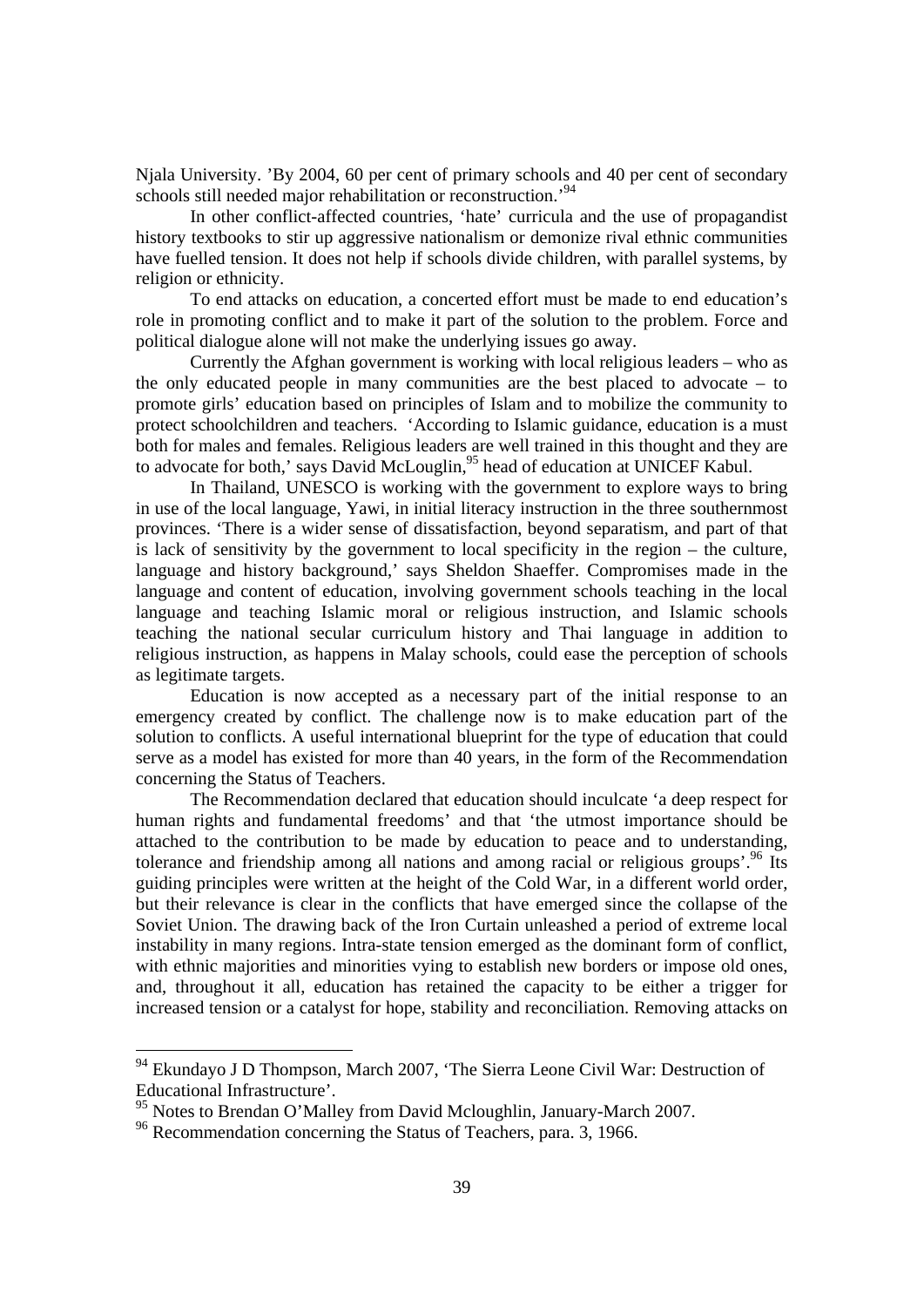Njala University. 'By 2004, 60 per cent of primary schools and 40 per cent of secondary schools still needed major rehabilitation or reconstruction.'[94]

In other conflict-affected countries, 'hate' curricula and the use of propagandist history textbooks to stir up aggressive nationalism or demonize rival ethnic communities have fuelled tension. It does not help if schools divide children, with parallel systems, by religion or ethnicity.

To end attacks on education, a concerted effort must be made to end education's role in promoting conflict and to make it part of the solution to the problem. Force and political dialogue alone will not make the underlying issues go away.

Currently the Afghan government is working with local religious leaders – who as the only educated people in many communities are the best placed to advocate – to promote girls' education based on principles of Islam and to mobilize the community to protect schoolchildren and teachers. 'According to Islamic guidance, education is a must both for males and females. Religious leaders are well trained in this thought and they are to advocate for both,' says David McLouglin,[95] head of education at UNICEF Kabul.

In Thailand, UNESCO is working with the government to explore ways to bring in use of the local language, Yawi, in initial literacy instruction in the three southernmost provinces. 'There is a wider sense of dissatisfaction, beyond separatism, and part of that is lack of sensitivity by the government to local specificity in the region – the culture, language and history background,' says Sheldon Shaeffer. Compromises made in the language and content of education, involving government schools teaching in the local language and teaching Islamic moral or religious instruction, and Islamic schools teaching the national secular curriculum history and Thai language in addition to religious instruction, as happens in Malay schools, could ease the perception of schools as legitimate targets.

Education is now accepted as a necessary part of the initial response to an emergency created by conflict. The challenge now is to make education part of the solution to conflicts. A useful international blueprint for the type of education that could serve as a model has existed for more than 40 years, in the form of the Recommendation concerning the Status of Teachers.

The Recommendation declared that education should inculcate 'a deep respect for human rights and fundamental freedoms' and that 'the utmost importance should be attached to the contribution to be made by education to peace and to understanding, tolerance and friendship among all nations and among racial or religious groups'.[96] Its guiding principles were written at the height of the Cold War, in a different world order, but their relevance is clear in the conflicts that have emerged since the collapse of the Soviet Union. The drawing back of the Iron Curtain unleashed a period of extreme local instability in many regions. Intra-state tension emerged as the dominant form of conflict, with ethnic majorities and minorities vying to establish new borders or impose old ones, and, throughout it all, education has retained the capacity to be either a trigger for increased tension or a catalyst for hope, stability and reconciliation. Removing attacks on

---

[94] Ekundayo J D Thompson, March 2007, 'The Sierra Leone Civil War: Destruction of Educational Infrastructure'.

[95] Notes to Brendan O'Malley from David Mcloughlin, January-March 2007.

[96] Recommendation concerning the Status of Teachers, para. 3, 1966.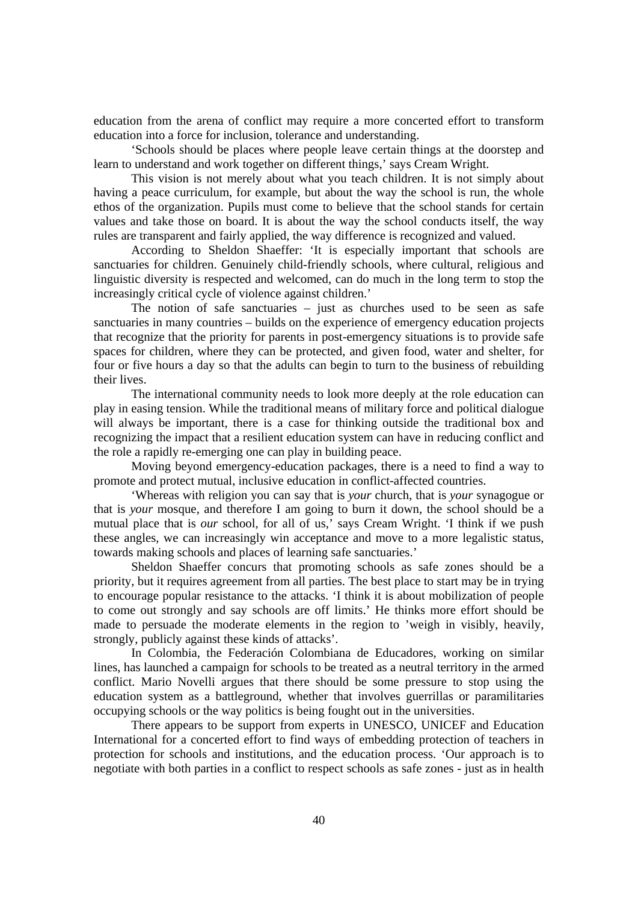education from the arena of conflict may require a more concerted effort to transform education into a force for inclusion, tolerance and understanding.

'Schools should be places where people leave certain things at the doorstep and learn to understand and work together on different things,' says Cream Wright.

This vision is not merely about what you teach children. It is not simply about having a peace curriculum, for example, but about the way the school is run, the whole ethos of the organization. Pupils must come to believe that the school stands for certain values and take those on board. It is about the way the school conducts itself, the way rules are transparent and fairly applied, the way difference is recognized and valued.

According to Sheldon Shaeffer: 'It is especially important that schools are sanctuaries for children. Genuinely child-friendly schools, where cultural, religious and linguistic diversity is respected and welcomed, can do much in the long term to stop the increasingly critical cycle of violence against children.'

The notion of safe sanctuaries – just as churches used to be seen as safe sanctuaries in many countries – builds on the experience of emergency education projects that recognize that the priority for parents in post-emergency situations is to provide safe spaces for children, where they can be protected, and given food, water and shelter, for four or five hours a day so that the adults can begin to turn to the business of rebuilding their lives.

The international community needs to look more deeply at the role education can play in easing tension. While the traditional means of military force and political dialogue will always be important, there is a case for thinking outside the traditional box and recognizing the impact that a resilient education system can have in reducing conflict and the role a rapidly re-emerging one can play in building peace.

Moving beyond emergency-education packages, there is a need to find a way to promote and protect mutual, inclusive education in conflict-affected countries.

'Whereas with religion you can say that is *your* church, that is *your* synagogue or that is *your* mosque, and therefore I am going to burn it down, the school should be a mutual place that is *our* school, for all of us,' says Cream Wright. 'I think if we push these angles, we can increasingly win acceptance and move to a more legalistic status, towards making schools and places of learning safe sanctuaries.'

Sheldon Shaeffer concurs that promoting schools as safe zones should be a priority, but it requires agreement from all parties. The best place to start may be in trying to encourage popular resistance to the attacks. 'I think it is about mobilization of people to come out strongly and say schools are off limits.' He thinks more effort should be made to persuade the moderate elements in the region to 'weigh in visibly, heavily, strongly, publicly against these kinds of attacks'.

In Colombia, the Federación Colombiana de Educadores, working on similar lines, has launched a campaign for schools to be treated as a neutral territory in the armed conflict. Mario Novelli argues that there should be some pressure to stop using the education system as a battleground, whether that involves guerrillas or paramilitaries occupying schools or the way politics is being fought out in the universities.

There appears to be support from experts in UNESCO, UNICEF and Education International for a concerted effort to find ways of embedding protection of teachers in protection for schools and institutions, and the education process. 'Our approach is to negotiate with both parties in a conflict to respect schools as safe zones - just as in health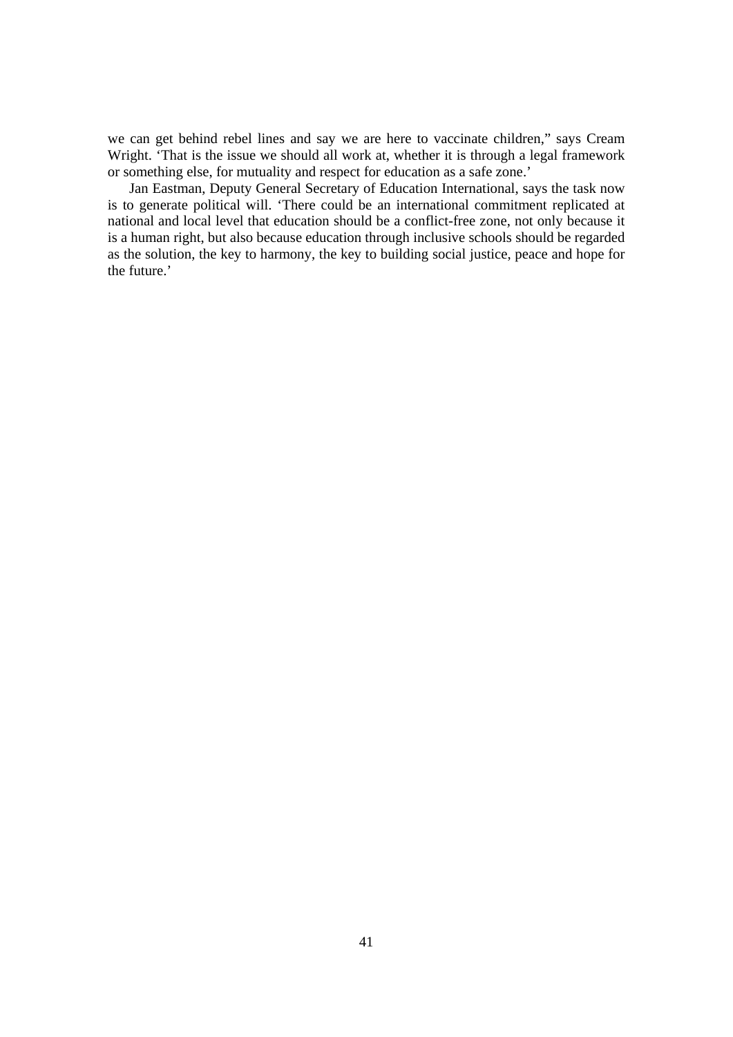we can get behind rebel lines and say we are here to vaccinate children," says Cream Wright. 'That is the issue we should all work at, whether it is through a legal framework or something else, for mutuality and respect for education as a safe zone.'

Jan Eastman, Deputy General Secretary of Education International, says the task now is to generate political will. 'There could be an international commitment replicated at national and local level that education should be a conflict-free zone, not only because it is a human right, but also because education through inclusive schools should be regarded as the solution, the key to harmony, the key to building social justice, peace and hope for the future.'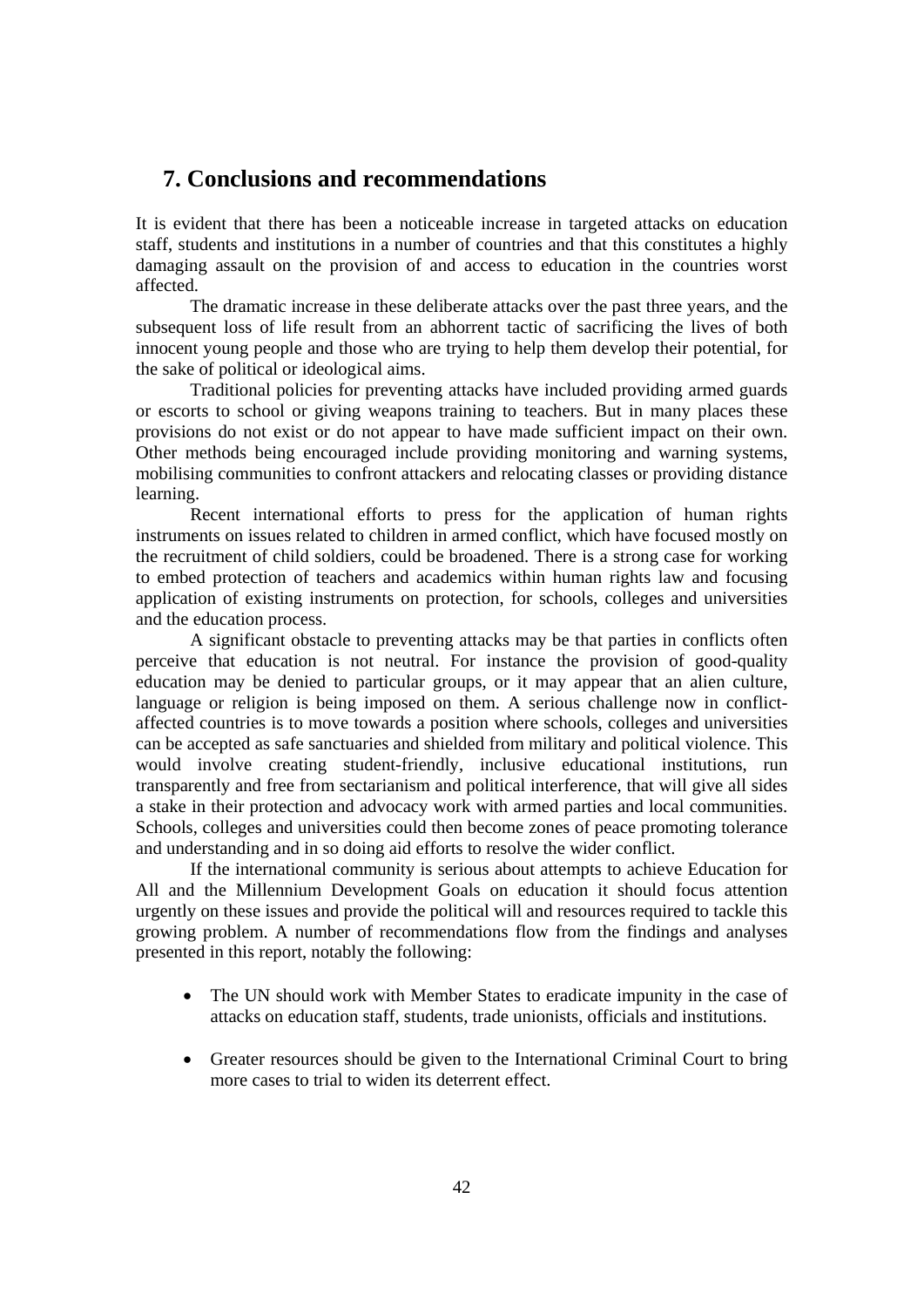## 7. Conclusions and recommendations

It is evident that there has been a noticeable increase in targeted attacks on education staff, students and institutions in a number of countries and that this constitutes a highly damaging assault on the provision of and access to education in the countries worst affected.

The dramatic increase in these deliberate attacks over the past three years, and the subsequent loss of life result from an abhorrent tactic of sacrificing the lives of both innocent young people and those who are trying to help them develop their potential, for the sake of political or ideological aims.

Traditional policies for preventing attacks have included providing armed guards or escorts to school or giving weapons training to teachers. But in many places these provisions do not exist or do not appear to have made sufficient impact on their own. Other methods being encouraged include providing monitoring and warning systems, mobilising communities to confront attackers and relocating classes or providing distance learning.

Recent international efforts to press for the application of human rights instruments on issues related to children in armed conflict, which have focused mostly on the recruitment of child soldiers, could be broadened. There is a strong case for working to embed protection of teachers and academics within human rights law and focusing application of existing instruments on protection, for schools, colleges and universities and the education process.

A significant obstacle to preventing attacks may be that parties in conflicts often perceive that education is not neutral. For instance the provision of good-quality education may be denied to particular groups, or it may appear that an alien culture, language or religion is being imposed on them. A serious challenge now in conflict-affected countries is to move towards a position where schools, colleges and universities can be accepted as safe sanctuaries and shielded from military and political violence. This would involve creating student-friendly, inclusive educational institutions, run transparently and free from sectarianism and political interference, that will give all sides a stake in their protection and advocacy work with armed parties and local communities. Schools, colleges and universities could then become zones of peace promoting tolerance and understanding and in so doing aid efforts to resolve the wider conflict.

If the international community is serious about attempts to achieve Education for All and the Millennium Development Goals on education it should focus attention urgently on these issues and provide the political will and resources required to tackle this growing problem. A number of recommendations flow from the findings and analyses presented in this report, notably the following:

- The UN should work with Member States to eradicate impunity in the case of attacks on education staff, students, trade unionists, officials and institutions.
- Greater resources should be given to the International Criminal Court to bring more cases to trial to widen its deterrent effect.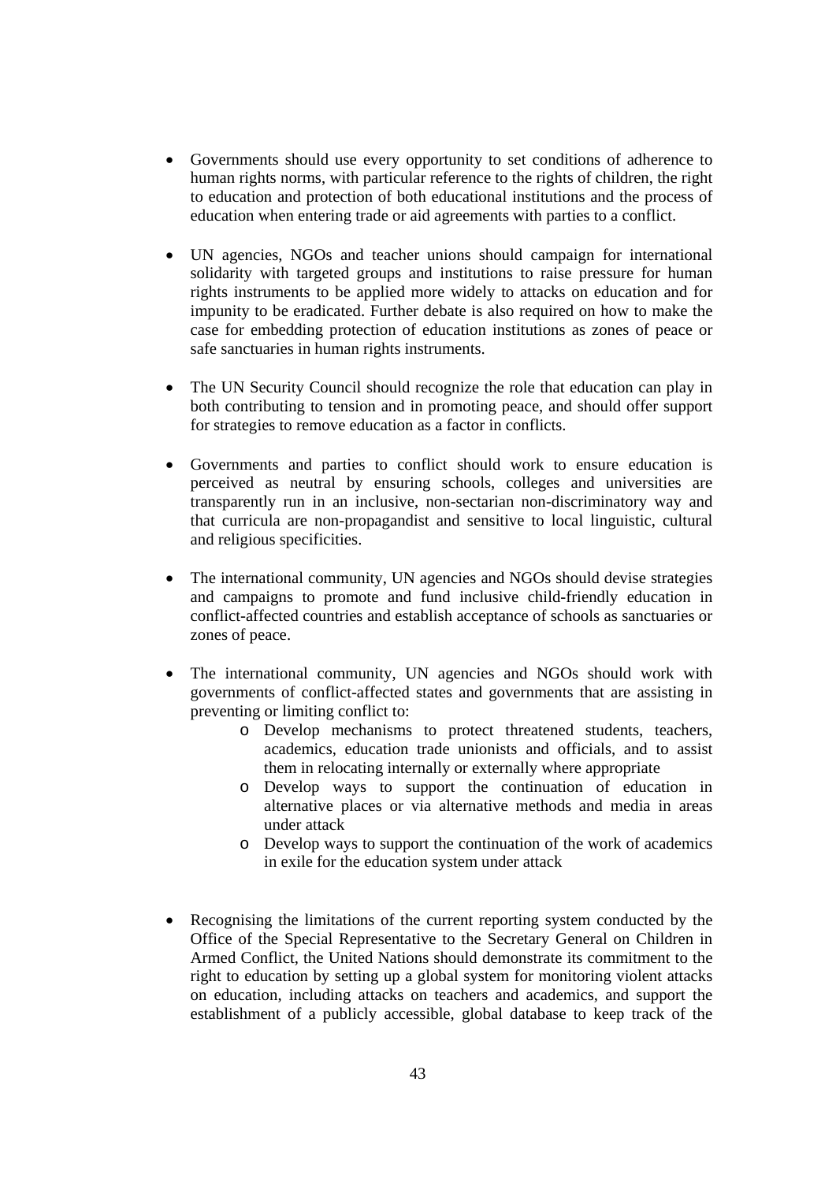- Governments should use every opportunity to set conditions of adherence to human rights norms, with particular reference to the rights of children, the right to education and protection of both educational institutions and the process of education when entering trade or aid agreements with parties to a conflict.

- UN agencies, NGOs and teacher unions should campaign for international solidarity with targeted groups and institutions to raise pressure for human rights instruments to be applied more widely to attacks on education and for impunity to be eradicated. Further debate is also required on how to make the case for embedding protection of education institutions as zones of peace or safe sanctuaries in human rights instruments.

- The UN Security Council should recognize the role that education can play in both contributing to tension and in promoting peace, and should offer support for strategies to remove education as a factor in conflicts.

- Governments and parties to conflict should work to ensure education is perceived as neutral by ensuring schools, colleges and universities are transparently run in an inclusive, non-sectarian non-discriminatory way and that curricula are non-propagandist and sensitive to local linguistic, cultural and religious specificities.

- The international community, UN agencies and NGOs should devise strategies and campaigns to promote and fund inclusive child-friendly education in conflict-affected countries and establish acceptance of schools as sanctuaries or zones of peace.

- The international community, UN agencies and NGOs should work with governments of conflict-affected states and governments that are assisting in preventing or limiting conflict to:
  - Develop mechanisms to protect threatened students, teachers, academics, education trade unionists and officials, and to assist them in relocating internally or externally where appropriate
  - Develop ways to support the continuation of education in alternative places or via alternative methods and media in areas under attack
  - Develop ways to support the continuation of the work of academics in exile for the education system under attack

- Recognising the limitations of the current reporting system conducted by the Office of the Special Representative to the Secretary General on Children in Armed Conflict, the United Nations should demonstrate its commitment to the right to education by setting up a global system for monitoring violent attacks on education, including attacks on teachers and academics, and support the establishment of a publicly accessible, global database to keep track of the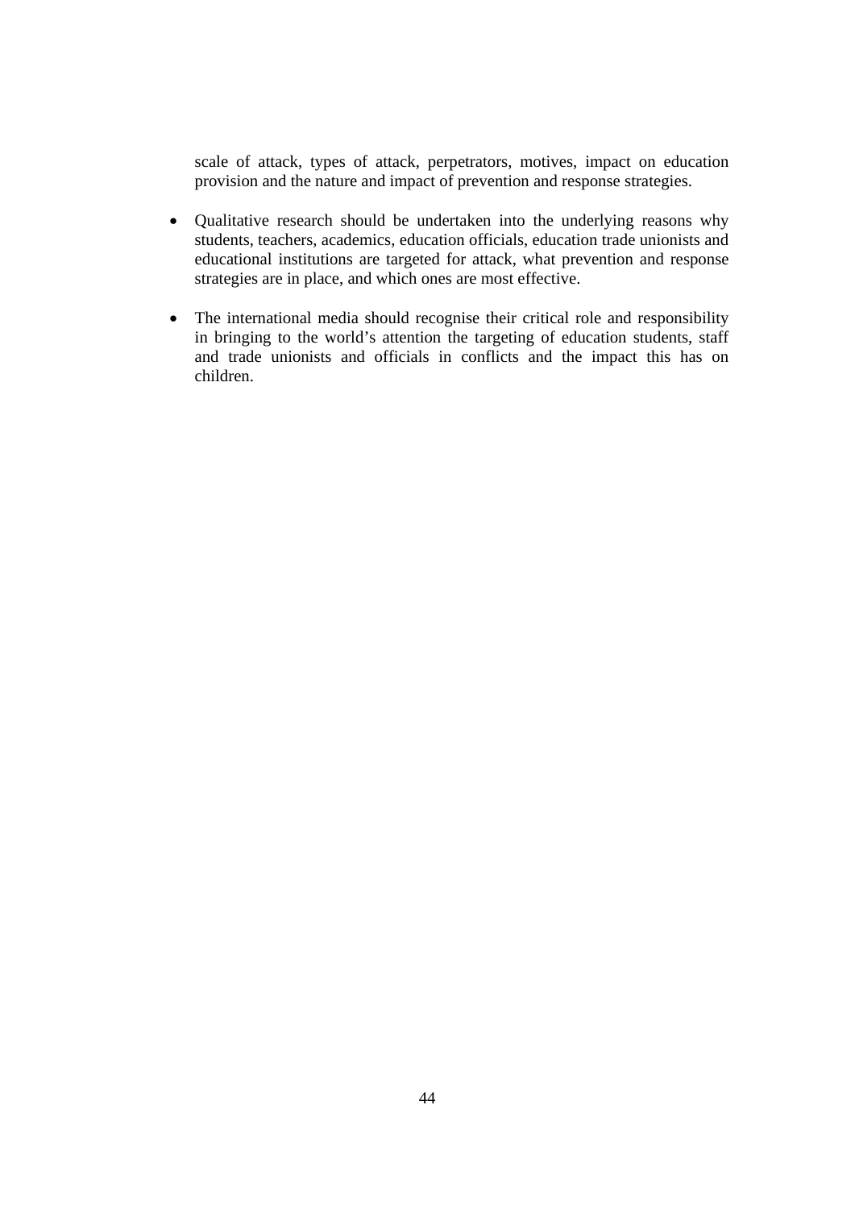scale of attack, types of attack, perpetrators, motives, impact on education provision and the nature and impact of prevention and response strategies.

- Qualitative research should be undertaken into the underlying reasons why students, teachers, academics, education officials, education trade unionists and educational institutions are targeted for attack, what prevention and response strategies are in place, and which ones are most effective.

- The international media should recognise their critical role and responsibility in bringing to the world's attention the targeting of education students, staff and trade unionists and officials in conflicts and the impact this has on children.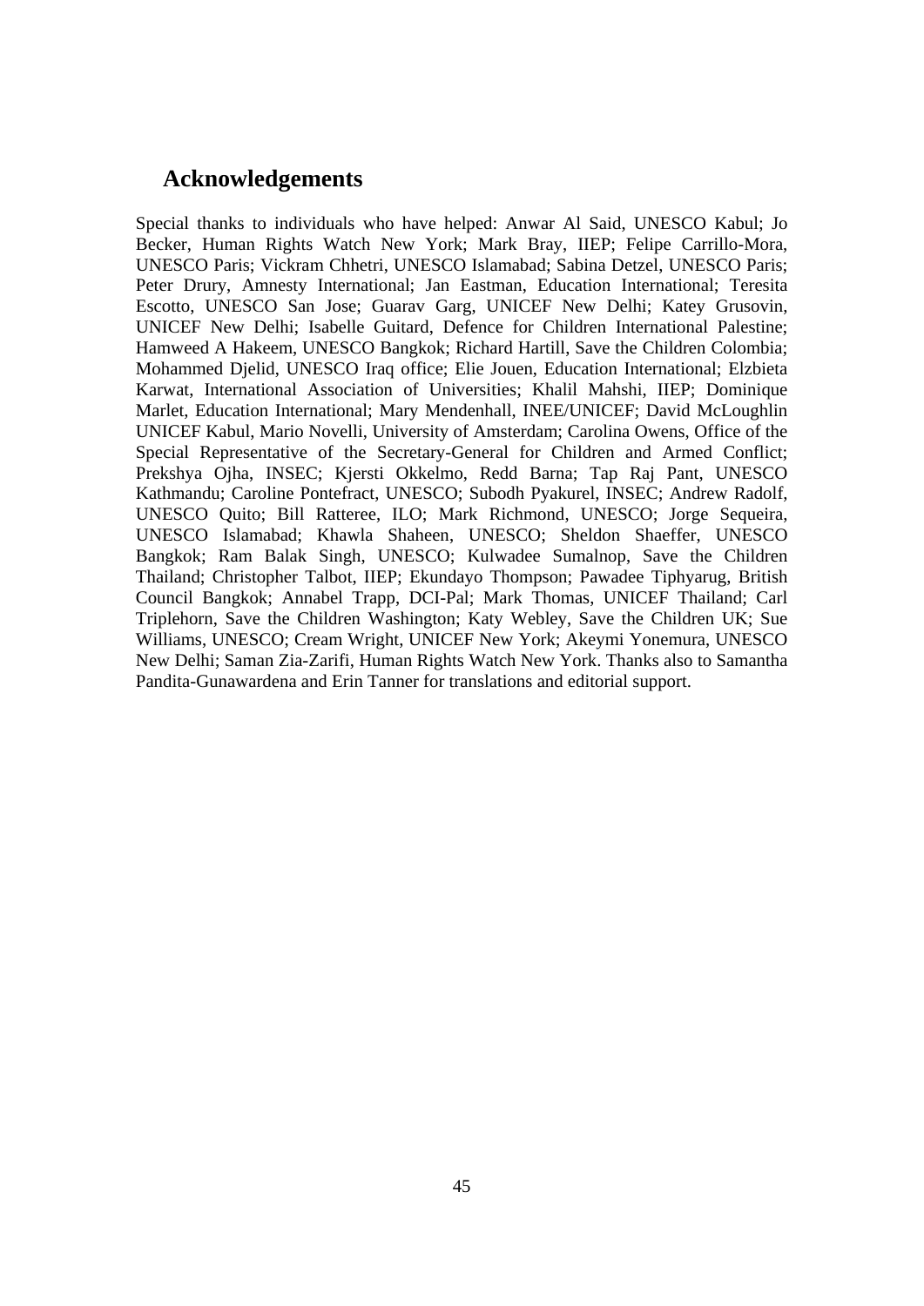## Acknowledgements

Special thanks to individuals who have helped: Anwar Al Said, UNESCO Kabul; Jo Becker, Human Rights Watch New York; Mark Bray, IIEP; Felipe Carrillo-Mora, UNESCO Paris; Vickram Chhetri, UNESCO Islamabad; Sabina Detzel, UNESCO Paris; Peter Drury, Amnesty International; Jan Eastman, Education International; Teresita Escotto, UNESCO San Jose; Guarav Garg, UNICEF New Delhi; Katey Grusovin, UNICEF New Delhi; Isabelle Guitard, Defence for Children International Palestine; Hamweed A Hakeem, UNESCO Bangkok; Richard Hartill, Save the Children Colombia; Mohammed Djelid, UNESCO Iraq office; Elie Jouen, Education International; Elzbieta Karwat, International Association of Universities; Khalil Mahshi, IIEP; Dominique Marlet, Education International; Mary Mendenhall, INEE/UNICEF; David McLoughlin UNICEF Kabul, Mario Novelli, University of Amsterdam; Carolina Owens, Office of the Special Representative of the Secretary-General for Children and Armed Conflict; Prekshya Ojha, INSEC; Kjersti Okkelmo, Redd Barna; Tap Raj Pant, UNESCO Kathmandu; Caroline Pontefract, UNESCO; Subodh Pyakurel, INSEC; Andrew Radolf, UNESCO Quito; Bill Ratteree, ILO; Mark Richmond, UNESCO; Jorge Sequeira, UNESCO Islamabad; Khawla Shaheen, UNESCO; Sheldon Shaeffer, UNESCO Bangkok; Ram Balak Singh, UNESCO; Kulwadee Sumalnop, Save the Children Thailand; Christopher Talbot, IIEP; Ekundayo Thompson; Pawadee Tiphyarug, British Council Bangkok; Annabel Trapp, DCI-Pal; Mark Thomas, UNICEF Thailand; Carl Triplehorn, Save the Children Washington; Katy Webley, Save the Children UK; Sue Williams, UNESCO; Cream Wright, UNICEF New York; Akeymi Yonemura, UNESCO New Delhi; Saman Zia-Zarifi, Human Rights Watch New York. Thanks also to Samantha Pandita-Gunawardena and Erin Tanner for translations and editorial support.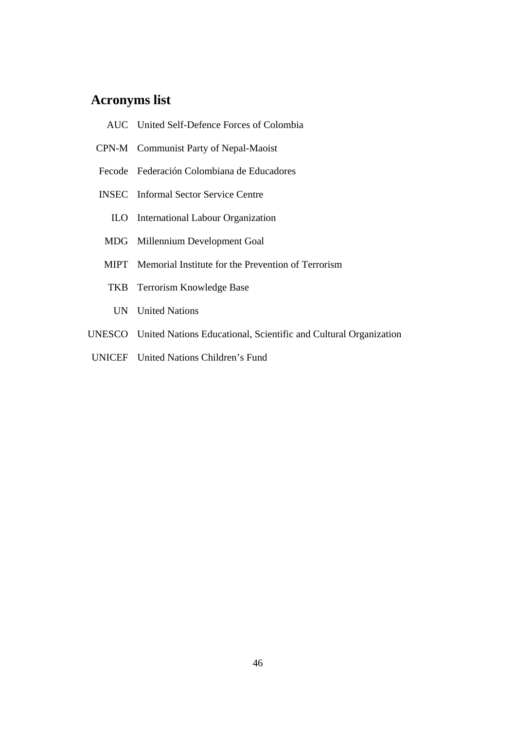## Acronyms list

| | |
|---|---|
| AUC | United Self-Defence Forces of Colombia |
| CPN-M | Communist Party of Nepal-Maoist |
| Fecode | Federación Colombiana de Educadores |
| INSEC | Informal Sector Service Centre |
| ILO | International Labour Organization |
| MDG | Millennium Development Goal |
| MIPT | Memorial Institute for the Prevention of Terrorism |
| TKB | Terrorism Knowledge Base |
| UN | United Nations |
| UNESCO | United Nations Educational, Scientific and Cultural Organization |
| UNICEF | United Nations Children's Fund |